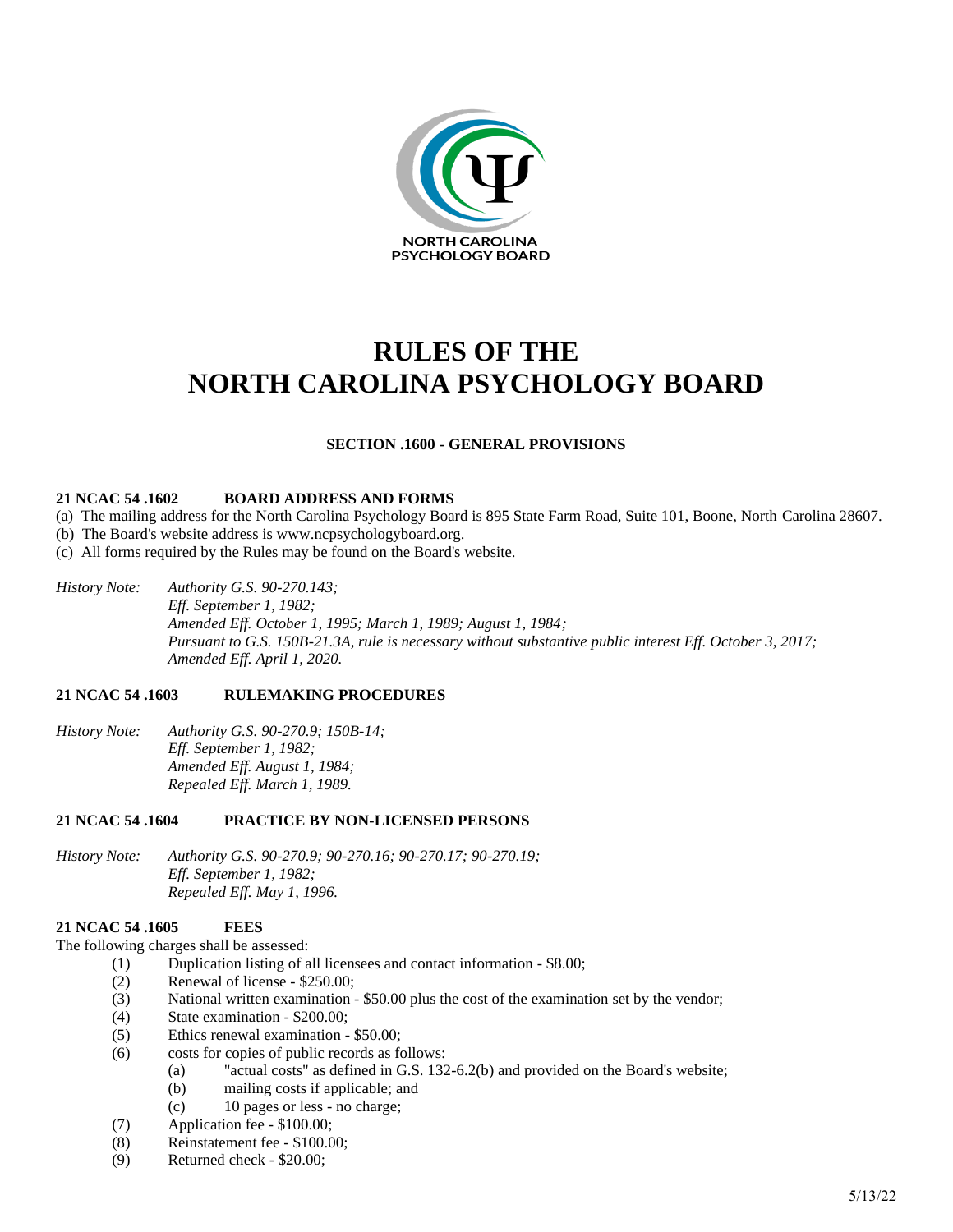NORTH CAROLINA
PSYCHOLOGY BOARD

# RULES OF THE NORTH CAROLINA PSYCHOLOGY BOARD

## SECTION .1600 - GENERAL PROVISIONS

### 21 NCAC 54 .1602 BOARD ADDRESS AND FORMS

(a) The mailing address for the North Carolina Psychology Board is 895 State Farm Road, Suite 101, Boone, North Carolina 28607.
(b) The Board's website address is www.ncpsychologyboard.org.
(c) All forms required by the Rules may be found on the Board's website.

*History Note:* *Authority G.S. 90-270.143;*
*Eff. September 1, 1982;*
*Amended Eff. October 1, 1995; March 1, 1989; August 1, 1984;*
*Pursuant to G.S. 150B-21.3A, rule is necessary without substantive public interest Eff. October 3, 2017;*
*Amended Eff. April 1, 2020.*

### 21 NCAC 54 .1603 RULEMAKING PROCEDURES

*History Note:* *Authority G.S. 90-270.9; 150B-14;*
*Eff. September 1, 1982;*
*Amended Eff. August 1, 1984;*
*Repealed Eff. March 1, 1989.*

### 21 NCAC 54 .1604 PRACTICE BY NON-LICENSED PERSONS

*History Note:* *Authority G.S. 90-270.9; 90-270.16; 90-270.17; 90-270.19;*
*Eff. September 1, 1982;*
*Repealed Eff. May 1, 1996.*

### 21 NCAC 54 .1605 FEES

The following charges shall be assessed:

(1) Duplication listing of all licensees and contact information - $8.00;
(2) Renewal of license - $250.00;
(3) National written examination - $50.00 plus the cost of the examination set by the vendor;
(4) State examination - $200.00;
(5) Ethics renewal examination - $50.00;
(6) costs for copies of public records as follows:
  (a) "actual costs" as defined in G.S. 132-6.2(b) and provided on the Board's website;
  (b) mailing costs if applicable; and
  (c) 10 pages or less - no charge;
(7) Application fee - $100.00;
(8) Reinstatement fee - $100.00;
(9) Returned check - $20.00;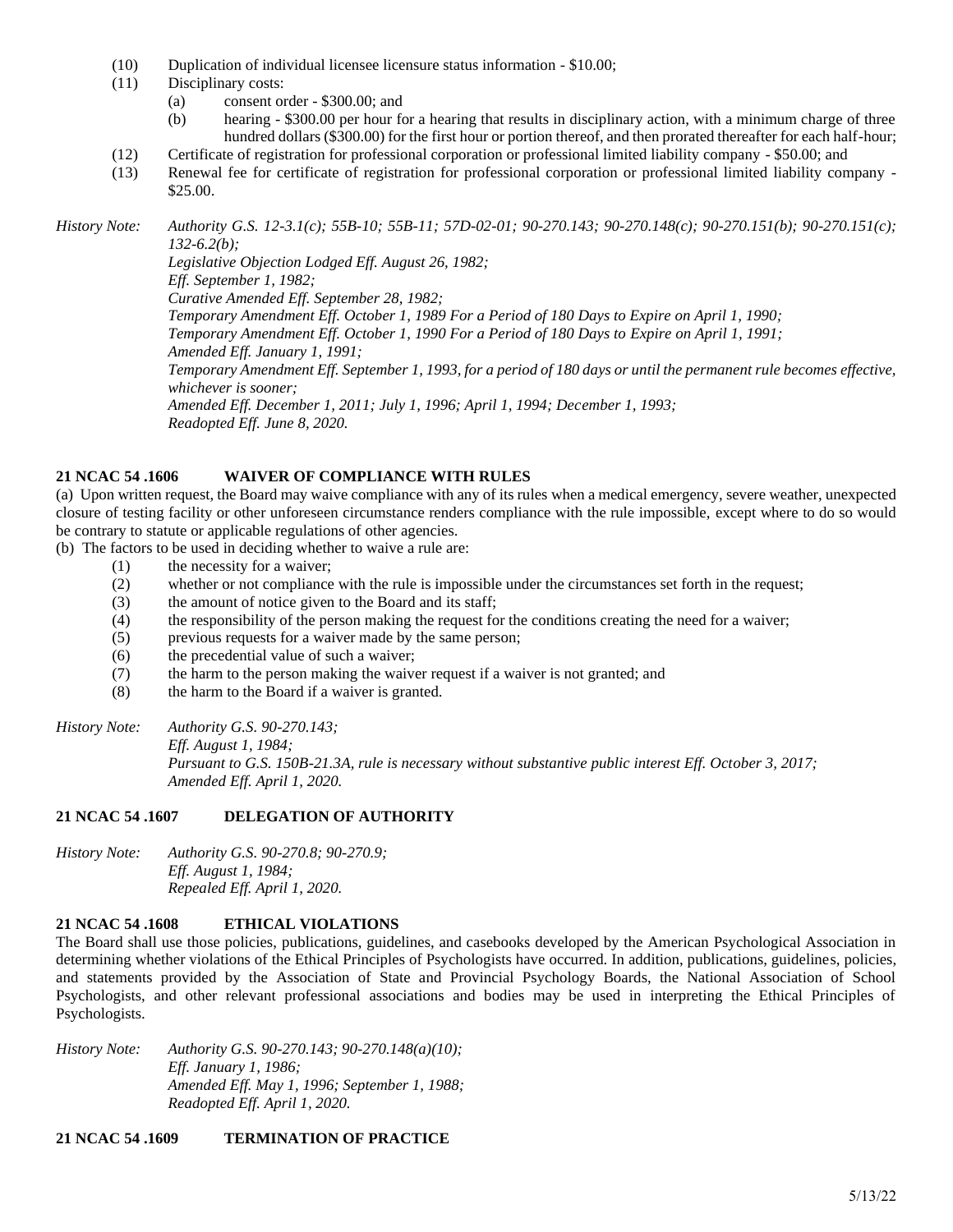(10) Duplication of individual licensee licensure status information - $10.00;

(11) Disciplinary costs:

   (a) consent order - $300.00; and

   (b) hearing - $300.00 per hour for a hearing that results in disciplinary action, with a minimum charge of three hundred dollars ($300.00) for the first hour or portion thereof, and then prorated thereafter for each half-hour;

(12) Certificate of registration for professional corporation or professional limited liability company - $50.00; and

(13) Renewal fee for certificate of registration for professional corporation or professional limited liability company - $25.00.

*History Note: Authority G.S. 12-3.1(c); 55B-10; 55B-11; 57D-02-01; 90-270.143; 90-270.148(c); 90-270.151(b); 90-270.151(c); 132-6.2(b);*
*Legislative Objection Lodged Eff. August 26, 1982;*
*Eff. September 1, 1982;*
*Curative Amended Eff. September 28, 1982;*
*Temporary Amendment Eff. October 1, 1989 For a Period of 180 Days to Expire on April 1, 1990;*
*Temporary Amendment Eff. October 1, 1990 For a Period of 180 Days to Expire on April 1, 1991;*
*Amended Eff. January 1, 1991;*
*Temporary Amendment Eff. September 1, 1993, for a period of 180 days or until the permanent rule becomes effective, whichever is sooner;*
*Amended Eff. December 1, 2011; July 1, 1996; April 1, 1994; December 1, 1993;*
*Readopted Eff. June 8, 2020.*

**21 NCAC 54 .1606 WAIVER OF COMPLIANCE WITH RULES**

(a) Upon written request, the Board may waive compliance with any of its rules when a medical emergency, severe weather, unexpected closure of testing facility or other unforeseen circumstance renders compliance with the rule impossible, except where to do so would be contrary to statute or applicable regulations of other agencies.

(b) The factors to be used in deciding whether to waive a rule are:

(1) the necessity for a waiver;

(2) whether or not compliance with the rule is impossible under the circumstances set forth in the request;

(3) the amount of notice given to the Board and its staff;

(4) the responsibility of the person making the request for the conditions creating the need for a waiver;

(5) previous requests for a waiver made by the same person;

(6) the precedential value of such a waiver;

(7) the harm to the person making the waiver request if a waiver is not granted; and

(8) the harm to the Board if a waiver is granted.

*History Note: Authority G.S. 90-270.143;*
*Eff. August 1, 1984;*
*Pursuant to G.S. 150B-21.3A, rule is necessary without substantive public interest Eff. October 3, 2017;*
*Amended Eff. April 1, 2020.*

**21 NCAC 54 .1607 DELEGATION OF AUTHORITY**

*History Note: Authority G.S. 90-270.8; 90-270.9;*
*Eff. August 1, 1984;*
*Repealed Eff. April 1, 2020.*

**21 NCAC 54 .1608 ETHICAL VIOLATIONS**

The Board shall use those policies, publications, guidelines, and casebooks developed by the American Psychological Association in determining whether violations of the Ethical Principles of Psychologists have occurred. In addition, publications, guidelines, policies, and statements provided by the Association of State and Provincial Psychology Boards, the National Association of School Psychologists, and other relevant professional associations and bodies may be used in interpreting the Ethical Principles of Psychologists.

*History Note: Authority G.S. 90-270.143; 90-270.148(a)(10);*
*Eff. January 1, 1986;*
*Amended Eff. May 1, 1996; September 1, 1988;*
*Readopted Eff. April 1, 2020.*

**21 NCAC 54 .1609 TERMINATION OF PRACTICE**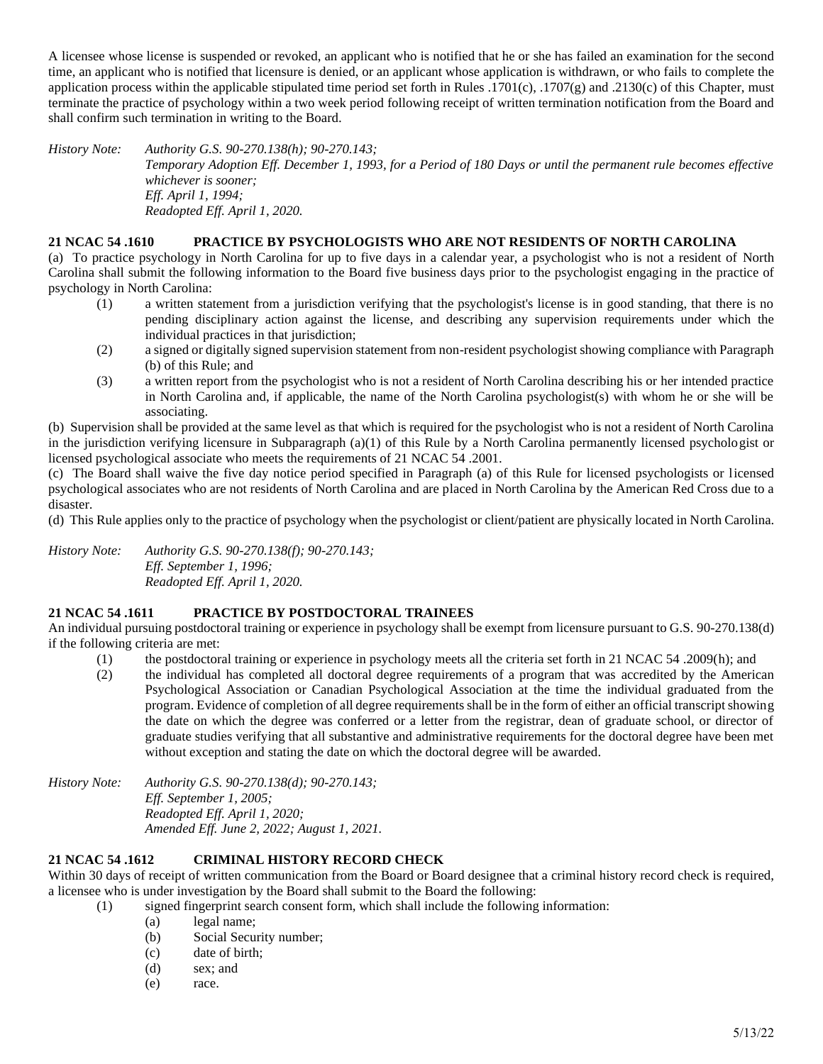A licensee whose license is suspended or revoked, an applicant who is notified that he or she has failed an examination for the second time, an applicant who is notified that licensure is denied, or an applicant whose application is withdrawn, or who fails to complete the application process within the applicable stipulated time period set forth in Rules .1701(c), .1707(g) and .2130(c) of this Chapter, must terminate the practice of psychology within a two week period following receipt of written termination notification from the Board and shall confirm such termination in writing to the Board.

*History Note: Authority G.S. 90-270.138(h); 90-270.143;*
*Temporary Adoption Eff. December 1, 1993, for a Period of 180 Days or until the permanent rule becomes effective whichever is sooner;*
*Eff. April 1, 1994;*
*Readopted Eff. April 1, 2020.*

### 21 NCAC 54 .1610 PRACTICE BY PSYCHOLOGISTS WHO ARE NOT RESIDENTS OF NORTH CAROLINA

(a) To practice psychology in North Carolina for up to five days in a calendar year, a psychologist who is not a resident of North Carolina shall submit the following information to the Board five business days prior to the psychologist engaging in the practice of psychology in North Carolina:

(1) a written statement from a jurisdiction verifying that the psychologist's license is in good standing, that there is no pending disciplinary action against the license, and describing any supervision requirements under which the individual practices in that jurisdiction;

(2) a signed or digitally signed supervision statement from non-resident psychologist showing compliance with Paragraph (b) of this Rule; and

(3) a written report from the psychologist who is not a resident of North Carolina describing his or her intended practice in North Carolina and, if applicable, the name of the North Carolina psychologist(s) with whom he or she will be associating.

(b) Supervision shall be provided at the same level as that which is required for the psychologist who is not a resident of North Carolina in the jurisdiction verifying licensure in Subparagraph (a)(1) of this Rule by a North Carolina permanently licensed psychologist or licensed psychological associate who meets the requirements of 21 NCAC 54 .2001.

(c) The Board shall waive the five day notice period specified in Paragraph (a) of this Rule for licensed psychologists or licensed psychological associates who are not residents of North Carolina and are placed in North Carolina by the American Red Cross due to a disaster.

(d) This Rule applies only to the practice of psychology when the psychologist or client/patient are physically located in North Carolina.

*History Note: Authority G.S. 90-270.138(f); 90-270.143;*
*Eff. September 1, 1996;*
*Readopted Eff. April 1, 2020.*

### 21 NCAC 54 .1611 PRACTICE BY POSTDOCTORAL TRAINEES

An individual pursuing postdoctoral training or experience in psychology shall be exempt from licensure pursuant to G.S. 90-270.138(d) if the following criteria are met:

(1) the postdoctoral training or experience in psychology meets all the criteria set forth in 21 NCAC 54 .2009(h); and

(2) the individual has completed all doctoral degree requirements of a program that was accredited by the American Psychological Association or Canadian Psychological Association at the time the individual graduated from the program. Evidence of completion of all degree requirements shall be in the form of either an official transcript showing the date on which the degree was conferred or a letter from the registrar, dean of graduate school, or director of graduate studies verifying that all substantive and administrative requirements for the doctoral degree have been met without exception and stating the date on which the doctoral degree will be awarded.

*History Note: Authority G.S. 90-270.138(d); 90-270.143;*
*Eff. September 1, 2005;*
*Readopted Eff. April 1, 2020;*
*Amended Eff. June 2, 2022; August 1, 2021.*

### 21 NCAC 54 .1612 CRIMINAL HISTORY RECORD CHECK

Within 30 days of receipt of written communication from the Board or Board designee that a criminal history record check is required, a licensee who is under investigation by the Board shall submit to the Board the following:

(1) signed fingerprint search consent form, which shall include the following information:

  (a) legal name;

  (b) Social Security number;

  (c) date of birth;

  (d) sex; and

  (e) race.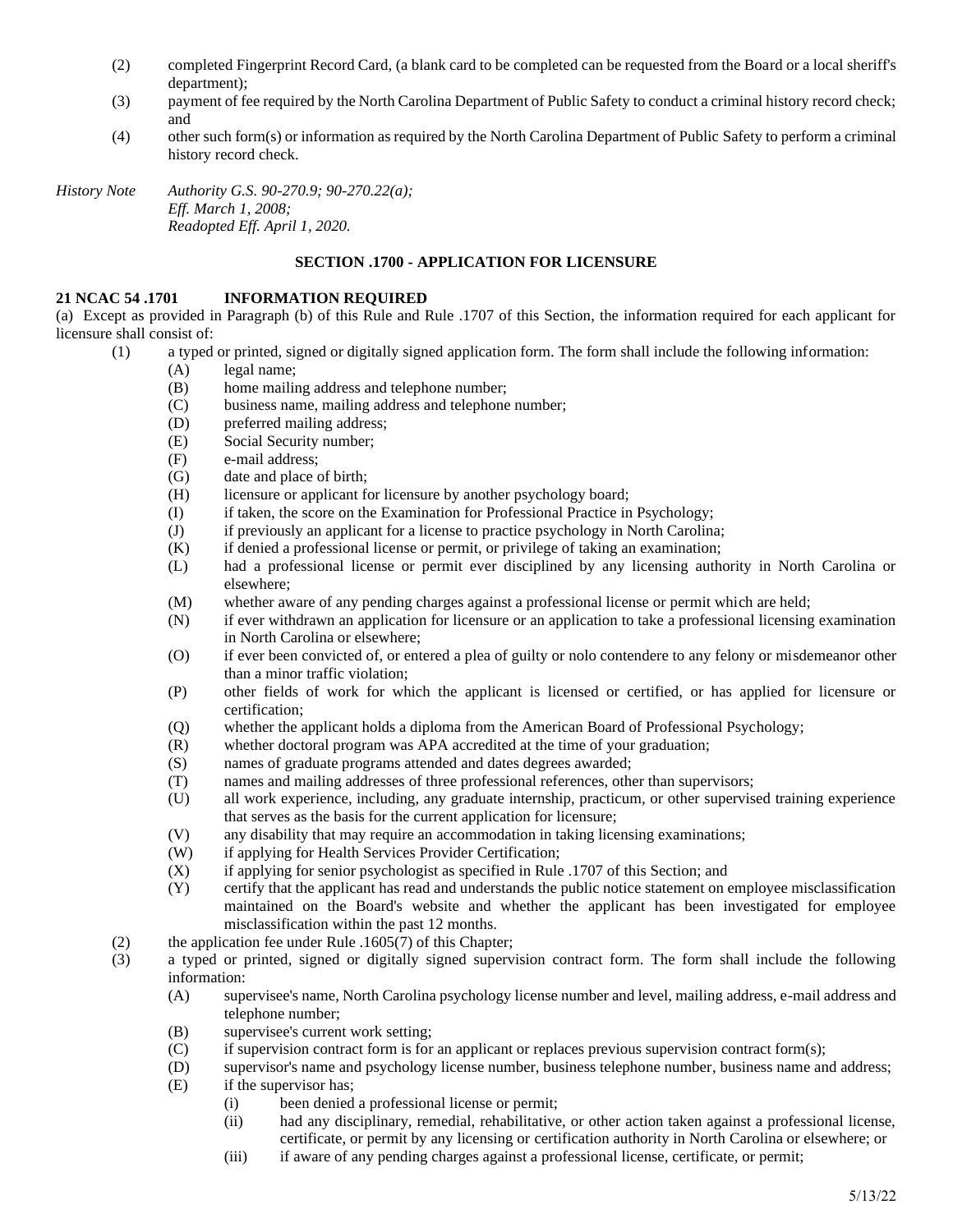(2) completed Fingerprint Record Card, (a blank card to be completed can be requested from the Board or a local sheriff's department);

(3) payment of fee required by the North Carolina Department of Public Safety to conduct a criminal history record check; and

(4) other such form(s) or information as required by the North Carolina Department of Public Safety to perform a criminal history record check.

*History Note* *Authority G.S. 90-270.9; 90-270.22(a);*
*Eff. March 1, 2008;*
*Readopted Eff. April 1, 2020.*

**SECTION .1700 - APPLICATION FOR LICENSURE**

**21 NCAC 54 .1701 INFORMATION REQUIRED**

(a) Except as provided in Paragraph (b) of this Rule and Rule .1707 of this Section, the information required for each applicant for licensure shall consist of:

(1) a typed or printed, signed or digitally signed application form. The form shall include the following information:
   - (A) legal name;
   - (B) home mailing address and telephone number;
   - (C) business name, mailing address and telephone number;
   - (D) preferred mailing address;
   - (E) Social Security number;
   - (F) e-mail address;
   - (G) date and place of birth;
   - (H) licensure or applicant for licensure by another psychology board;
   - (I) if taken, the score on the Examination for Professional Practice in Psychology;
   - (J) if previously an applicant for a license to practice psychology in North Carolina;
   - (K) if denied a professional license or permit, or privilege of taking an examination;
   - (L) had a professional license or permit ever disciplined by any licensing authority in North Carolina or elsewhere;
   - (M) whether aware of any pending charges against a professional license or permit which are held;
   - (N) if ever withdrawn an application for licensure or an application to take a professional licensing examination in North Carolina or elsewhere;
   - (O) if ever been convicted of, or entered a plea of guilty or nolo contendere to any felony or misdemeanor other than a minor traffic violation;
   - (P) other fields of work for which the applicant is licensed or certified, or has applied for licensure or certification;
   - (Q) whether the applicant holds a diploma from the American Board of Professional Psychology;
   - (R) whether doctoral program was APA accredited at the time of your graduation;
   - (S) names of graduate programs attended and dates degrees awarded;
   - (T) names and mailing addresses of three professional references, other than supervisors;
   - (U) all work experience, including, any graduate internship, practicum, or other supervised training experience that serves as the basis for the current application for licensure;
   - (V) any disability that may require an accommodation in taking licensing examinations;
   - (W) if applying for Health Services Provider Certification;
   - (X) if applying for senior psychologist as specified in Rule .1707 of this Section; and
   - (Y) certify that the applicant has read and understands the public notice statement on employee misclassification maintained on the Board's website and whether the applicant has been investigated for employee misclassification within the past 12 months.

(2) the application fee under Rule .1605(7) of this Chapter;

(3) a typed or printed, signed or digitally signed supervision contract form. The form shall include the following information:
   - (A) supervisee's name, North Carolina psychology license number and level, mailing address, e-mail address and telephone number;
   - (B) supervisee's current work setting;
   - (C) if supervision contract form is for an applicant or replaces previous supervision contract form(s);
   - (D) supervisor's name and psychology license number, business telephone number, business name and address;
   - (E) if the supervisor has;
     - (i) been denied a professional license or permit;
     - (ii) had any disciplinary, remedial, rehabilitative, or other action taken against a professional license, certificate, or permit by any licensing or certification authority in North Carolina or elsewhere; or
     - (iii) if aware of any pending charges against a professional license, certificate, or permit;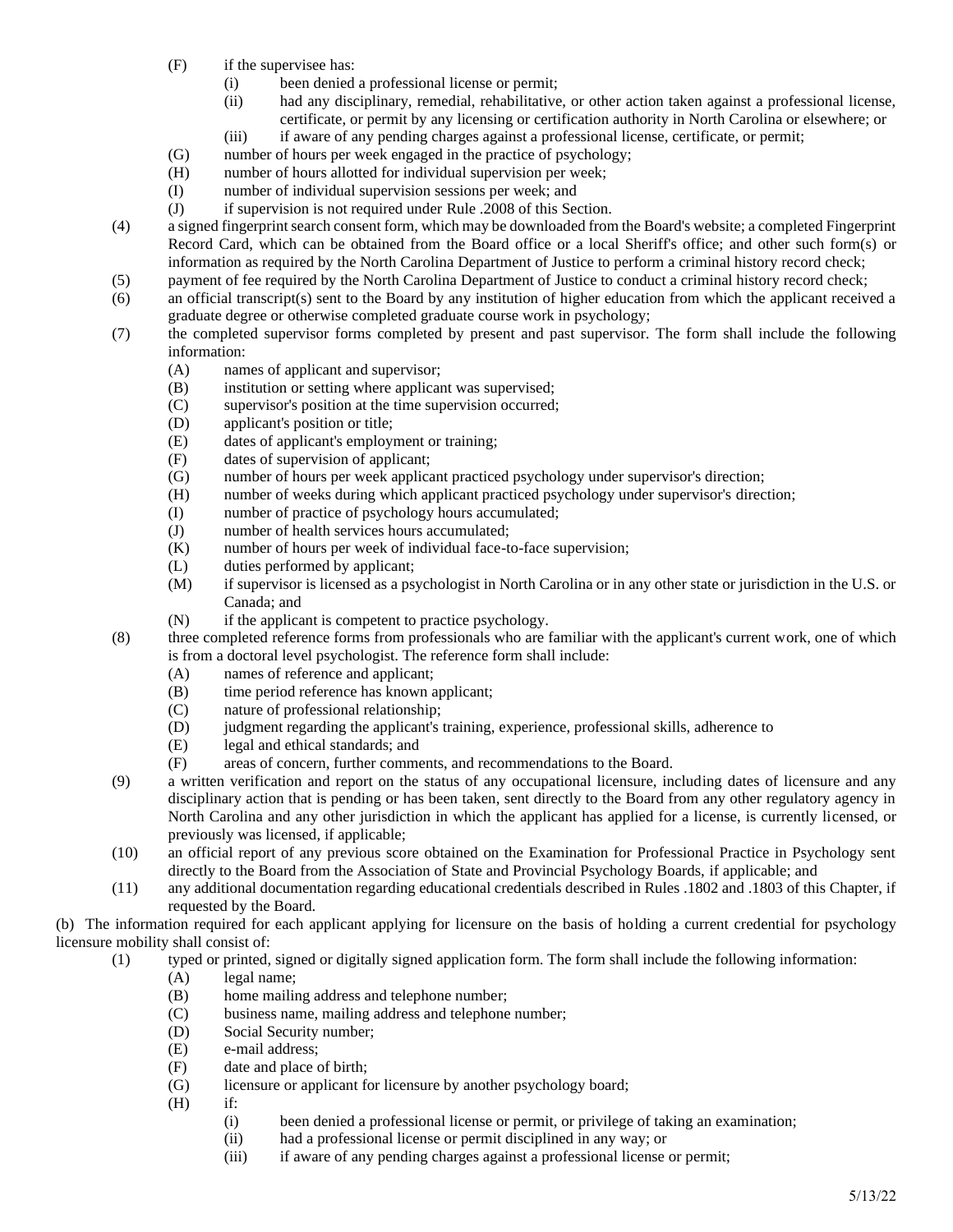(F) if the supervisee has:

(i) been denied a professional license or permit;

(ii) had any disciplinary, remedial, rehabilitative, or other action taken against a professional license, certificate, or permit by any licensing or certification authority in North Carolina or elsewhere; or

(iii) if aware of any pending charges against a professional license, certificate, or permit;

(G) number of hours per week engaged in the practice of psychology;

(H) number of hours allotted for individual supervision per week;

(I) number of individual supervision sessions per week; and

(J) if supervision is not required under Rule .2008 of this Section.

(4) a signed fingerprint search consent form, which may be downloaded from the Board's website; a completed Fingerprint Record Card, which can be obtained from the Board office or a local Sheriff's office; and other such form(s) or information as required by the North Carolina Department of Justice to perform a criminal history record check;

(5) payment of fee required by the North Carolina Department of Justice to conduct a criminal history record check;

(6) an official transcript(s) sent to the Board by any institution of higher education from which the applicant received a graduate degree or otherwise completed graduate course work in psychology;

(7) the completed supervisor forms completed by present and past supervisor. The form shall include the following information:

(A) names of applicant and supervisor;

(B) institution or setting where applicant was supervised;

(C) supervisor's position at the time supervision occurred;

(D) applicant's position or title;

(E) dates of applicant's employment or training;

(F) dates of supervision of applicant;

(G) number of hours per week applicant practiced psychology under supervisor's direction;

(H) number of weeks during which applicant practiced psychology under supervisor's direction;

(I) number of practice of psychology hours accumulated;

(J) number of health services hours accumulated;

(K) number of hours per week of individual face-to-face supervision;

(L) duties performed by applicant;

(M) if supervisor is licensed as a psychologist in North Carolina or in any other state or jurisdiction in the U.S. or Canada; and

(N) if the applicant is competent to practice psychology.

(8) three completed reference forms from professionals who are familiar with the applicant's current work, one of which is from a doctoral level psychologist. The reference form shall include:

(A) names of reference and applicant;

(B) time period reference has known applicant;

(C) nature of professional relationship;

(D) judgment regarding the applicant's training, experience, professional skills, adherence to

(E) legal and ethical standards; and

(F) areas of concern, further comments, and recommendations to the Board.

(9) a written verification and report on the status of any occupational licensure, including dates of licensure and any disciplinary action that is pending or has been taken, sent directly to the Board from any other regulatory agency in North Carolina and any other jurisdiction in which the applicant has applied for a license, is currently licensed, or previously was licensed, if applicable;

(10) an official report of any previous score obtained on the Examination for Professional Practice in Psychology sent directly to the Board from the Association of State and Provincial Psychology Boards, if applicable; and

(11) any additional documentation regarding educational credentials described in Rules .1802 and .1803 of this Chapter, if requested by the Board.

(b) The information required for each applicant applying for licensure on the basis of holding a current credential for psychology licensure mobility shall consist of:

(1) typed or printed, signed or digitally signed application form. The form shall include the following information:

(A) legal name;

(B) home mailing address and telephone number;

(C) business name, mailing address and telephone number;

(D) Social Security number;

(E) e-mail address;

(F) date and place of birth;

(G) licensure or applicant for licensure by another psychology board;

(H) if:

(i) been denied a professional license or permit, or privilege of taking an examination;

(ii) had a professional license or permit disciplined in any way; or

(iii) if aware of any pending charges against a professional license or permit;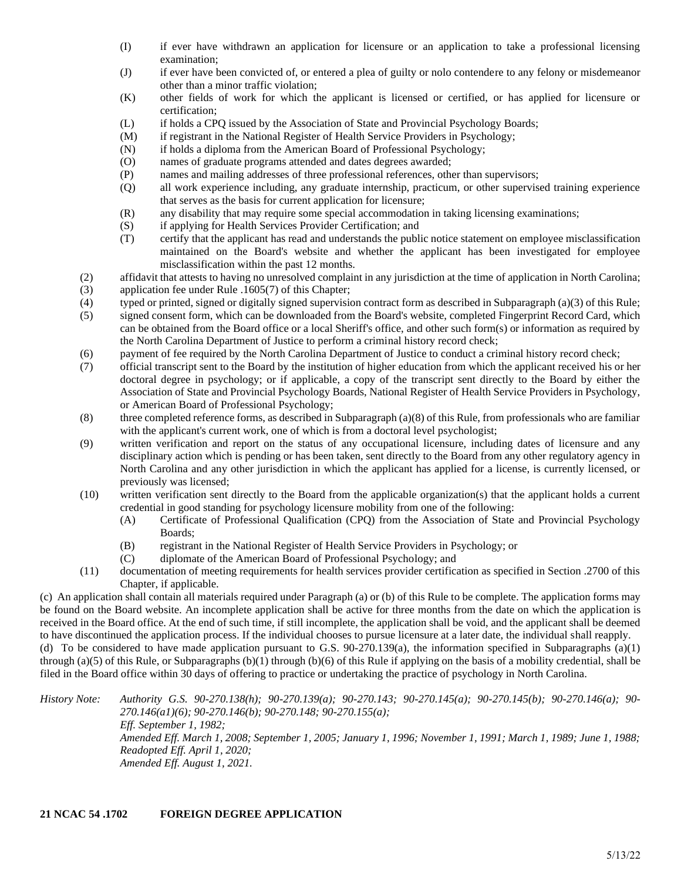- (I) if ever have withdrawn an application for licensure or an application to take a professional licensing examination;
- (J) if ever have been convicted of, or entered a plea of guilty or nolo contendere to any felony or misdemeanor other than a minor traffic violation;
- (K) other fields of work for which the applicant is licensed or certified, or has applied for licensure or certification;
- (L) if holds a CPQ issued by the Association of State and Provincial Psychology Boards;
- (M) if registrant in the National Register of Health Service Providers in Psychology;
- (N) if holds a diploma from the American Board of Professional Psychology;
- (O) names of graduate programs attended and dates degrees awarded;
- (P) names and mailing addresses of three professional references, other than supervisors;
- (Q) all work experience including, any graduate internship, practicum, or other supervised training experience that serves as the basis for current application for licensure;
- (R) any disability that may require some special accommodation in taking licensing examinations;
- (S) if applying for Health Services Provider Certification; and
- (T) certify that the applicant has read and understands the public notice statement on employee misclassification maintained on the Board's website and whether the applicant has been investigated for employee misclassification within the past 12 months.

(2) affidavit that attests to having no unresolved complaint in any jurisdiction at the time of application in North Carolina;

(3) application fee under Rule .1605(7) of this Chapter;

(4) typed or printed, signed or digitally signed supervision contract form as described in Subparagraph (a)(3) of this Rule;

(5) signed consent form, which can be downloaded from the Board's website, completed Fingerprint Record Card, which can be obtained from the Board office or a local Sheriff's office, and other such form(s) or information as required by the North Carolina Department of Justice to perform a criminal history record check;

(6) payment of fee required by the North Carolina Department of Justice to conduct a criminal history record check;

(7) official transcript sent to the Board by the institution of higher education from which the applicant received his or her doctoral degree in psychology; or if applicable, a copy of the transcript sent directly to the Board by either the Association of State and Provincial Psychology Boards, National Register of Health Service Providers in Psychology, or American Board of Professional Psychology;

(8) three completed reference forms, as described in Subparagraph (a)(8) of this Rule, from professionals who are familiar with the applicant's current work, one of which is from a doctoral level psychologist;

(9) written verification and report on the status of any occupational licensure, including dates of licensure and any disciplinary action which is pending or has been taken, sent directly to the Board from any other regulatory agency in North Carolina and any other jurisdiction in which the applicant has applied for a license, is currently licensed, or previously was licensed;

(10) written verification sent directly to the Board from the applicable organization(s) that the applicant holds a current credential in good standing for psychology licensure mobility from one of the following:
- (A) Certificate of Professional Qualification (CPQ) from the Association of State and Provincial Psychology Boards;
- (B) registrant in the National Register of Health Service Providers in Psychology; or
- (C) diplomate of the American Board of Professional Psychology; and

(11) documentation of meeting requirements for health services provider certification as specified in Section .2700 of this Chapter, if applicable.

(c) An application shall contain all materials required under Paragraph (a) or (b) of this Rule to be complete. The application forms may be found on the Board website. An incomplete application shall be active for three months from the date on which the application is received in the Board office. At the end of such time, if still incomplete, the application shall be void, and the applicant shall be deemed to have discontinued the application process. If the individual chooses to pursue licensure at a later date, the individual shall reapply.

(d) To be considered to have made application pursuant to G.S. 90-270.139(a), the information specified in Subparagraphs (a)(1) through (a)(5) of this Rule, or Subparagraphs (b)(1) through (b)(6) of this Rule if applying on the basis of a mobility credential, shall be filed in the Board office within 30 days of offering to practice or undertaking the practice of psychology in North Carolina.

*History Note: Authority G.S. 90-270.138(h); 90-270.139(a); 90-270.143; 90-270.145(a); 90-270.145(b); 90-270.146(a); 90-270.146(a1)(6); 90-270.146(b); 90-270.148; 90-270.155(a);*
*Eff. September 1, 1982;*
*Amended Eff. March 1, 2008; September 1, 2005; January 1, 1996; November 1, 1991; March 1, 1989; June 1, 1988;*
*Readopted Eff. April 1, 2020;*
*Amended Eff. August 1, 2021.*

**21 NCAC 54 .1702 FOREIGN DEGREE APPLICATION**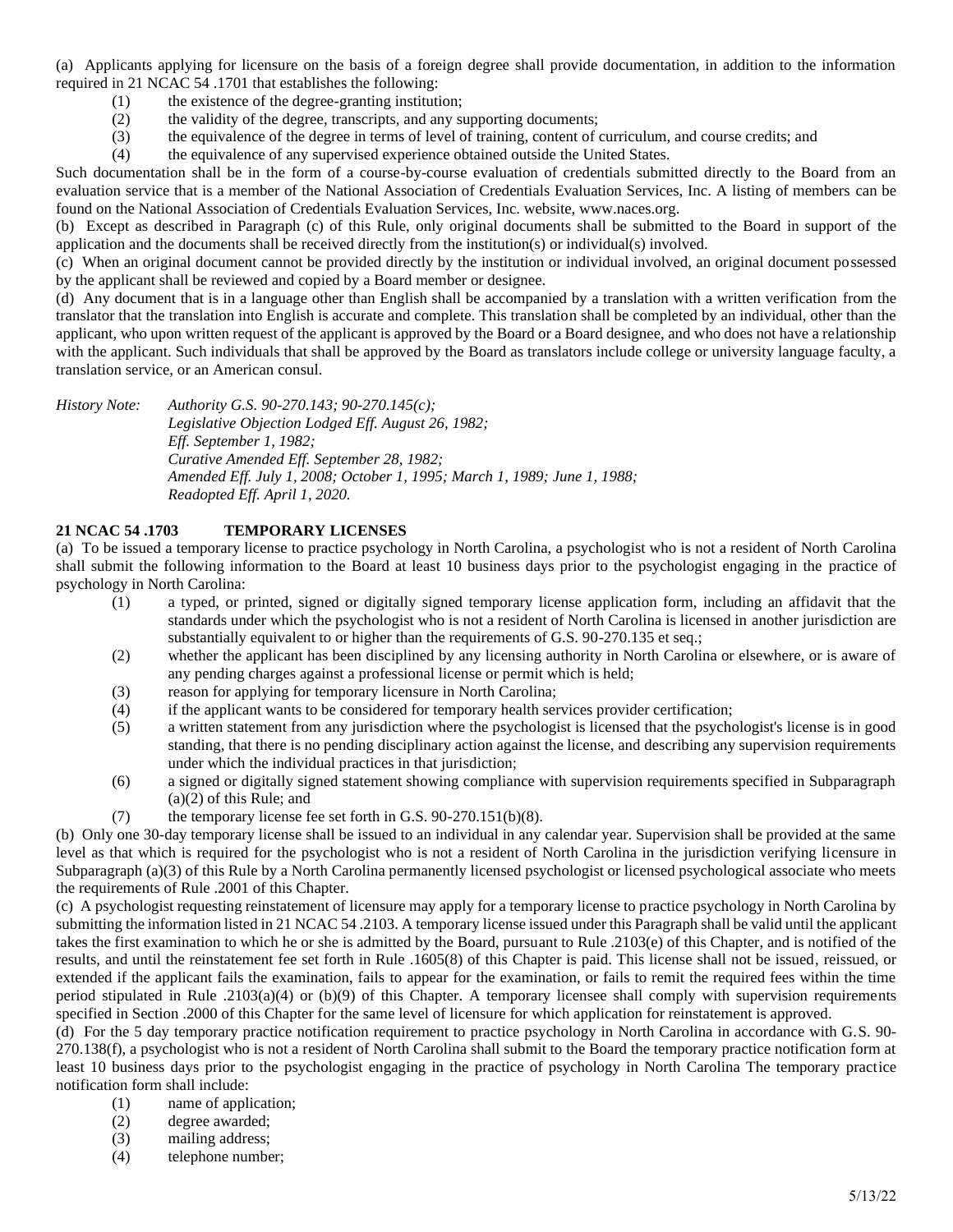(a) Applicants applying for licensure on the basis of a foreign degree shall provide documentation, in addition to the information required in 21 NCAC 54 .1701 that establishes the following:

(1) the existence of the degree-granting institution;
(2) the validity of the degree, transcripts, and any supporting documents;
(3) the equivalence of the degree in terms of level of training, content of curriculum, and course credits; and
(4) the equivalence of any supervised experience obtained outside the United States.

Such documentation shall be in the form of a course-by-course evaluation of credentials submitted directly to the Board from an evaluation service that is a member of the National Association of Credentials Evaluation Services, Inc. A listing of members can be found on the National Association of Credentials Evaluation Services, Inc. website, www.naces.org.

(b) Except as described in Paragraph (c) of this Rule, only original documents shall be submitted to the Board in support of the application and the documents shall be received directly from the institution(s) or individual(s) involved.

(c) When an original document cannot be provided directly by the institution or individual involved, an original document possessed by the applicant shall be reviewed and copied by a Board member or designee.

(d) Any document that is in a language other than English shall be accompanied by a translation with a written verification from the translator that the translation into English is accurate and complete. This translation shall be completed by an individual, other than the applicant, who upon written request of the applicant is approved by the Board or a Board designee, and who does not have a relationship with the applicant. Such individuals that shall be approved by the Board as translators include college or university language faculty, a translation service, or an American consul.

*History Note: Authority G.S. 90-270.143; 90-270.145(c);*
*Legislative Objection Lodged Eff. August 26, 1982;*
*Eff. September 1, 1982;*
*Curative Amended Eff. September 28, 1982;*
*Amended Eff. July 1, 2008; October 1, 1995; March 1, 1989; June 1, 1988;*
*Readopted Eff. April 1, 2020.*

**21 NCAC 54 .1703 TEMPORARY LICENSES**

(a) To be issued a temporary license to practice psychology in North Carolina, a psychologist who is not a resident of North Carolina shall submit the following information to the Board at least 10 business days prior to the psychologist engaging in the practice of psychology in North Carolina:

(1) a typed, or printed, signed or digitally signed temporary license application form, including an affidavit that the standards under which the psychologist who is not a resident of North Carolina is licensed in another jurisdiction are substantially equivalent to or higher than the requirements of G.S. 90-270.135 et seq.;
(2) whether the applicant has been disciplined by any licensing authority in North Carolina or elsewhere, or is aware of any pending charges against a professional license or permit which is held;
(3) reason for applying for temporary licensure in North Carolina;
(4) if the applicant wants to be considered for temporary health services provider certification;
(5) a written statement from any jurisdiction where the psychologist is licensed that the psychologist's license is in good standing, that there is no pending disciplinary action against the license, and describing any supervision requirements under which the individual practices in that jurisdiction;
(6) a signed or digitally signed statement showing compliance with supervision requirements specified in Subparagraph (a)(2) of this Rule; and
(7) the temporary license fee set forth in G.S. 90-270.151(b)(8).

(b) Only one 30-day temporary license shall be issued to an individual in any calendar year. Supervision shall be provided at the same level as that which is required for the psychologist who is not a resident of North Carolina in the jurisdiction verifying licensure in Subparagraph (a)(3) of this Rule by a North Carolina permanently licensed psychologist or licensed psychological associate who meets the requirements of Rule .2001 of this Chapter.

(c) A psychologist requesting reinstatement of licensure may apply for a temporary license to practice psychology in North Carolina by submitting the information listed in 21 NCAC 54 .2103. A temporary license issued under this Paragraph shall be valid until the applicant takes the first examination to which he or she is admitted by the Board, pursuant to Rule .2103(e) of this Chapter, and is notified of the results, and until the reinstatement fee set forth in Rule .1605(8) of this Chapter is paid. This license shall not be issued, reissued, or extended if the applicant fails the examination, fails to appear for the examination, or fails to remit the required fees within the time period stipulated in Rule .2103(a)(4) or (b)(9) of this Chapter. A temporary licensee shall comply with supervision requirements specified in Section .2000 of this Chapter for the same level of licensure for which application for reinstatement is approved.

(d) For the 5 day temporary practice notification requirement to practice psychology in North Carolina in accordance with G.S. 90-270.138(f), a psychologist who is not a resident of North Carolina shall submit to the Board the temporary practice notification form at least 10 business days prior to the psychologist engaging in the practice of psychology in North Carolina The temporary practice notification form shall include:

(1) name of application;
(2) degree awarded;
(3) mailing address;
(4) telephone number;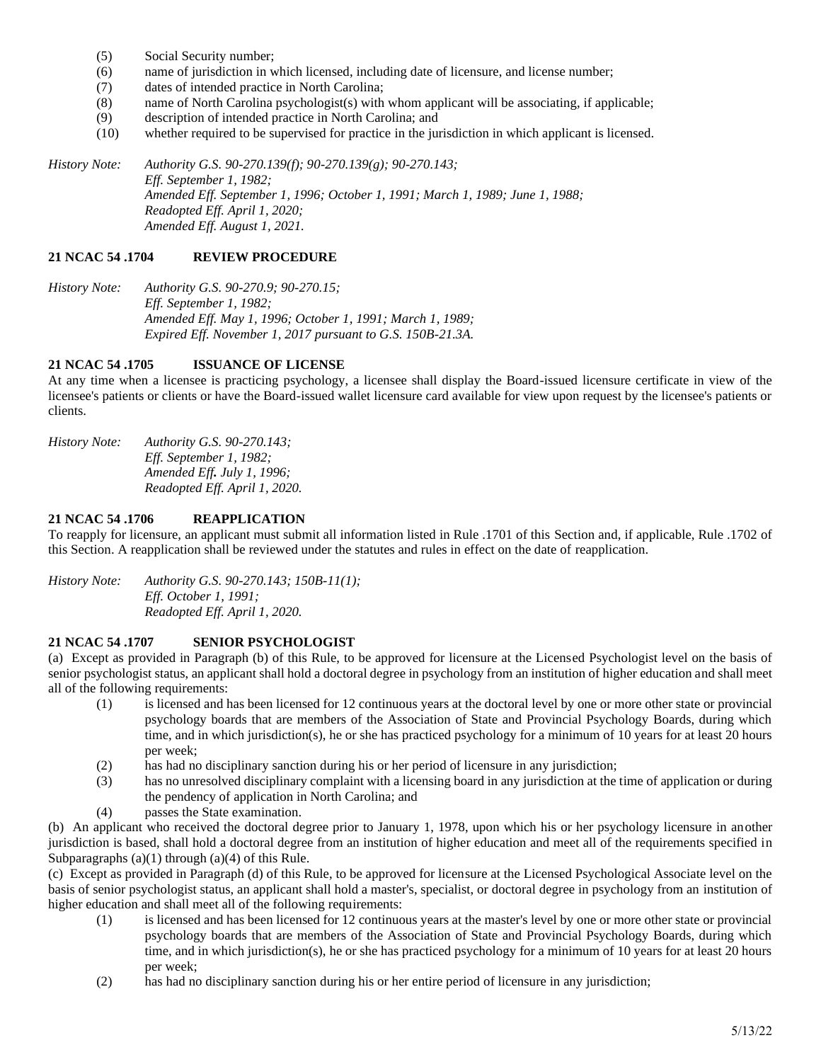(5) Social Security number;
(6) name of jurisdiction in which licensed, including date of licensure, and license number;
(7) dates of intended practice in North Carolina;
(8) name of North Carolina psychologist(s) with whom applicant will be associating, if applicable;
(9) description of intended practice in North Carolina; and
(10) whether required to be supervised for practice in the jurisdiction in which applicant is licensed.

*History Note: Authority G.S. 90-270.139(f); 90-270.139(g); 90-270.143;*
*Eff. September 1, 1982;*
*Amended Eff. September 1, 1996; October 1, 1991; March 1, 1989; June 1, 1988;*
*Readopted Eff. April 1, 2020;*
*Amended Eff. August 1, 2021.*

### 21 NCAC 54 .1704 REVIEW PROCEDURE

*History Note: Authority G.S. 90-270.9; 90-270.15;*
*Eff. September 1, 1982;*
*Amended Eff. May 1, 1996; October 1, 1991; March 1, 1989;*
*Expired Eff. November 1, 2017 pursuant to G.S. 150B-21.3A.*

### 21 NCAC 54 .1705 ISSUANCE OF LICENSE

At any time when a licensee is practicing psychology, a licensee shall display the Board-issued licensure certificate in view of the licensee's patients or clients or have the Board-issued wallet licensure card available for view upon request by the licensee's patients or clients.

*History Note: Authority G.S. 90-270.143;*
*Eff. September 1, 1982;*
*Amended Eff. July 1, 1996;*
*Readopted Eff. April 1, 2020.*

### 21 NCAC 54 .1706 REAPPLICATION

To reapply for licensure, an applicant must submit all information listed in Rule .1701 of this Section and, if applicable, Rule .1702 of this Section. A reapplication shall be reviewed under the statutes and rules in effect on the date of reapplication.

*History Note: Authority G.S. 90-270.143; 150B-11(1);*
*Eff. October 1, 1991;*
*Readopted Eff. April 1, 2020.*

### 21 NCAC 54 .1707 SENIOR PSYCHOLOGIST

(a) Except as provided in Paragraph (b) of this Rule, to be approved for licensure at the Licensed Psychologist level on the basis of senior psychologist status, an applicant shall hold a doctoral degree in psychology from an institution of higher education and shall meet all of the following requirements:

(1) is licensed and has been licensed for 12 continuous years at the doctoral level by one or more other state or provincial psychology boards that are members of the Association of State and Provincial Psychology Boards, during which time, and in which jurisdiction(s), he or she has practiced psychology for a minimum of 10 years for at least 20 hours per week;
(2) has had no disciplinary sanction during his or her period of licensure in any jurisdiction;
(3) has no unresolved disciplinary complaint with a licensing board in any jurisdiction at the time of application or during the pendency of application in North Carolina; and
(4) passes the State examination.

(b) An applicant who received the doctoral degree prior to January 1, 1978, upon which his or her psychology licensure in another jurisdiction is based, shall hold a doctoral degree from an institution of higher education and meet all of the requirements specified in Subparagraphs (a)(1) through (a)(4) of this Rule.

(c) Except as provided in Paragraph (d) of this Rule, to be approved for licensure at the Licensed Psychological Associate level on the basis of senior psychologist status, an applicant shall hold a master's, specialist, or doctoral degree in psychology from an institution of higher education and shall meet all of the following requirements:

(1) is licensed and has been licensed for 12 continuous years at the master's level by one or more other state or provincial psychology boards that are members of the Association of State and Provincial Psychology Boards, during which time, and in which jurisdiction(s), he or she has practiced psychology for a minimum of 10 years for at least 20 hours per week;
(2) has had no disciplinary sanction during his or her entire period of licensure in any jurisdiction;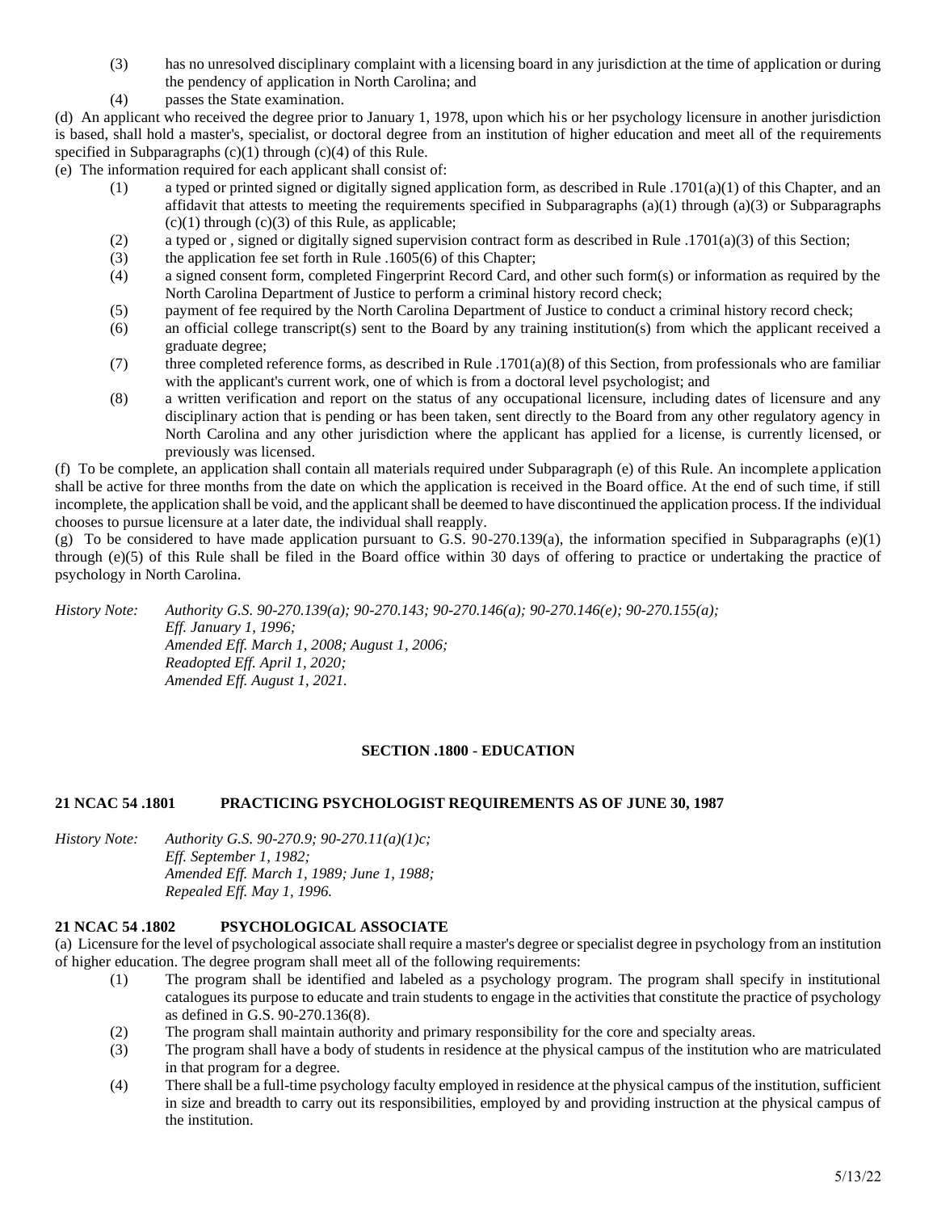(3) has no unresolved disciplinary complaint with a licensing board in any jurisdiction at the time of application or during the pendency of application in North Carolina; and

(4) passes the State examination.

(d) An applicant who received the degree prior to January 1, 1978, upon which his or her psychology licensure in another jurisdiction is based, shall hold a master's, specialist, or doctoral degree from an institution of higher education and meet all of the requirements specified in Subparagraphs (c)(1) through (c)(4) of this Rule.

(e) The information required for each applicant shall consist of:

(1) a typed or printed signed or digitally signed application form, as described in Rule .1701(a)(1) of this Chapter, and an affidavit that attests to meeting the requirements specified in Subparagraphs (a)(1) through (a)(3) or Subparagraphs (c)(1) through (c)(3) of this Rule, as applicable;

(2) a typed or , signed or digitally signed supervision contract form as described in Rule .1701(a)(3) of this Section;

(3) the application fee set forth in Rule .1605(6) of this Chapter;

(4) a signed consent form, completed Fingerprint Record Card, and other such form(s) or information as required by the North Carolina Department of Justice to perform a criminal history record check;

(5) payment of fee required by the North Carolina Department of Justice to conduct a criminal history record check;

(6) an official college transcript(s) sent to the Board by any training institution(s) from which the applicant received a graduate degree;

(7) three completed reference forms, as described in Rule .1701(a)(8) of this Section, from professionals who are familiar with the applicant's current work, one of which is from a doctoral level psychologist; and

(8) a written verification and report on the status of any occupational licensure, including dates of licensure and any disciplinary action that is pending or has been taken, sent directly to the Board from any other regulatory agency in North Carolina and any other jurisdiction where the applicant has applied for a license, is currently licensed, or previously was licensed.

(f) To be complete, an application shall contain all materials required under Subparagraph (e) of this Rule. An incomplete application shall be active for three months from the date on which the application is received in the Board office. At the end of such time, if still incomplete, the application shall be void, and the applicant shall be deemed to have discontinued the application process. If the individual chooses to pursue licensure at a later date, the individual shall reapply.

(g) To be considered to have made application pursuant to G.S. 90-270.139(a), the information specified in Subparagraphs (e)(1) through (e)(5) of this Rule shall be filed in the Board office within 30 days of offering to practice or undertaking the practice of psychology in North Carolina.

*History Note: Authority G.S. 90-270.139(a); 90-270.143; 90-270.146(a); 90-270.146(e); 90-270.155(a);*
*Eff. January 1, 1996;*
*Amended Eff. March 1, 2008; August 1, 2006;*
*Readopted Eff. April 1, 2020;*
*Amended Eff. August 1, 2021.*

## SECTION .1800 - EDUCATION

### 21 NCAC 54 .1801 PRACTICING PSYCHOLOGIST REQUIREMENTS AS OF JUNE 30, 1987

*History Note: Authority G.S. 90-270.9; 90-270.11(a)(1)c;*
*Eff. September 1, 1982;*
*Amended Eff. March 1, 1989; June 1, 1988;*
*Repealed Eff. May 1, 1996.*

### 21 NCAC 54 .1802 PSYCHOLOGICAL ASSOCIATE

(a) Licensure for the level of psychological associate shall require a master's degree or specialist degree in psychology from an institution of higher education. The degree program shall meet all of the following requirements:

(1) The program shall be identified and labeled as a psychology program. The program shall specify in institutional catalogues its purpose to educate and train students to engage in the activities that constitute the practice of psychology as defined in G.S. 90-270.136(8).

(2) The program shall maintain authority and primary responsibility for the core and specialty areas.

(3) The program shall have a body of students in residence at the physical campus of the institution who are matriculated in that program for a degree.

(4) There shall be a full-time psychology faculty employed in residence at the physical campus of the institution, sufficient in size and breadth to carry out its responsibilities, employed by and providing instruction at the physical campus of the institution.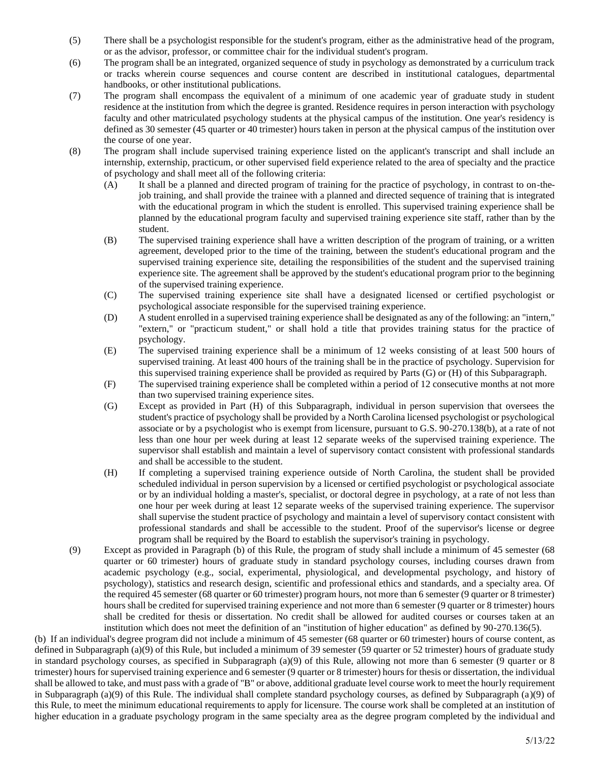(5) There shall be a psychologist responsible for the student's program, either as the administrative head of the program, or as the advisor, professor, or committee chair for the individual student's program.

(6) The program shall be an integrated, organized sequence of study in psychology as demonstrated by a curriculum track or tracks wherein course sequences and course content are described in institutional catalogues, departmental handbooks, or other institutional publications.

(7) The program shall encompass the equivalent of a minimum of one academic year of graduate study in student residence at the institution from which the degree is granted. Residence requires in person interaction with psychology faculty and other matriculated psychology students at the physical campus of the institution. One year's residency is defined as 30 semester (45 quarter or 40 trimester) hours taken in person at the physical campus of the institution over the course of one year.

(8) The program shall include supervised training experience listed on the applicant's transcript and shall include an internship, externship, practicum, or other supervised field experience related to the area of specialty and the practice of psychology and shall meet all of the following criteria:

  (A) It shall be a planned and directed program of training for the practice of psychology, in contrast to on-the-job training, and shall provide the trainee with a planned and directed sequence of training that is integrated with the educational program in which the student is enrolled. This supervised training experience shall be planned by the educational program faculty and supervised training experience site staff, rather than by the student.

  (B) The supervised training experience shall have a written description of the program of training, or a written agreement, developed prior to the time of the training, between the student's educational program and the supervised training experience site, detailing the responsibilities of the student and the supervised training experience site. The agreement shall be approved by the student's educational program prior to the beginning of the supervised training experience.

  (C) The supervised training experience site shall have a designated licensed or certified psychologist or psychological associate responsible for the supervised training experience.

  (D) A student enrolled in a supervised training experience shall be designated as any of the following: an "intern," "extern," or "practicum student," or shall hold a title that provides training status for the practice of psychology.

  (E) The supervised training experience shall be a minimum of 12 weeks consisting of at least 500 hours of supervised training. At least 400 hours of the training shall be in the practice of psychology. Supervision for this supervised training experience shall be provided as required by Parts (G) or (H) of this Subparagraph.

  (F) The supervised training experience shall be completed within a period of 12 consecutive months at not more than two supervised training experience sites.

  (G) Except as provided in Part (H) of this Subparagraph, individual in person supervision that oversees the student's practice of psychology shall be provided by a North Carolina licensed psychologist or psychological associate or by a psychologist who is exempt from licensure, pursuant to G.S. 90-270.138(b), at a rate of not less than one hour per week during at least 12 separate weeks of the supervised training experience. The supervisor shall establish and maintain a level of supervisory contact consistent with professional standards and shall be accessible to the student.

  (H) If completing a supervised training experience outside of North Carolina, the student shall be provided scheduled individual in person supervision by a licensed or certified psychologist or psychological associate or by an individual holding a master's, specialist, or doctoral degree in psychology, at a rate of not less than one hour per week during at least 12 separate weeks of the supervised training experience. The supervisor shall supervise the student practice of psychology and maintain a level of supervisory contact consistent with professional standards and shall be accessible to the student. Proof of the supervisor's license or degree program shall be required by the Board to establish the supervisor's training in psychology.

(9) Except as provided in Paragraph (b) of this Rule, the program of study shall include a minimum of 45 semester (68 quarter or 60 trimester) hours of graduate study in standard psychology courses, including courses drawn from academic psychology (e.g., social, experimental, physiological, and developmental psychology, and history of psychology), statistics and research design, scientific and professional ethics and standards, and a specialty area. Of the required 45 semester (68 quarter or 60 trimester) program hours, not more than 6 semester (9 quarter or 8 trimester) hours shall be credited for supervised training experience and not more than 6 semester (9 quarter or 8 trimester) hours shall be credited for thesis or dissertation. No credit shall be allowed for audited courses or courses taken at an institution which does not meet the definition of an "institution of higher education" as defined by 90-270.136(5).

(b) If an individual's degree program did not include a minimum of 45 semester (68 quarter or 60 trimester) hours of course content, as defined in Subparagraph (a)(9) of this Rule, but included a minimum of 39 semester (59 quarter or 52 trimester) hours of graduate study in standard psychology courses, as specified in Subparagraph (a)(9) of this Rule, allowing not more than 6 semester (9 quarter or 8 trimester) hours for supervised training experience and 6 semester (9 quarter or 8 trimester) hours for thesis or dissertation, the individual shall be allowed to take, and must pass with a grade of "B" or above, additional graduate level course work to meet the hourly requirement in Subparagraph (a)(9) of this Rule. The individual shall complete standard psychology courses, as defined by Subparagraph (a)(9) of this Rule, to meet the minimum educational requirements to apply for licensure. The course work shall be completed at an institution of higher education in a graduate psychology program in the same specialty area as the degree program completed by the individual and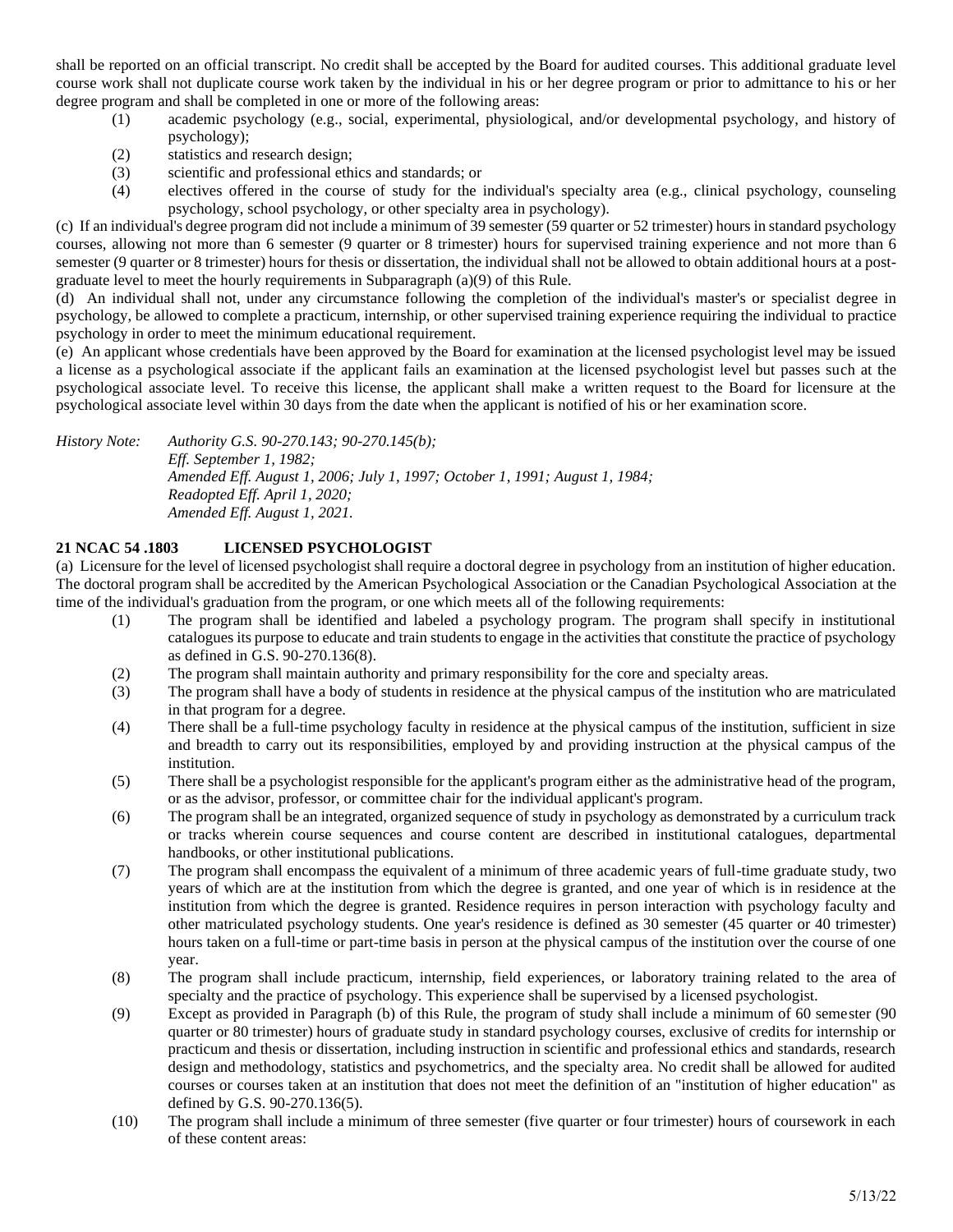shall be reported on an official transcript. No credit shall be accepted by the Board for audited courses. This additional graduate level course work shall not duplicate course work taken by the individual in his or her degree program or prior to admittance to his or her degree program and shall be completed in one or more of the following areas:

- (1) academic psychology (e.g., social, experimental, physiological, and/or developmental psychology, and history of psychology);
- (2) statistics and research design;
- (3) scientific and professional ethics and standards; or
- (4) electives offered in the course of study for the individual's specialty area (e.g., clinical psychology, counseling psychology, school psychology, or other specialty area in psychology).

(c) If an individual's degree program did not include a minimum of 39 semester (59 quarter or 52 trimester) hours in standard psychology courses, allowing not more than 6 semester (9 quarter or 8 trimester) hours for supervised training experience and not more than 6 semester (9 quarter or 8 trimester) hours for thesis or dissertation, the individual shall not be allowed to obtain additional hours at a post-graduate level to meet the hourly requirements in Subparagraph (a)(9) of this Rule.

(d) An individual shall not, under any circumstance following the completion of the individual's master's or specialist degree in psychology, be allowed to complete a practicum, internship, or other supervised training experience requiring the individual to practice psychology in order to meet the minimum educational requirement.

(e) An applicant whose credentials have been approved by the Board for examination at the licensed psychologist level may be issued a license as a psychological associate if the applicant fails an examination at the licensed psychologist level but passes such at the psychological associate level. To receive this license, the applicant shall make a written request to the Board for licensure at the psychological associate level within 30 days from the date when the applicant is notified of his or her examination score.

*History Note:* *Authority G.S. 90-270.143; 90-270.145(b);*
*Eff. September 1, 1982;*
*Amended Eff. August 1, 2006; July 1, 1997; October 1, 1991; August 1, 1984;*
*Readopted Eff. April 1, 2020;*
*Amended Eff. August 1, 2021.*

## 21 NCAC 54 .1803 LICENSED PSYCHOLOGIST

(a) Licensure for the level of licensed psychologist shall require a doctoral degree in psychology from an institution of higher education. The doctoral program shall be accredited by the American Psychological Association or the Canadian Psychological Association at the time of the individual's graduation from the program, or one which meets all of the following requirements:

- (1) The program shall be identified and labeled a psychology program. The program shall specify in institutional catalogues its purpose to educate and train students to engage in the activities that constitute the practice of psychology as defined in G.S. 90-270.136(8).
- (2) The program shall maintain authority and primary responsibility for the core and specialty areas.
- (3) The program shall have a body of students in residence at the physical campus of the institution who are matriculated in that program for a degree.
- (4) There shall be a full-time psychology faculty in residence at the physical campus of the institution, sufficient in size and breadth to carry out its responsibilities, employed by and providing instruction at the physical campus of the institution.
- (5) There shall be a psychologist responsible for the applicant's program either as the administrative head of the program, or as the advisor, professor, or committee chair for the individual applicant's program.
- (6) The program shall be an integrated, organized sequence of study in psychology as demonstrated by a curriculum track or tracks wherein course sequences and course content are described in institutional catalogues, departmental handbooks, or other institutional publications.
- (7) The program shall encompass the equivalent of a minimum of three academic years of full-time graduate study, two years of which are at the institution from which the degree is granted, and one year of which is in residence at the institution from which the degree is granted. Residence requires in person interaction with psychology faculty and other matriculated psychology students. One year's residence is defined as 30 semester (45 quarter or 40 trimester) hours taken on a full-time or part-time basis in person at the physical campus of the institution over the course of one year.
- (8) The program shall include practicum, internship, field experiences, or laboratory training related to the area of specialty and the practice of psychology. This experience shall be supervised by a licensed psychologist.
- (9) Except as provided in Paragraph (b) of this Rule, the program of study shall include a minimum of 60 semester (90 quarter or 80 trimester) hours of graduate study in standard psychology courses, exclusive of credits for internship or practicum and thesis or dissertation, including instruction in scientific and professional ethics and standards, research design and methodology, statistics and psychometrics, and the specialty area. No credit shall be allowed for audited courses or courses taken at an institution that does not meet the definition of an "institution of higher education" as defined by G.S. 90-270.136(5).
- (10) The program shall include a minimum of three semester (five quarter or four trimester) hours of coursework in each of these content areas: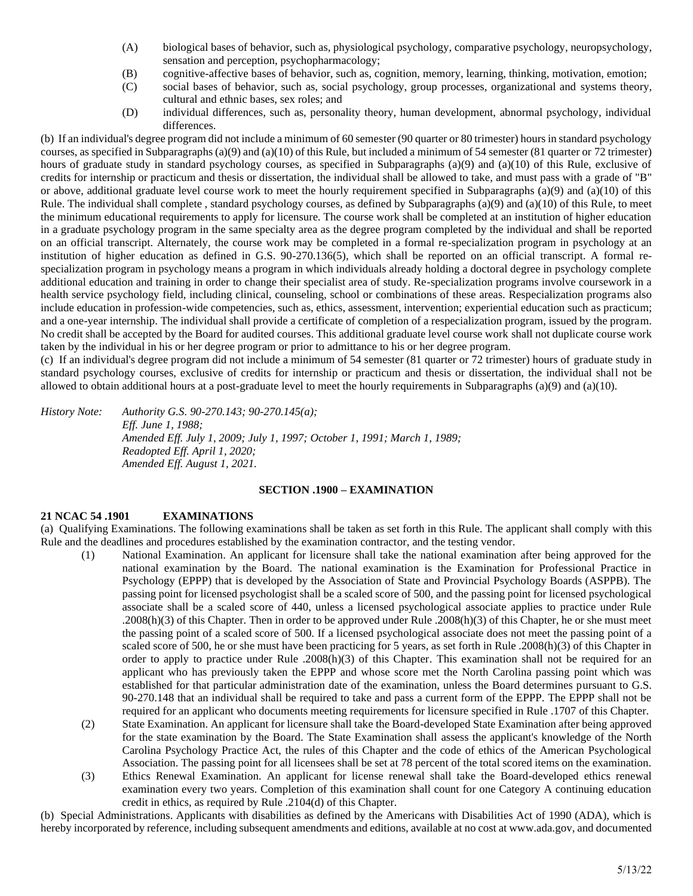(A) biological bases of behavior, such as, physiological psychology, comparative psychology, neuropsychology, sensation and perception, psychopharmacology;

(B) cognitive-affective bases of behavior, such as, cognition, memory, learning, thinking, motivation, emotion;

(C) social bases of behavior, such as, social psychology, group processes, organizational and systems theory, cultural and ethnic bases, sex roles; and

(D) individual differences, such as, personality theory, human development, abnormal psychology, individual differences.

(b) If an individual's degree program did not include a minimum of 60 semester (90 quarter or 80 trimester) hours in standard psychology courses, as specified in Subparagraphs (a)(9) and (a)(10) of this Rule, but included a minimum of 54 semester (81 quarter or 72 trimester) hours of graduate study in standard psychology courses, as specified in Subparagraphs (a)(9) and (a)(10) of this Rule, exclusive of credits for internship or practicum and thesis or dissertation, the individual shall be allowed to take, and must pass with a grade of "B" or above, additional graduate level course work to meet the hourly requirement specified in Subparagraphs (a)(9) and (a)(10) of this Rule. The individual shall complete , standard psychology courses, as defined by Subparagraphs (a)(9) and (a)(10) of this Rule, to meet the minimum educational requirements to apply for licensure. The course work shall be completed at an institution of higher education in a graduate psychology program in the same specialty area as the degree program completed by the individual and shall be reported on an official transcript. Alternately, the course work may be completed in a formal re-specialization program in psychology at an institution of higher education as defined in G.S. 90-270.136(5), which shall be reported on an official transcript. A formal re-specialization program in psychology means a program in which individuals already holding a doctoral degree in psychology complete additional education and training in order to change their specialist area of study. Re-specialization programs involve coursework in a health service psychology field, including clinical, counseling, school or combinations of these areas. Respecialization programs also include education in profession-wide competencies, such as, ethics, assessment, intervention; experiential education such as practicum; and a one-year internship. The individual shall provide a certificate of completion of a respecialization program, issued by the program. No credit shall be accepted by the Board for audited courses. This additional graduate level course work shall not duplicate course work taken by the individual in his or her degree program or prior to admittance to his or her degree program.

(c) If an individual's degree program did not include a minimum of 54 semester (81 quarter or 72 trimester) hours of graduate study in standard psychology courses, exclusive of credits for internship or practicum and thesis or dissertation, the individual shall not be allowed to obtain additional hours at a post-graduate level to meet the hourly requirements in Subparagraphs (a)(9) and (a)(10).

*History Note: Authority G.S. 90-270.143; 90-270.145(a);*
*Eff. June 1, 1988;*
*Amended Eff. July 1, 2009; July 1, 1997; October 1, 1991; March 1, 1989;*
*Readopted Eff. April 1, 2020;*
*Amended Eff. August 1, 2021.*

## SECTION .1900 – EXAMINATION

### 21 NCAC 54 .1901 EXAMINATIONS

(a) Qualifying Examinations. The following examinations shall be taken as set forth in this Rule. The applicant shall comply with this Rule and the deadlines and procedures established by the examination contractor, and the testing vendor.

(1) National Examination. An applicant for licensure shall take the national examination after being approved for the national examination by the Board. The national examination is the Examination for Professional Practice in Psychology (EPPP) that is developed by the Association of State and Provincial Psychology Boards (ASPPB). The passing point for licensed psychologist shall be a scaled score of 500, and the passing point for licensed psychological associate shall be a scaled score of 440, unless a licensed psychological associate applies to practice under Rule .2008(h)(3) of this Chapter. Then in order to be approved under Rule .2008(h)(3) of this Chapter, he or she must meet the passing point of a scaled score of 500. If a licensed psychological associate does not meet the passing point of a scaled score of 500, he or she must have been practicing for 5 years, as set forth in Rule .2008(h)(3) of this Chapter in order to apply to practice under Rule .2008(h)(3) of this Chapter. This examination shall not be required for an applicant who has previously taken the EPPP and whose score met the North Carolina passing point which was established for that particular administration date of the examination, unless the Board determines pursuant to G.S. 90-270.148 that an individual shall be required to take and pass a current form of the EPPP. The EPPP shall not be required for an applicant who documents meeting requirements for licensure specified in Rule .1707 of this Chapter.

(2) State Examination. An applicant for licensure shall take the Board-developed State Examination after being approved for the state examination by the Board. The State Examination shall assess the applicant's knowledge of the North Carolina Psychology Practice Act, the rules of this Chapter and the code of ethics of the American Psychological Association. The passing point for all licensees shall be set at 78 percent of the total scored items on the examination.

(3) Ethics Renewal Examination. An applicant for license renewal shall take the Board-developed ethics renewal examination every two years. Completion of this examination shall count for one Category A continuing education credit in ethics, as required by Rule .2104(d) of this Chapter.

(b) Special Administrations. Applicants with disabilities as defined by the Americans with Disabilities Act of 1990 (ADA), which is hereby incorporated by reference, including subsequent amendments and editions, available at no cost at www.ada.gov, and documented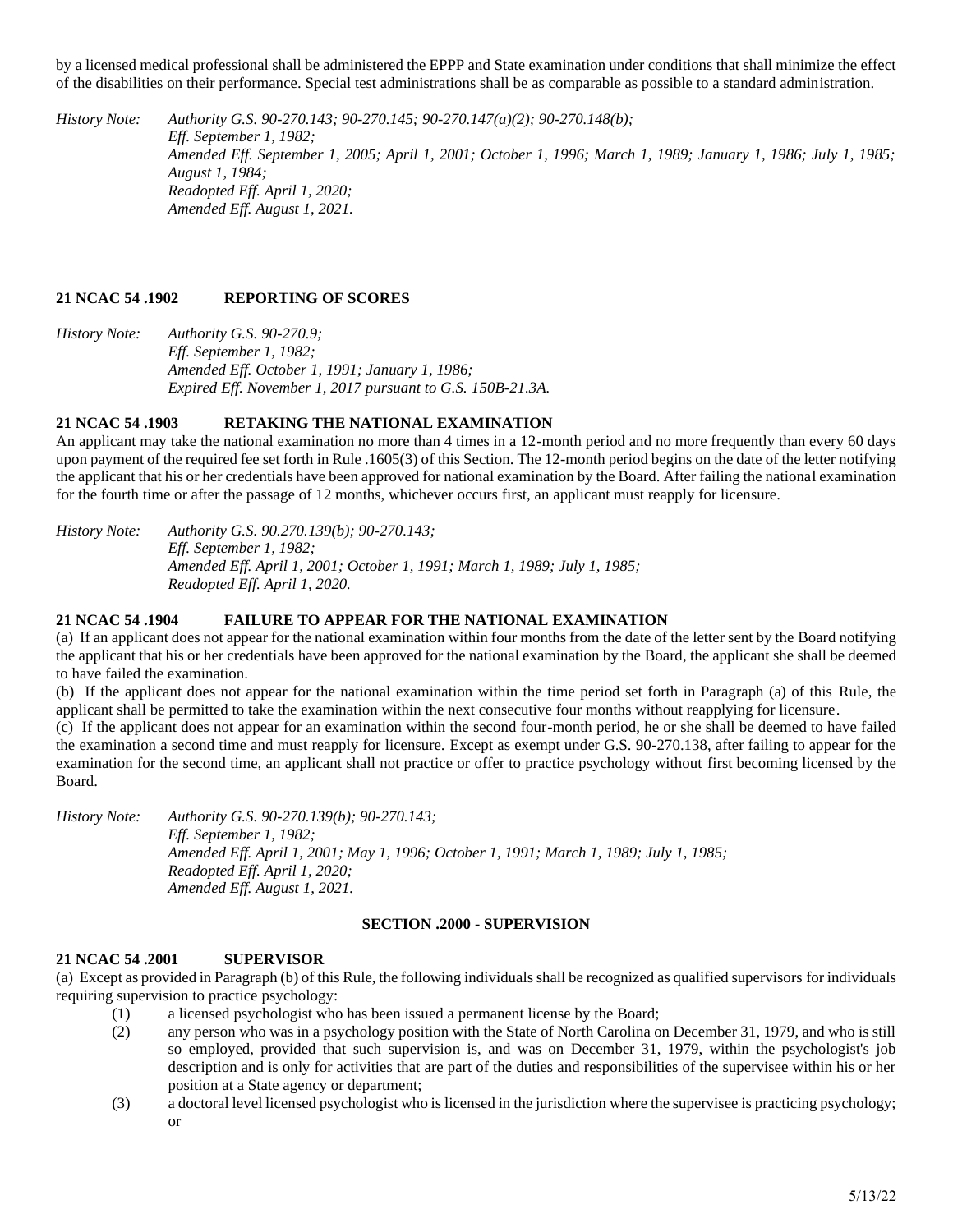by a licensed medical professional shall be administered the EPPP and State examination under conditions that shall minimize the effect of the disabilities on their performance. Special test administrations shall be as comparable as possible to a standard administration.

*History Note: Authority G.S. 90-270.143; 90-270.145; 90-270.147(a)(2); 90-270.148(b);*
*Eff. September 1, 1982;*
*Amended Eff. September 1, 2005; April 1, 2001; October 1, 1996; March 1, 1989; January 1, 1986; July 1, 1985; August 1, 1984;*
*Readopted Eff. April 1, 2020;*
*Amended Eff. August 1, 2021.*

**21 NCAC 54 .1902 REPORTING OF SCORES**

*History Note: Authority G.S. 90-270.9;*
*Eff. September 1, 1982;*
*Amended Eff. October 1, 1991; January 1, 1986;*
*Expired Eff. November 1, 2017 pursuant to G.S. 150B-21.3A.*

**21 NCAC 54 .1903 RETAKING THE NATIONAL EXAMINATION**

An applicant may take the national examination no more than 4 times in a 12-month period and no more frequently than every 60 days upon payment of the required fee set forth in Rule .1605(3) of this Section. The 12-month period begins on the date of the letter notifying the applicant that his or her credentials have been approved for national examination by the Board. After failing the national examination for the fourth time or after the passage of 12 months, whichever occurs first, an applicant must reapply for licensure.

*History Note: Authority G.S. 90.270.139(b); 90-270.143;*
*Eff. September 1, 1982;*
*Amended Eff. April 1, 2001; October 1, 1991; March 1, 1989; July 1, 1985;*
*Readopted Eff. April 1, 2020.*

**21 NCAC 54 .1904 FAILURE TO APPEAR FOR THE NATIONAL EXAMINATION**

(a) If an applicant does not appear for the national examination within four months from the date of the letter sent by the Board notifying the applicant that his or her credentials have been approved for the national examination by the Board, the applicant she shall be deemed to have failed the examination.

(b) If the applicant does not appear for the national examination within the time period set forth in Paragraph (a) of this Rule, the applicant shall be permitted to take the examination within the next consecutive four months without reapplying for licensure.

(c) If the applicant does not appear for an examination within the second four-month period, he or she shall be deemed to have failed the examination a second time and must reapply for licensure. Except as exempt under G.S. 90-270.138, after failing to appear for the examination for the second time, an applicant shall not practice or offer to practice psychology without first becoming licensed by the Board.

*History Note: Authority G.S. 90-270.139(b); 90-270.143;*
*Eff. September 1, 1982;*
*Amended Eff. April 1, 2001; May 1, 1996; October 1, 1991; March 1, 1989; July 1, 1985;*
*Readopted Eff. April 1, 2020;*
*Amended Eff. August 1, 2021.*

**SECTION .2000 - SUPERVISION**

**21 NCAC 54 .2001 SUPERVISOR**

(a) Except as provided in Paragraph (b) of this Rule, the following individuals shall be recognized as qualified supervisors for individuals requiring supervision to practice psychology:

(1) a licensed psychologist who has been issued a permanent license by the Board;

(2) any person who was in a psychology position with the State of North Carolina on December 31, 1979, and who is still so employed, provided that such supervision is, and was on December 31, 1979, within the psychologist's job description and is only for activities that are part of the duties and responsibilities of the supervisee within his or her position at a State agency or department;

(3) a doctoral level licensed psychologist who is licensed in the jurisdiction where the supervisee is practicing psychology; or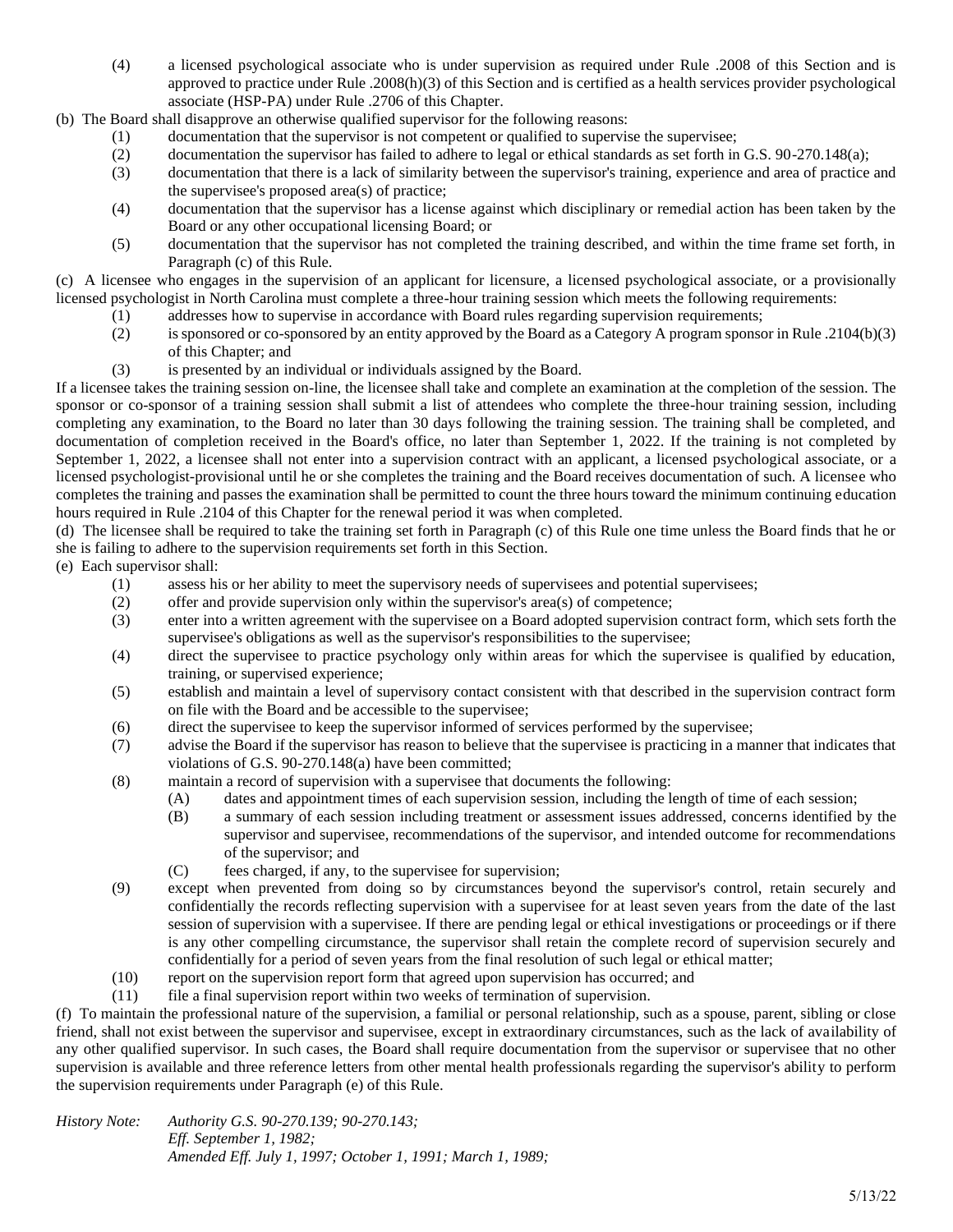(4) a licensed psychological associate who is under supervision as required under Rule .2008 of this Section and is approved to practice under Rule .2008(h)(3) of this Section and is certified as a health services provider psychological associate (HSP-PA) under Rule .2706 of this Chapter.

(b) The Board shall disapprove an otherwise qualified supervisor for the following reasons:

(1) documentation that the supervisor is not competent or qualified to supervise the supervisee;

(2) documentation the supervisor has failed to adhere to legal or ethical standards as set forth in G.S. 90-270.148(a);

(3) documentation that there is a lack of similarity between the supervisor's training, experience and area of practice and the supervisee's proposed area(s) of practice;

(4) documentation that the supervisor has a license against which disciplinary or remedial action has been taken by the Board or any other occupational licensing Board; or

(5) documentation that the supervisor has not completed the training described, and within the time frame set forth, in Paragraph (c) of this Rule.

(c) A licensee who engages in the supervision of an applicant for licensure, a licensed psychological associate, or a provisionally licensed psychologist in North Carolina must complete a three-hour training session which meets the following requirements:

(1) addresses how to supervise in accordance with Board rules regarding supervision requirements;

(2) is sponsored or co-sponsored by an entity approved by the Board as a Category A program sponsor in Rule .2104(b)(3) of this Chapter; and

(3) is presented by an individual or individuals assigned by the Board.

If a licensee takes the training session on-line, the licensee shall take and complete an examination at the completion of the session. The sponsor or co-sponsor of a training session shall submit a list of attendees who complete the three-hour training session, including completing any examination, to the Board no later than 30 days following the training session. The training shall be completed, and documentation of completion received in the Board's office, no later than September 1, 2022. If the training is not completed by September 1, 2022, a licensee shall not enter into a supervision contract with an applicant, a licensed psychological associate, or a licensed psychologist-provisional until he or she completes the training and the Board receives documentation of such. A licensee who completes the training and passes the examination shall be permitted to count the three hours toward the minimum continuing education hours required in Rule .2104 of this Chapter for the renewal period it was when completed.

(d) The licensee shall be required to take the training set forth in Paragraph (c) of this Rule one time unless the Board finds that he or she is failing to adhere to the supervision requirements set forth in this Section.

(e) Each supervisor shall:

(1) assess his or her ability to meet the supervisory needs of supervisees and potential supervisees;

(2) offer and provide supervision only within the supervisor's area(s) of competence;

(3) enter into a written agreement with the supervisee on a Board adopted supervision contract form, which sets forth the supervisee's obligations as well as the supervisor's responsibilities to the supervisee;

(4) direct the supervisee to practice psychology only within areas for which the supervisee is qualified by education, training, or supervised experience;

(5) establish and maintain a level of supervisory contact consistent with that described in the supervision contract form on file with the Board and be accessible to the supervisee;

(6) direct the supervisee to keep the supervisor informed of services performed by the supervisee;

(7) advise the Board if the supervisor has reason to believe that the supervisee is practicing in a manner that indicates that violations of G.S. 90-270.148(a) have been committed;

(8) maintain a record of supervision with a supervisee that documents the following:

   (A) dates and appointment times of each supervision session, including the length of time of each session;

   (B) a summary of each session including treatment or assessment issues addressed, concerns identified by the supervisor and supervisee, recommendations of the supervisor, and intended outcome for recommendations of the supervisor; and

   (C) fees charged, if any, to the supervisee for supervision;

(9) except when prevented from doing so by circumstances beyond the supervisor's control, retain securely and confidentially the records reflecting supervision with a supervisee for at least seven years from the date of the last session of supervision with a supervisee. If there are pending legal or ethical investigations or proceedings or if there is any other compelling circumstance, the supervisor shall retain the complete record of supervision securely and confidentially for a period of seven years from the final resolution of such legal or ethical matter;

(10) report on the supervision report form that agreed upon supervision has occurred; and

(11) file a final supervision report within two weeks of termination of supervision.

(f) To maintain the professional nature of the supervision, a familial or personal relationship, such as a spouse, parent, sibling or close friend, shall not exist between the supervisor and supervisee, except in extraordinary circumstances, such as the lack of availability of any other qualified supervisor. In such cases, the Board shall require documentation from the supervisor or supervisee that no other supervision is available and three reference letters from other mental health professionals regarding the supervisor's ability to perform the supervision requirements under Paragraph (e) of this Rule.

*History Note: Authority G.S. 90-270.139; 90-270.143;*
*Eff. September 1, 1982;*
*Amended Eff. July 1, 1997; October 1, 1991; March 1, 1989;*

5/13/22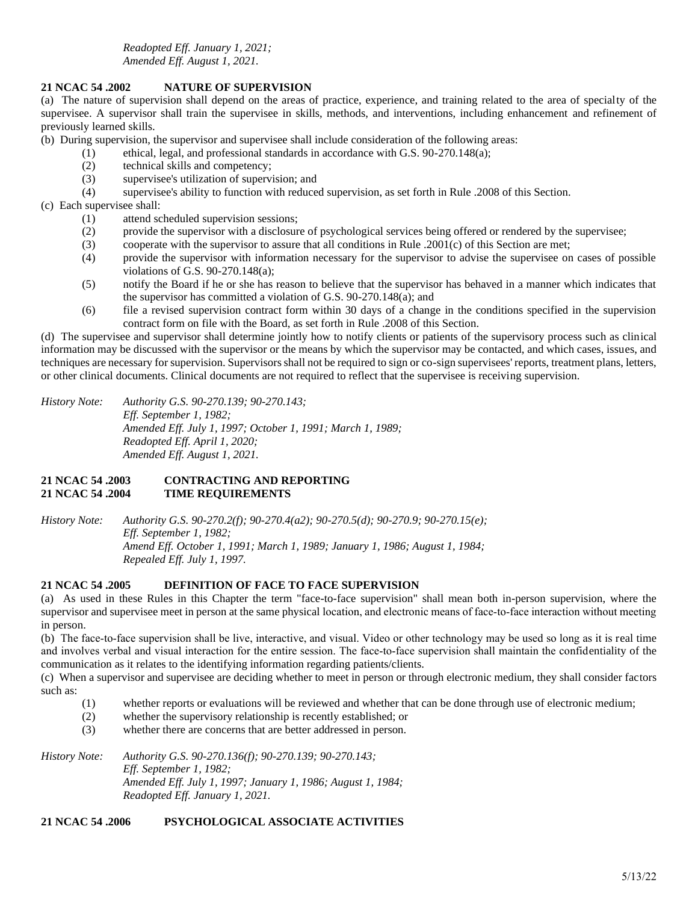*Readopted Eff. January 1, 2021;*
*Amended Eff. August 1, 2021.*

**21 NCAC 54 .2002 NATURE OF SUPERVISION**

(a) The nature of supervision shall depend on the areas of practice, experience, and training related to the area of specialty of the supervisee. A supervisor shall train the supervisee in skills, methods, and interventions, including enhancement and refinement of previously learned skills.

(b) During supervision, the supervisor and supervisee shall include consideration of the following areas:

(1) ethical, legal, and professional standards in accordance with G.S. 90-270.148(a);
(2) technical skills and competency;
(3) supervisee's utilization of supervision; and
(4) supervisee's ability to function with reduced supervision, as set forth in Rule .2008 of this Section.

(c) Each supervisee shall:

(1) attend scheduled supervision sessions;
(2) provide the supervisor with a disclosure of psychological services being offered or rendered by the supervisee;
(3) cooperate with the supervisor to assure that all conditions in Rule .2001(c) of this Section are met;
(4) provide the supervisor with information necessary for the supervisor to advise the supervisee on cases of possible violations of G.S. 90-270.148(a);
(5) notify the Board if he or she has reason to believe that the supervisor has behaved in a manner which indicates that the supervisor has committed a violation of G.S. 90-270.148(a); and
(6) file a revised supervision contract form within 30 days of a change in the conditions specified in the supervision contract form on file with the Board, as set forth in Rule .2008 of this Section.

(d) The supervisee and supervisor shall determine jointly how to notify clients or patients of the supervisory process such as clinical information may be discussed with the supervisor or the means by which the supervisor may be contacted, and which cases, issues, and techniques are necessary for supervision. Supervisors shall not be required to sign or co-sign supervisees' reports, treatment plans, letters, or other clinical documents. Clinical documents are not required to reflect that the supervisee is receiving supervision.

*History Note: Authority G.S. 90-270.139; 90-270.143;*
*Eff. September 1, 1982;*
*Amended Eff. July 1, 1997; October 1, 1991; March 1, 1989;*
*Readopted Eff. April 1, 2020;*
*Amended Eff. August 1, 2021.*

**21 NCAC 54 .2003 CONTRACTING AND REPORTING**
**21 NCAC 54 .2004 TIME REQUIREMENTS**

*History Note: Authority G.S. 90-270.2(f); 90-270.4(a2); 90-270.5(d); 90-270.9; 90-270.15(e);*
*Eff. September 1, 1982;*
*Amend Eff. October 1, 1991; March 1, 1989; January 1, 1986; August 1, 1984;*
*Repealed Eff. July 1, 1997.*

**21 NCAC 54 .2005 DEFINITION OF FACE TO FACE SUPERVISION**

(a) As used in these Rules in this Chapter the term "face-to-face supervision" shall mean both in-person supervision, where the supervisor and supervisee meet in person at the same physical location, and electronic means of face-to-face interaction without meeting in person.

(b) The face-to-face supervision shall be live, interactive, and visual. Video or other technology may be used so long as it is real time and involves verbal and visual interaction for the entire session. The face-to-face supervision shall maintain the confidentiality of the communication as it relates to the identifying information regarding patients/clients.

(c) When a supervisor and supervisee are deciding whether to meet in person or through electronic medium, they shall consider factors such as:

(1) whether reports or evaluations will be reviewed and whether that can be done through use of electronic medium;
(2) whether the supervisory relationship is recently established; or
(3) whether there are concerns that are better addressed in person.

*History Note: Authority G.S. 90-270.136(f); 90-270.139; 90-270.143;*
*Eff. September 1, 1982;*
*Amended Eff. July 1, 1997; January 1, 1986; August 1, 1984;*
*Readopted Eff. January 1, 2021.*

**21 NCAC 54 .2006 PSYCHOLOGICAL ASSOCIATE ACTIVITIES**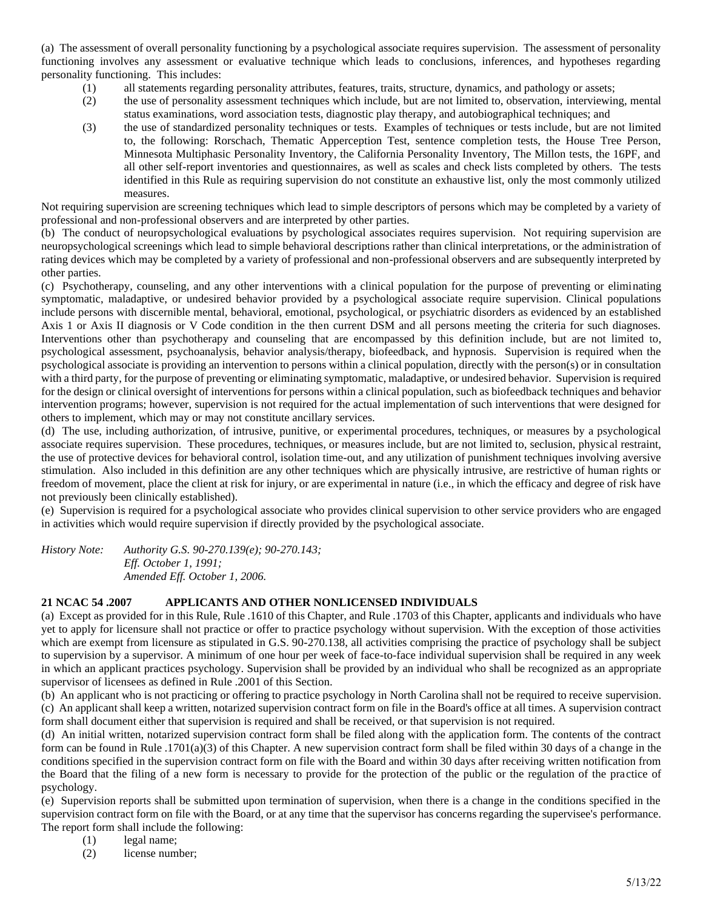(a) The assessment of overall personality functioning by a psychological associate requires supervision. The assessment of personality functioning involves any assessment or evaluative technique which leads to conclusions, inferences, and hypotheses regarding personality functioning. This includes:

(1) all statements regarding personality attributes, features, traits, structure, dynamics, and pathology or assets;

(2) the use of personality assessment techniques which include, but are not limited to, observation, interviewing, mental status examinations, word association tests, diagnostic play therapy, and autobiographical techniques; and

(3) the use of standardized personality techniques or tests. Examples of techniques or tests include, but are not limited to, the following: Rorschach, Thematic Apperception Test, sentence completion tests, the House Tree Person, Minnesota Multiphasic Personality Inventory, the California Personality Inventory, The Millon tests, the 16PF, and all other self-report inventories and questionnaires, as well as scales and check lists completed by others. The tests identified in this Rule as requiring supervision do not constitute an exhaustive list, only the most commonly utilized measures.

Not requiring supervision are screening techniques which lead to simple descriptors of persons which may be completed by a variety of professional and non-professional observers and are interpreted by other parties.

(b) The conduct of neuropsychological evaluations by psychological associates requires supervision. Not requiring supervision are neuropsychological screenings which lead to simple behavioral descriptions rather than clinical interpretations, or the administration of rating devices which may be completed by a variety of professional and non-professional observers and are subsequently interpreted by other parties.

(c) Psychotherapy, counseling, and any other interventions with a clinical population for the purpose of preventing or eliminating symptomatic, maladaptive, or undesired behavior provided by a psychological associate require supervision. Clinical populations include persons with discernible mental, behavioral, emotional, psychological, or psychiatric disorders as evidenced by an established Axis 1 or Axis II diagnosis or V Code condition in the then current DSM and all persons meeting the criteria for such diagnoses. Interventions other than psychotherapy and counseling that are encompassed by this definition include, but are not limited to, psychological assessment, psychoanalysis, behavior analysis/therapy, biofeedback, and hypnosis. Supervision is required when the psychological associate is providing an intervention to persons within a clinical population, directly with the person(s) or in consultation with a third party, for the purpose of preventing or eliminating symptomatic, maladaptive, or undesired behavior. Supervision is required for the design or clinical oversight of interventions for persons within a clinical population, such as biofeedback techniques and behavior intervention programs; however, supervision is not required for the actual implementation of such interventions that were designed for others to implement, which may or may not constitute ancillary services.

(d) The use, including authorization, of intrusive, punitive, or experimental procedures, techniques, or measures by a psychological associate requires supervision. These procedures, techniques, or measures include, but are not limited to, seclusion, physical restraint, the use of protective devices for behavioral control, isolation time-out, and any utilization of punishment techniques involving aversive stimulation. Also included in this definition are any other techniques which are physically intrusive, are restrictive of human rights or freedom of movement, place the client at risk for injury, or are experimental in nature (i.e., in which the efficacy and degree of risk have not previously been clinically established).

(e) Supervision is required for a psychological associate who provides clinical supervision to other service providers who are engaged in activities which would require supervision if directly provided by the psychological associate.

*History Note: Authority G.S. 90-270.139(e); 90-270.143;*
*Eff. October 1, 1991;*
*Amended Eff. October 1, 2006.*

**21 NCAC 54 .2007 APPLICANTS AND OTHER NONLICENSED INDIVIDUALS**

(a) Except as provided for in this Rule, Rule .1610 of this Chapter, and Rule .1703 of this Chapter, applicants and individuals who have yet to apply for licensure shall not practice or offer to practice psychology without supervision. With the exception of those activities which are exempt from licensure as stipulated in G.S. 90-270.138, all activities comprising the practice of psychology shall be subject to supervision by a supervisor. A minimum of one hour per week of face-to-face individual supervision shall be required in any week in which an applicant practices psychology. Supervision shall be provided by an individual who shall be recognized as an appropriate supervisor of licensees as defined in Rule .2001 of this Section.

(b) An applicant who is not practicing or offering to practice psychology in North Carolina shall not be required to receive supervision.

(c) An applicant shall keep a written, notarized supervision contract form on file in the Board's office at all times. A supervision contract form shall document either that supervision is required and shall be received, or that supervision is not required.

(d) An initial written, notarized supervision contract form shall be filed along with the application form. The contents of the contract form can be found in Rule .1701(a)(3) of this Chapter. A new supervision contract form shall be filed within 30 days of a change in the conditions specified in the supervision contract form on file with the Board and within 30 days after receiving written notification from the Board that the filing of a new form is necessary to provide for the protection of the public or the regulation of the practice of psychology.

(e) Supervision reports shall be submitted upon termination of supervision, when there is a change in the conditions specified in the supervision contract form on file with the Board, or at any time that the supervisor has concerns regarding the supervisee's performance. The report form shall include the following:

(1) legal name;

(2) license number;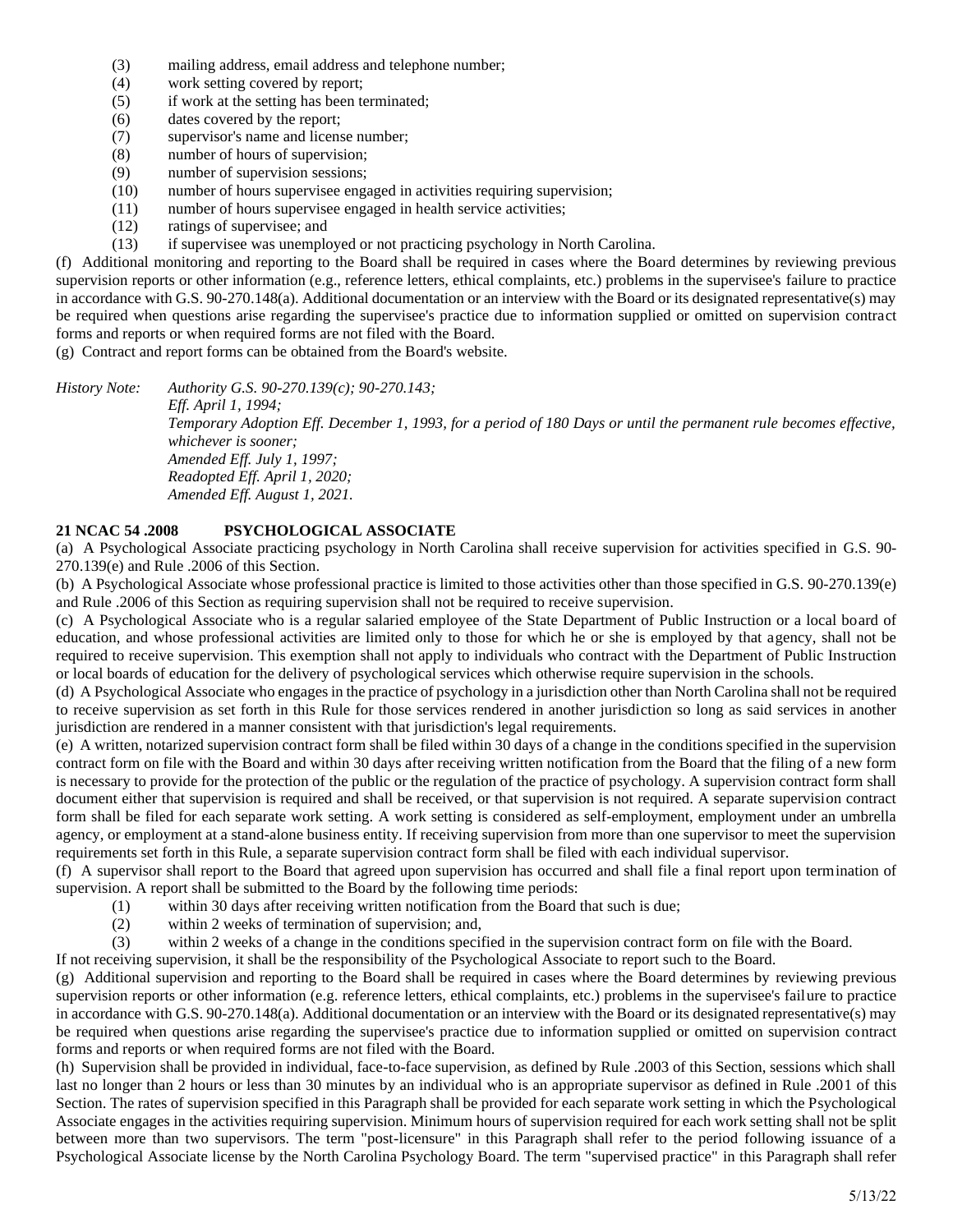(3) mailing address, email address and telephone number;
(4) work setting covered by report;
(5) if work at the setting has been terminated;
(6) dates covered by the report;
(7) supervisor's name and license number;
(8) number of hours of supervision;
(9) number of supervision sessions;
(10) number of hours supervisee engaged in activities requiring supervision;
(11) number of hours supervisee engaged in health service activities;
(12) ratings of supervisee; and
(13) if supervisee was unemployed or not practicing psychology in North Carolina.

(f) Additional monitoring and reporting to the Board shall be required in cases where the Board determines by reviewing previous supervision reports or other information (e.g., reference letters, ethical complaints, etc.) problems in the supervisee's failure to practice in accordance with G.S. 90-270.148(a). Additional documentation or an interview with the Board or its designated representative(s) may be required when questions arise regarding the supervisee's practice due to information supplied or omitted on supervision contract forms and reports or when required forms are not filed with the Board.

(g) Contract and report forms can be obtained from the Board's website.

*History Note: Authority G.S. 90-270.139(c); 90-270.143;*
*Eff. April 1, 1994;*
*Temporary Adoption Eff. December 1, 1993, for a period of 180 Days or until the permanent rule becomes effective, whichever is sooner;*
*Amended Eff. July 1, 1997;*
*Readopted Eff. April 1, 2020;*
*Amended Eff. August 1, 2021.*

**21 NCAC 54 .2008 PSYCHOLOGICAL ASSOCIATE**

(a) A Psychological Associate practicing psychology in North Carolina shall receive supervision for activities specified in G.S. 90-270.139(e) and Rule .2006 of this Section.

(b) A Psychological Associate whose professional practice is limited to those activities other than those specified in G.S. 90-270.139(e) and Rule .2006 of this Section as requiring supervision shall not be required to receive supervision.

(c) A Psychological Associate who is a regular salaried employee of the State Department of Public Instruction or a local board of education, and whose professional activities are limited only to those for which he or she is employed by that agency, shall not be required to receive supervision. This exemption shall not apply to individuals who contract with the Department of Public Instruction or local boards of education for the delivery of psychological services which otherwise require supervision in the schools.

(d) A Psychological Associate who engages in the practice of psychology in a jurisdiction other than North Carolina shall not be required to receive supervision as set forth in this Rule for those services rendered in another jurisdiction so long as said services in another jurisdiction are rendered in a manner consistent with that jurisdiction's legal requirements.

(e) A written, notarized supervision contract form shall be filed within 30 days of a change in the conditions specified in the supervision contract form on file with the Board and within 30 days after receiving written notification from the Board that the filing of a new form is necessary to provide for the protection of the public or the regulation of the practice of psychology. A supervision contract form shall document either that supervision is required and shall be received, or that supervision is not required. A separate supervision contract form shall be filed for each separate work setting. A work setting is considered as self-employment, employment under an umbrella agency, or employment at a stand-alone business entity. If receiving supervision from more than one supervisor to meet the supervision requirements set forth in this Rule, a separate supervision contract form shall be filed with each individual supervisor.

(f) A supervisor shall report to the Board that agreed upon supervision has occurred and shall file a final report upon termination of supervision. A report shall be submitted to the Board by the following time periods:

(1) within 30 days after receiving written notification from the Board that such is due;
(2) within 2 weeks of termination of supervision; and,
(3) within 2 weeks of a change in the conditions specified in the supervision contract form on file with the Board.

If not receiving supervision, it shall be the responsibility of the Psychological Associate to report such to the Board.

(g) Additional supervision and reporting to the Board shall be required in cases where the Board determines by reviewing previous supervision reports or other information (e.g. reference letters, ethical complaints, etc.) problems in the supervisee's failure to practice in accordance with G.S. 90-270.148(a). Additional documentation or an interview with the Board or its designated representative(s) may be required when questions arise regarding the supervisee's practice due to information supplied or omitted on supervision contract forms and reports or when required forms are not filed with the Board.

(h) Supervision shall be provided in individual, face-to-face supervision, as defined by Rule .2003 of this Section, sessions which shall last no longer than 2 hours or less than 30 minutes by an individual who is an appropriate supervisor as defined in Rule .2001 of this Section. The rates of supervision specified in this Paragraph shall be provided for each separate work setting in which the Psychological Associate engages in the activities requiring supervision. Minimum hours of supervision required for each work setting shall not be split between more than two supervisors. The term "post-licensure" in this Paragraph shall refer to the period following issuance of a Psychological Associate license by the North Carolina Psychology Board. The term "supervised practice" in this Paragraph shall refer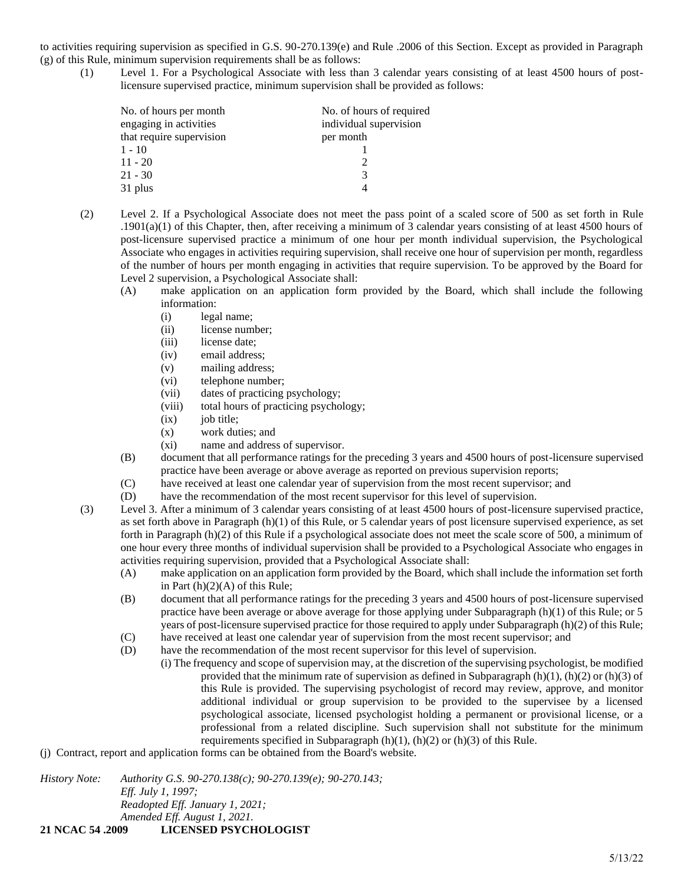to activities requiring supervision as specified in G.S. 90-270.139(e) and Rule .2006 of this Section. Except as provided in Paragraph (g) of this Rule, minimum supervision requirements shall be as follows:

(1) Level 1. For a Psychological Associate with less than 3 calendar years consisting of at least 4500 hours of post-licensure supervised practice, minimum supervision shall be provided as follows:

| No. of hours per month engaging in activities that require supervision | No. of hours of required individual supervision per month |
|---|---|
| 1 - 10 | 1 |
| 11 - 20 | 2 |
| 21 - 30 | 3 |
| 31 plus | 4 |

(2) Level 2. If a Psychological Associate does not meet the pass point of a scaled score of 500 as set forth in Rule .1901(a)(1) of this Chapter, then, after receiving a minimum of 3 calendar years consisting of at least 4500 hours of post-licensure supervised practice a minimum of one hour per month individual supervision, the Psychological Associate who engages in activities requiring supervision, shall receive one hour of supervision per month, regardless of the number of hours per month engaging in activities that require supervision. To be approved by the Board for Level 2 supervision, a Psychological Associate shall:

- (A) make application on an application form provided by the Board, which shall include the following information:
  - (i) legal name;
  - (ii) license number;
  - (iii) license date;
  - (iv) email address;
  - (v) mailing address;
  - (vi) telephone number;
  - (vii) dates of practicing psychology;
  - (viii) total hours of practicing psychology;
  - (ix) job title;
  - (x) work duties; and
  - (xi) name and address of supervisor.
- (B) document that all performance ratings for the preceding 3 years and 4500 hours of post-licensure supervised practice have been average or above average as reported on previous supervision reports;
- (C) have received at least one calendar year of supervision from the most recent supervisor; and
- (D) have the recommendation of the most recent supervisor for this level of supervision.

(3) Level 3. After a minimum of 3 calendar years consisting of at least 4500 hours of post-licensure supervised practice, as set forth above in Paragraph (h)(1) of this Rule, or 5 calendar years of post licensure supervised experience, as set forth in Paragraph (h)(2) of this Rule if a psychological associate does not meet the scale score of 500, a minimum of one hour every three months of individual supervision shall be provided to a Psychological Associate who engages in activities requiring supervision, provided that a Psychological Associate shall:

- (A) make application on an application form provided by the Board, which shall include the information set forth in Part (h)(2)(A) of this Rule;
- (B) document that all performance ratings for the preceding 3 years and 4500 hours of post-licensure supervised practice have been average or above average for those applying under Subparagraph (h)(1) of this Rule; or 5 years of post-licensure supervised practice for those required to apply under Subparagraph (h)(2) of this Rule;
- (C) have received at least one calendar year of supervision from the most recent supervisor; and
- (D) have the recommendation of the most recent supervisor for this level of supervision.

(i) The frequency and scope of supervision may, at the discretion of the supervising psychologist, be modified provided that the minimum rate of supervision as defined in Subparagraph (h)(1), (h)(2) or (h)(3) of this Rule is provided. The supervising psychologist of record may review, approve, and monitor additional individual or group supervision to be provided to the supervisee by a licensed psychological associate, licensed psychologist holding a permanent or provisional license, or a professional from a related discipline. Such supervision shall not substitute for the minimum requirements specified in Subparagraph (h)(1), (h)(2) or (h)(3) of this Rule.

(j) Contract, report and application forms can be obtained from the Board's website.

*History Note: Authority G.S. 90-270.138(c); 90-270.139(e); 90-270.143;*
*Eff. July 1, 1997;*
*Readopted Eff. January 1, 2021;*
*Amended Eff. August 1, 2021.*

**21 NCAC 54 .2009 LICENSED PSYCHOLOGIST**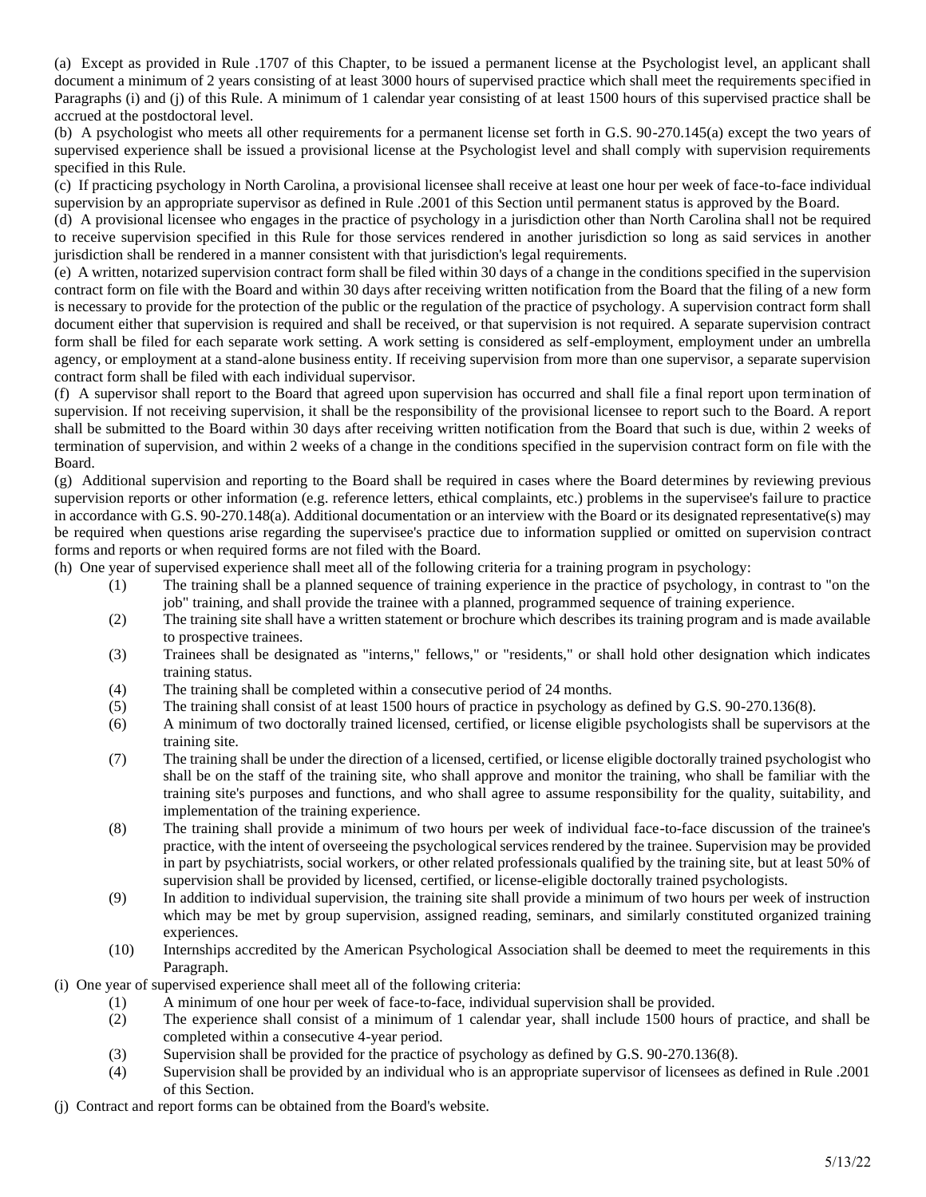(a) Except as provided in Rule .1707 of this Chapter, to be issued a permanent license at the Psychologist level, an applicant shall document a minimum of 2 years consisting of at least 3000 hours of supervised practice which shall meet the requirements specified in Paragraphs (i) and (j) of this Rule. A minimum of 1 calendar year consisting of at least 1500 hours of this supervised practice shall be accrued at the postdoctoral level.

(b) A psychologist who meets all other requirements for a permanent license set forth in G.S. 90-270.145(a) except the two years of supervised experience shall be issued a provisional license at the Psychologist level and shall comply with supervision requirements specified in this Rule.

(c) If practicing psychology in North Carolina, a provisional licensee shall receive at least one hour per week of face-to-face individual supervision by an appropriate supervisor as defined in Rule .2001 of this Section until permanent status is approved by the Board.

(d) A provisional licensee who engages in the practice of psychology in a jurisdiction other than North Carolina shall not be required to receive supervision specified in this Rule for those services rendered in another jurisdiction so long as said services in another jurisdiction shall be rendered in a manner consistent with that jurisdiction's legal requirements.

(e) A written, notarized supervision contract form shall be filed within 30 days of a change in the conditions specified in the supervision contract form on file with the Board and within 30 days after receiving written notification from the Board that the filing of a new form is necessary to provide for the protection of the public or the regulation of the practice of psychology. A supervision contract form shall document either that supervision is required and shall be received, or that supervision is not required. A separate supervision contract form shall be filed for each separate work setting. A work setting is considered as self-employment, employment under an umbrella agency, or employment at a stand-alone business entity. If receiving supervision from more than one supervisor, a separate supervision contract form shall be filed with each individual supervisor.

(f) A supervisor shall report to the Board that agreed upon supervision has occurred and shall file a final report upon termination of supervision. If not receiving supervision, it shall be the responsibility of the provisional licensee to report such to the Board. A report shall be submitted to the Board within 30 days after receiving written notification from the Board that such is due, within 2 weeks of termination of supervision, and within 2 weeks of a change in the conditions specified in the supervision contract form on file with the Board.

(g) Additional supervision and reporting to the Board shall be required in cases where the Board determines by reviewing previous supervision reports or other information (e.g. reference letters, ethical complaints, etc.) problems in the supervisee's failure to practice in accordance with G.S. 90-270.148(a). Additional documentation or an interview with the Board or its designated representative(s) may be required when questions arise regarding the supervisee's practice due to information supplied or omitted on supervision contract forms and reports or when required forms are not filed with the Board.

(h) One year of supervised experience shall meet all of the following criteria for a training program in psychology:

(1) The training shall be a planned sequence of training experience in the practice of psychology, in contrast to "on the job" training, and shall provide the trainee with a planned, programmed sequence of training experience.

(2) The training site shall have a written statement or brochure which describes its training program and is made available to prospective trainees.

(3) Trainees shall be designated as "interns," fellows," or "residents," or shall hold other designation which indicates training status.

(4) The training shall be completed within a consecutive period of 24 months.

(5) The training shall consist of at least 1500 hours of practice in psychology as defined by G.S. 90-270.136(8).

(6) A minimum of two doctorally trained licensed, certified, or license eligible psychologists shall be supervisors at the training site.

(7) The training shall be under the direction of a licensed, certified, or license eligible doctorally trained psychologist who shall be on the staff of the training site, who shall approve and monitor the training, who shall be familiar with the training site's purposes and functions, and who shall agree to assume responsibility for the quality, suitability, and implementation of the training experience.

(8) The training shall provide a minimum of two hours per week of individual face-to-face discussion of the trainee's practice, with the intent of overseeing the psychological services rendered by the trainee. Supervision may be provided in part by psychiatrists, social workers, or other related professionals qualified by the training site, but at least 50% of supervision shall be provided by licensed, certified, or license-eligible doctorally trained psychologists.

(9) In addition to individual supervision, the training site shall provide a minimum of two hours per week of instruction which may be met by group supervision, assigned reading, seminars, and similarly constituted organized training experiences.

(10) Internships accredited by the American Psychological Association shall be deemed to meet the requirements in this Paragraph.

(i) One year of supervised experience shall meet all of the following criteria:

(1) A minimum of one hour per week of face-to-face, individual supervision shall be provided.

(2) The experience shall consist of a minimum of 1 calendar year, shall include 1500 hours of practice, and shall be completed within a consecutive 4-year period.

(3) Supervision shall be provided for the practice of psychology as defined by G.S. 90-270.136(8).

(4) Supervision shall be provided by an individual who is an appropriate supervisor of licensees as defined in Rule .2001 of this Section.

(j) Contract and report forms can be obtained from the Board's website.

5/13/22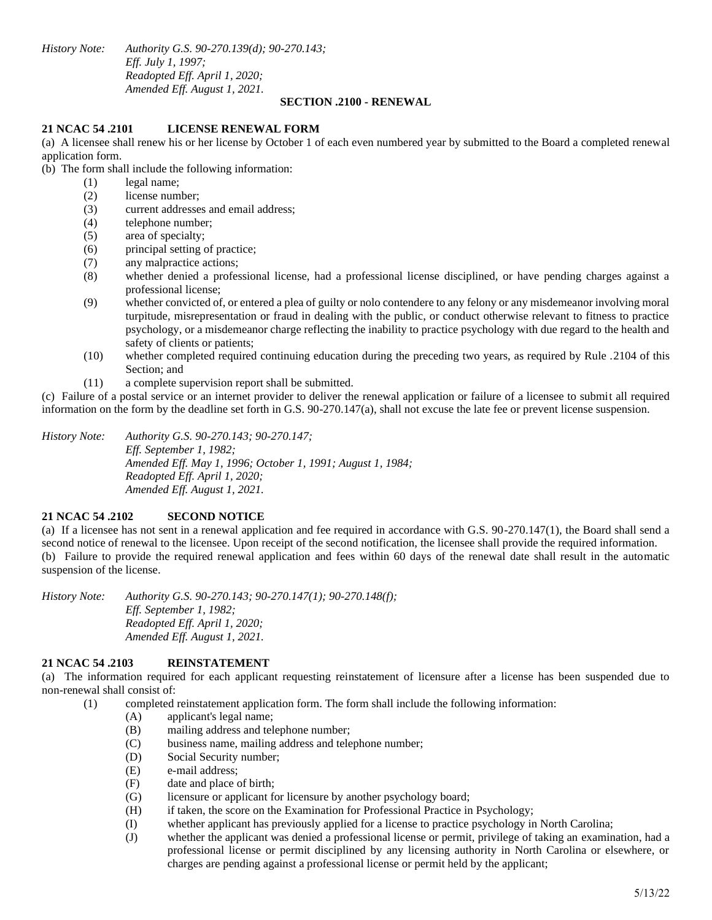*History Note: Authority G.S. 90-270.139(d); 90-270.143;*
*Eff. July 1, 1997;*
*Readopted Eff. April 1, 2020;*
*Amended Eff. August 1, 2021.*

## SECTION .2100 - RENEWAL

### 21 NCAC 54 .2101 LICENSE RENEWAL FORM

(a) A licensee shall renew his or her license by October 1 of each even numbered year by submitted to the Board a completed renewal application form.

(b) The form shall include the following information:

- (1) legal name;
- (2) license number;
- (3) current addresses and email address;
- (4) telephone number;
- (5) area of specialty;
- (6) principal setting of practice;
- (7) any malpractice actions;
- (8) whether denied a professional license, had a professional license disciplined, or have pending charges against a professional license;
- (9) whether convicted of, or entered a plea of guilty or nolo contendere to any felony or any misdemeanor involving moral turpitude, misrepresentation or fraud in dealing with the public, or conduct otherwise relevant to fitness to practice psychology, or a misdemeanor charge reflecting the inability to practice psychology with due regard to the health and safety of clients or patients;
- (10) whether completed required continuing education during the preceding two years, as required by Rule .2104 of this Section; and
- (11) a complete supervision report shall be submitted.

(c) Failure of a postal service or an internet provider to deliver the renewal application or failure of a licensee to submit all required information on the form by the deadline set forth in G.S. 90-270.147(a), shall not excuse the late fee or prevent license suspension.

*History Note: Authority G.S. 90-270.143; 90-270.147;*
*Eff. September 1, 1982;*
*Amended Eff. May 1, 1996; October 1, 1991; August 1, 1984;*
*Readopted Eff. April 1, 2020;*
*Amended Eff. August 1, 2021.*

### 21 NCAC 54 .2102 SECOND NOTICE

(a) If a licensee has not sent in a renewal application and fee required in accordance with G.S. 90-270.147(1), the Board shall send a second notice of renewal to the licensee. Upon receipt of the second notification, the licensee shall provide the required information.

(b) Failure to provide the required renewal application and fees within 60 days of the renewal date shall result in the automatic suspension of the license.

*History Note: Authority G.S. 90-270.143; 90-270.147(1); 90-270.148(f);*
*Eff. September 1, 1982;*
*Readopted Eff. April 1, 2020;*
*Amended Eff. August 1, 2021.*

### 21 NCAC 54 .2103 REINSTATEMENT

(a) The information required for each applicant requesting reinstatement of licensure after a license has been suspended due to non-renewal shall consist of:

- (1) completed reinstatement application form. The form shall include the following information:
  - (A) applicant's legal name;
  - (B) mailing address and telephone number;
  - (C) business name, mailing address and telephone number;
  - (D) Social Security number;
  - (E) e-mail address;
  - (F) date and place of birth;
  - (G) licensure or applicant for licensure by another psychology board;
  - (H) if taken, the score on the Examination for Professional Practice in Psychology;
  - (I) whether applicant has previously applied for a license to practice psychology in North Carolina;
  - (J) whether the applicant was denied a professional license or permit, privilege of taking an examination, had a professional license or permit disciplined by any licensing authority in North Carolina or elsewhere, or charges are pending against a professional license or permit held by the applicant;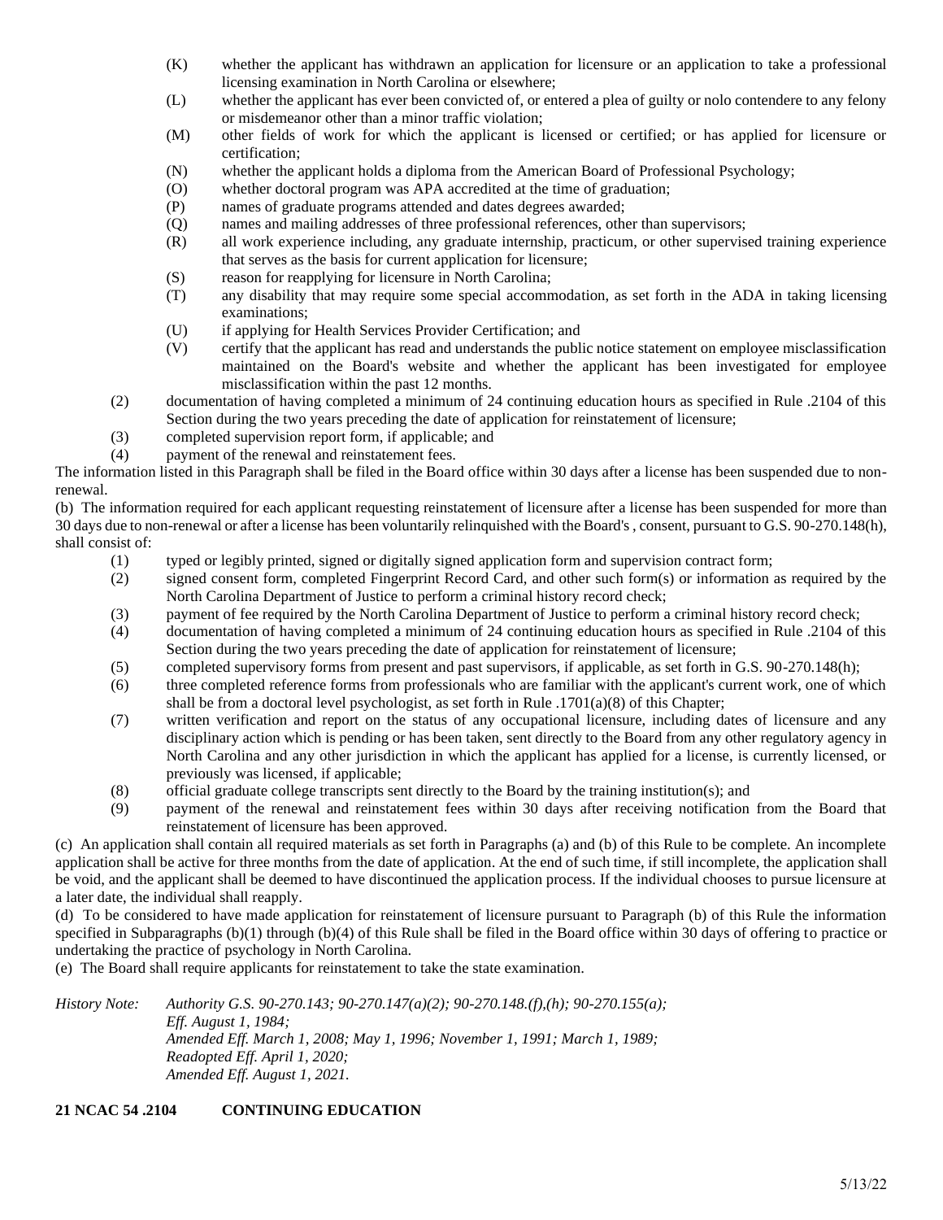(K) whether the applicant has withdrawn an application for licensure or an application to take a professional licensing examination in North Carolina or elsewhere;

(L) whether the applicant has ever been convicted of, or entered a plea of guilty or nolo contendere to any felony or misdemeanor other than a minor traffic violation;

(M) other fields of work for which the applicant is licensed or certified; or has applied for licensure or certification;

(N) whether the applicant holds a diploma from the American Board of Professional Psychology;

(O) whether doctoral program was APA accredited at the time of graduation;

(P) names of graduate programs attended and dates degrees awarded;

(Q) names and mailing addresses of three professional references, other than supervisors;

(R) all work experience including, any graduate internship, practicum, or other supervised training experience that serves as the basis for current application for licensure;

(S) reason for reapplying for licensure in North Carolina;

(T) any disability that may require some special accommodation, as set forth in the ADA in taking licensing examinations;

(U) if applying for Health Services Provider Certification; and

(V) certify that the applicant has read and understands the public notice statement on employee misclassification maintained on the Board's website and whether the applicant has been investigated for employee misclassification within the past 12 months.

(2) documentation of having completed a minimum of 24 continuing education hours as specified in Rule .2104 of this Section during the two years preceding the date of application for reinstatement of licensure;

(3) completed supervision report form, if applicable; and

(4) payment of the renewal and reinstatement fees.

The information listed in this Paragraph shall be filed in the Board office within 30 days after a license has been suspended due to non-renewal.

(b) The information required for each applicant requesting reinstatement of licensure after a license has been suspended for more than 30 days due to non-renewal or after a license has been voluntarily relinquished with the Board's , consent, pursuant to G.S. 90-270.148(h), shall consist of:

(1) typed or legibly printed, signed or digitally signed application form and supervision contract form;

(2) signed consent form, completed Fingerprint Record Card, and other such form(s) or information as required by the North Carolina Department of Justice to perform a criminal history record check;

(3) payment of fee required by the North Carolina Department of Justice to perform a criminal history record check;

(4) documentation of having completed a minimum of 24 continuing education hours as specified in Rule .2104 of this Section during the two years preceding the date of application for reinstatement of licensure;

(5) completed supervisory forms from present and past supervisors, if applicable, as set forth in G.S. 90-270.148(h);

(6) three completed reference forms from professionals who are familiar with the applicant's current work, one of which shall be from a doctoral level psychologist, as set forth in Rule .1701(a)(8) of this Chapter;

(7) written verification and report on the status of any occupational licensure, including dates of licensure and any disciplinary action which is pending or has been taken, sent directly to the Board from any other regulatory agency in North Carolina and any other jurisdiction in which the applicant has applied for a license, is currently licensed, or previously was licensed, if applicable;

(8) official graduate college transcripts sent directly to the Board by the training institution(s); and

(9) payment of the renewal and reinstatement fees within 30 days after receiving notification from the Board that reinstatement of licensure has been approved.

(c) An application shall contain all required materials as set forth in Paragraphs (a) and (b) of this Rule to be complete. An incomplete application shall be active for three months from the date of application. At the end of such time, if still incomplete, the application shall be void, and the applicant shall be deemed to have discontinued the application process. If the individual chooses to pursue licensure at a later date, the individual shall reapply.

(d) To be considered to have made application for reinstatement of licensure pursuant to Paragraph (b) of this Rule the information specified in Subparagraphs (b)(1) through (b)(4) of this Rule shall be filed in the Board office within 30 days of offering to practice or undertaking the practice of psychology in North Carolina.

(e) The Board shall require applicants for reinstatement to take the state examination.

*History Note: Authority G.S. 90-270.143; 90-270.147(a)(2); 90-270.148.(f),(h); 90-270.155(a);*
*Eff. August 1, 1984;*
*Amended Eff. March 1, 2008; May 1, 1996; November 1, 1991; March 1, 1989;*
*Readopted Eff. April 1, 2020;*
*Amended Eff. August 1, 2021.*

**21 NCAC 54 .2104 CONTINUING EDUCATION**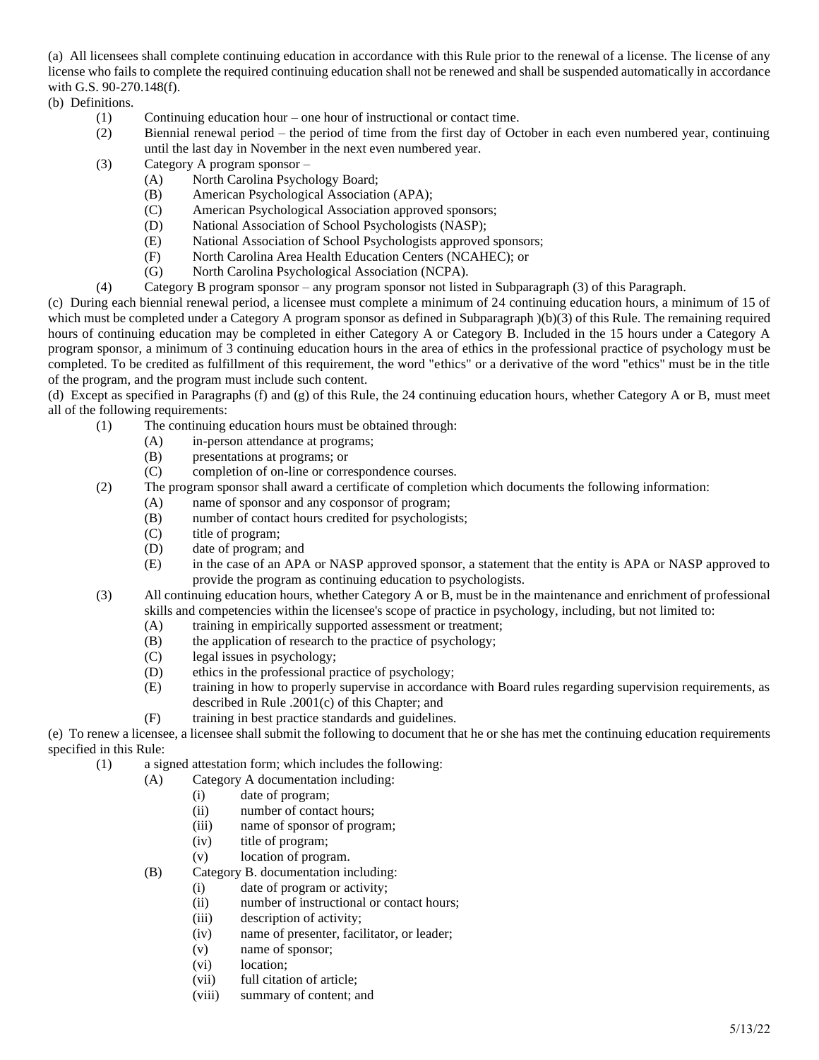(a) All licensees shall complete continuing education in accordance with this Rule prior to the renewal of a license. The license of any license who fails to complete the required continuing education shall not be renewed and shall be suspended automatically in accordance with G.S. 90-270.148(f).

(b) Definitions.

- (1) Continuing education hour – one hour of instructional or contact time.
- (2) Biennial renewal period – the period of time from the first day of October in each even numbered year, continuing until the last day in November in the next even numbered year.
- (3) Category A program sponsor –
  - (A) North Carolina Psychology Board;
  - (B) American Psychological Association (APA);
  - (C) American Psychological Association approved sponsors;
  - (D) National Association of School Psychologists (NASP);
  - (E) National Association of School Psychologists approved sponsors;
  - (F) North Carolina Area Health Education Centers (NCAHEC); or
  - (G) North Carolina Psychological Association (NCPA).
- (4) Category B program sponsor – any program sponsor not listed in Subparagraph (3) of this Paragraph.

(c) During each biennial renewal period, a licensee must complete a minimum of 24 continuing education hours, a minimum of 15 of which must be completed under a Category A program sponsor as defined in Subparagraph )(b)(3) of this Rule. The remaining required hours of continuing education may be completed in either Category A or Category B. Included in the 15 hours under a Category A program sponsor, a minimum of 3 continuing education hours in the area of ethics in the professional practice of psychology must be completed. To be credited as fulfillment of this requirement, the word "ethics" or a derivative of the word "ethics" must be in the title of the program, and the program must include such content.

(d) Except as specified in Paragraphs (f) and (g) of this Rule, the 24 continuing education hours, whether Category A or B, must meet all of the following requirements:

- (1) The continuing education hours must be obtained through:
  - (A) in-person attendance at programs;
  - (B) presentations at programs; or
  - (C) completion of on-line or correspondence courses.
- (2) The program sponsor shall award a certificate of completion which documents the following information:
  - (A) name of sponsor and any cosponsor of program;
  - (B) number of contact hours credited for psychologists;
  - (C) title of program;
  - (D) date of program; and
  - (E) in the case of an APA or NASP approved sponsor, a statement that the entity is APA or NASP approved to provide the program as continuing education to psychologists.
- (3) All continuing education hours, whether Category A or B, must be in the maintenance and enrichment of professional skills and competencies within the licensee's scope of practice in psychology, including, but not limited to:
  - (A) training in empirically supported assessment or treatment;
  - (B) the application of research to the practice of psychology;
  - (C) legal issues in psychology;
  - (D) ethics in the professional practice of psychology;
  - (E) training in how to properly supervise in accordance with Board rules regarding supervision requirements, as described in Rule .2001(c) of this Chapter; and
  - (F) training in best practice standards and guidelines.

(e) To renew a licensee, a licensee shall submit the following to document that he or she has met the continuing education requirements specified in this Rule:

- (1) a signed attestation form; which includes the following:
  - (A) Category A documentation including:
    - (i) date of program;
    - (ii) number of contact hours;
    - (iii) name of sponsor of program;
    - (iv) title of program;
    - (v) location of program.
  - (B) Category B. documentation including:
    - (i) date of program or activity;
    - (ii) number of instructional or contact hours;
    - (iii) description of activity;
    - (iv) name of presenter, facilitator, or leader;
    - (v) name of sponsor;
    - (vi) location;
    - (vii) full citation of article;
    - (viii) summary of content; and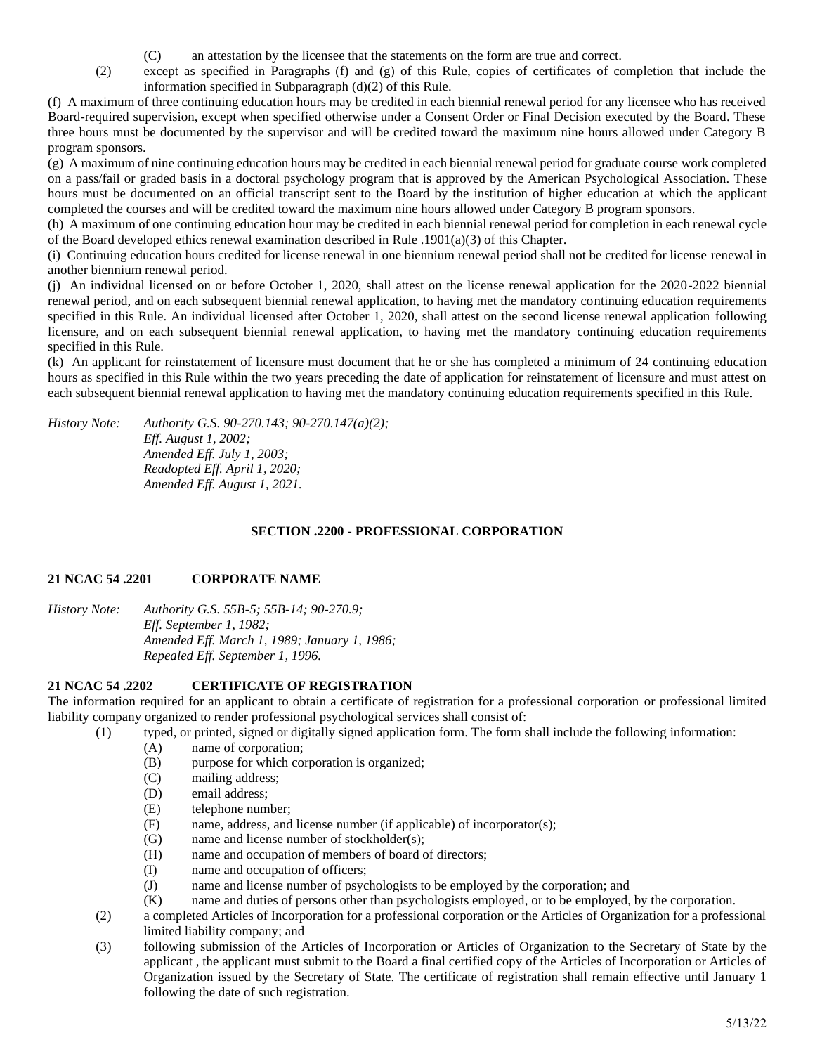(C) an attestation by the licensee that the statements on the form are true and correct.

(2) except as specified in Paragraphs (f) and (g) of this Rule, copies of certificates of completion that include the information specified in Subparagraph (d)(2) of this Rule.

(f) A maximum of three continuing education hours may be credited in each biennial renewal period for any licensee who has received Board-required supervision, except when specified otherwise under a Consent Order or Final Decision executed by the Board. These three hours must be documented by the supervisor and will be credited toward the maximum nine hours allowed under Category B program sponsors.

(g) A maximum of nine continuing education hours may be credited in each biennial renewal period for graduate course work completed on a pass/fail or graded basis in a doctoral psychology program that is approved by the American Psychological Association. These hours must be documented on an official transcript sent to the Board by the institution of higher education at which the applicant completed the courses and will be credited toward the maximum nine hours allowed under Category B program sponsors.

(h) A maximum of one continuing education hour may be credited in each biennial renewal period for completion in each renewal cycle of the Board developed ethics renewal examination described in Rule .1901(a)(3) of this Chapter.

(i) Continuing education hours credited for license renewal in one biennium renewal period shall not be credited for license renewal in another biennium renewal period.

(j) An individual licensed on or before October 1, 2020, shall attest on the license renewal application for the 2020-2022 biennial renewal period, and on each subsequent biennial renewal application, to having met the mandatory continuing education requirements specified in this Rule. An individual licensed after October 1, 2020, shall attest on the second license renewal application following licensure, and on each subsequent biennial renewal application, to having met the mandatory continuing education requirements specified in this Rule.

(k) An applicant for reinstatement of licensure must document that he or she has completed a minimum of 24 continuing education hours as specified in this Rule within the two years preceding the date of application for reinstatement of licensure and must attest on each subsequent biennial renewal application to having met the mandatory continuing education requirements specified in this Rule.

*History Note: Authority G.S. 90-270.143; 90-270.147(a)(2);*
*Eff. August 1, 2002;*
*Amended Eff. July 1, 2003;*
*Readopted Eff. April 1, 2020;*
*Amended Eff. August 1, 2021.*

## SECTION .2200 - PROFESSIONAL CORPORATION

### 21 NCAC 54 .2201 CORPORATE NAME

*History Note: Authority G.S. 55B-5; 55B-14; 90-270.9;*
*Eff. September 1, 1982;*
*Amended Eff. March 1, 1989; January 1, 1986;*
*Repealed Eff. September 1, 1996.*

### 21 NCAC 54 .2202 CERTIFICATE OF REGISTRATION

The information required for an applicant to obtain a certificate of registration for a professional corporation or professional limited liability company organized to render professional psychological services shall consist of:

(1) typed, or printed, signed or digitally signed application form. The form shall include the following information:
- (A) name of corporation;
- (B) purpose for which corporation is organized;
- (C) mailing address;
- (D) email address;
- (E) telephone number;
- (F) name, address, and license number (if applicable) of incorporator(s);
- (G) name and license number of stockholder(s);
- (H) name and occupation of members of board of directors;
- (I) name and occupation of officers;
- (J) name and license number of psychologists to be employed by the corporation; and
- (K) name and duties of persons other than psychologists employed, or to be employed, by the corporation.

(2) a completed Articles of Incorporation for a professional corporation or the Articles of Organization for a professional limited liability company; and

(3) following submission of the Articles of Incorporation or Articles of Organization to the Secretary of State by the applicant , the applicant must submit to the Board a final certified copy of the Articles of Incorporation or Articles of Organization issued by the Secretary of State. The certificate of registration shall remain effective until January 1 following the date of such registration.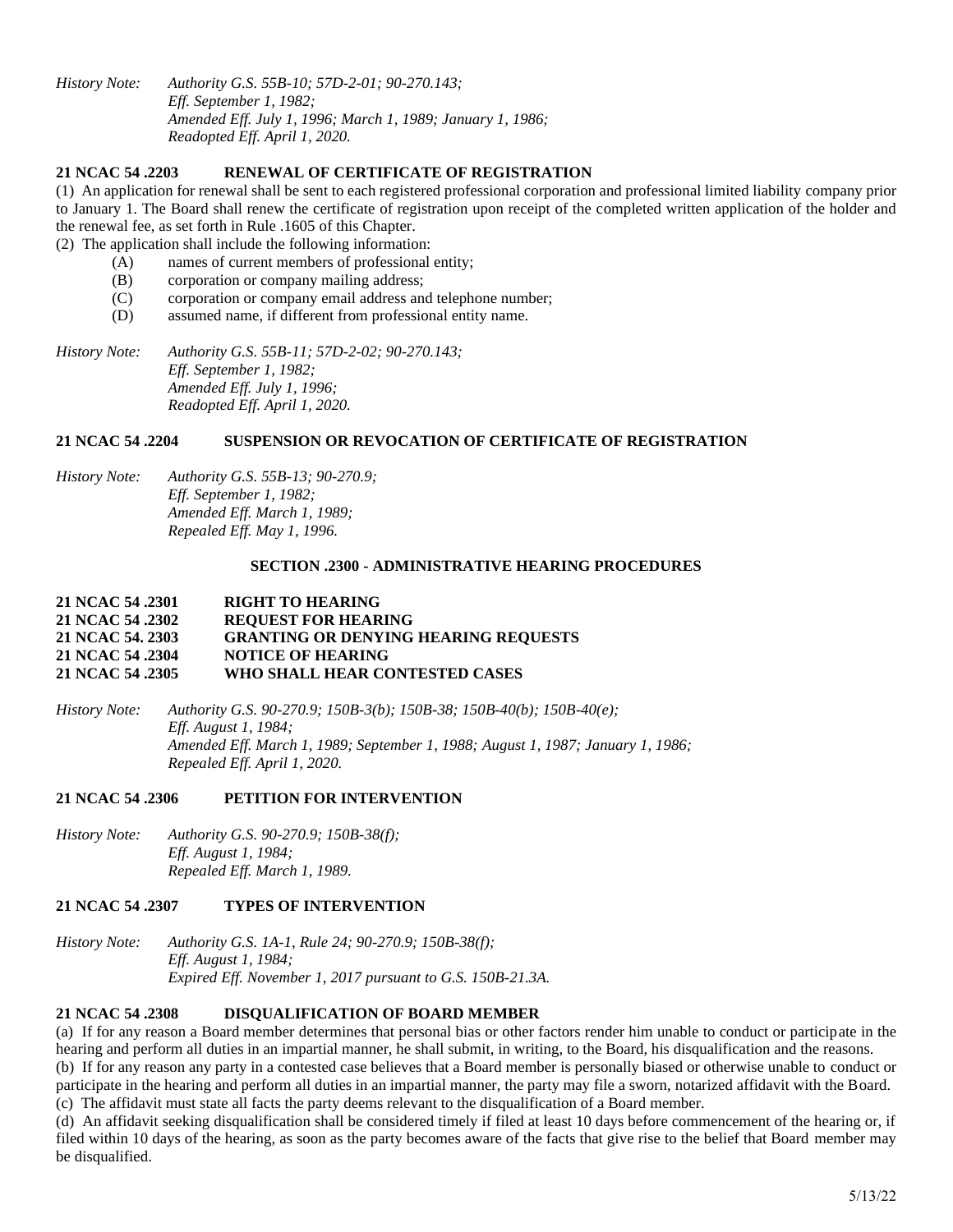*History Note: Authority G.S. 55B-10; 57D-2-01; 90-270.143;*
*Eff. September 1, 1982;*
*Amended Eff. July 1, 1996; March 1, 1989; January 1, 1986;*
*Readopted Eff. April 1, 2020.*

### 21 NCAC 54 .2203 RENEWAL OF CERTIFICATE OF REGISTRATION

(1) An application for renewal shall be sent to each registered professional corporation and professional limited liability company prior to January 1. The Board shall renew the certificate of registration upon receipt of the completed written application of the holder and the renewal fee, as set forth in Rule .1605 of this Chapter.

(2) The application shall include the following information:

- (A) names of current members of professional entity;
- (B) corporation or company mailing address;
- (C) corporation or company email address and telephone number;
- (D) assumed name, if different from professional entity name.

*History Note: Authority G.S. 55B-11; 57D-2-02; 90-270.143;*
*Eff. September 1, 1982;*
*Amended Eff. July 1, 1996;*
*Readopted Eff. April 1, 2020.*

### 21 NCAC 54 .2204 SUSPENSION OR REVOCATION OF CERTIFICATE OF REGISTRATION

*History Note: Authority G.S. 55B-13; 90-270.9;*
*Eff. September 1, 1982;*
*Amended Eff. March 1, 1989;*
*Repealed Eff. May 1, 1996.*

## SECTION .2300 - ADMINISTRATIVE HEARING PROCEDURES

### 21 NCAC 54 .2301 RIGHT TO HEARING
### 21 NCAC 54 .2302 REQUEST FOR HEARING
### 21 NCAC 54. 2303 GRANTING OR DENYING HEARING REQUESTS
### 21 NCAC 54 .2304 NOTICE OF HEARING
### 21 NCAC 54 .2305 WHO SHALL HEAR CONTESTED CASES

*History Note: Authority G.S. 90-270.9; 150B-3(b); 150B-38; 150B-40(b); 150B-40(e);*
*Eff. August 1, 1984;*
*Amended Eff. March 1, 1989; September 1, 1988; August 1, 1987; January 1, 1986;*
*Repealed Eff. April 1, 2020.*

### 21 NCAC 54 .2306 PETITION FOR INTERVENTION

*History Note: Authority G.S. 90-270.9; 150B-38(f);*
*Eff. August 1, 1984;*
*Repealed Eff. March 1, 1989.*

### 21 NCAC 54 .2307 TYPES OF INTERVENTION

*History Note: Authority G.S. 1A-1, Rule 24; 90-270.9; 150B-38(f);*
*Eff. August 1, 1984;*
*Expired Eff. November 1, 2017 pursuant to G.S. 150B-21.3A.*

### 21 NCAC 54 .2308 DISQUALIFICATION OF BOARD MEMBER

(a) If for any reason a Board member determines that personal bias or other factors render him unable to conduct or participate in the hearing and perform all duties in an impartial manner, he shall submit, in writing, to the Board, his disqualification and the reasons.

(b) If for any reason any party in a contested case believes that a Board member is personally biased or otherwise unable to conduct or participate in the hearing and perform all duties in an impartial manner, the party may file a sworn, notarized affidavit with the Board.

(c) The affidavit must state all facts the party deems relevant to the disqualification of a Board member.

(d) An affidavit seeking disqualification shall be considered timely if filed at least 10 days before commencement of the hearing or, if filed within 10 days of the hearing, as soon as the party becomes aware of the facts that give rise to the belief that Board member may be disqualified.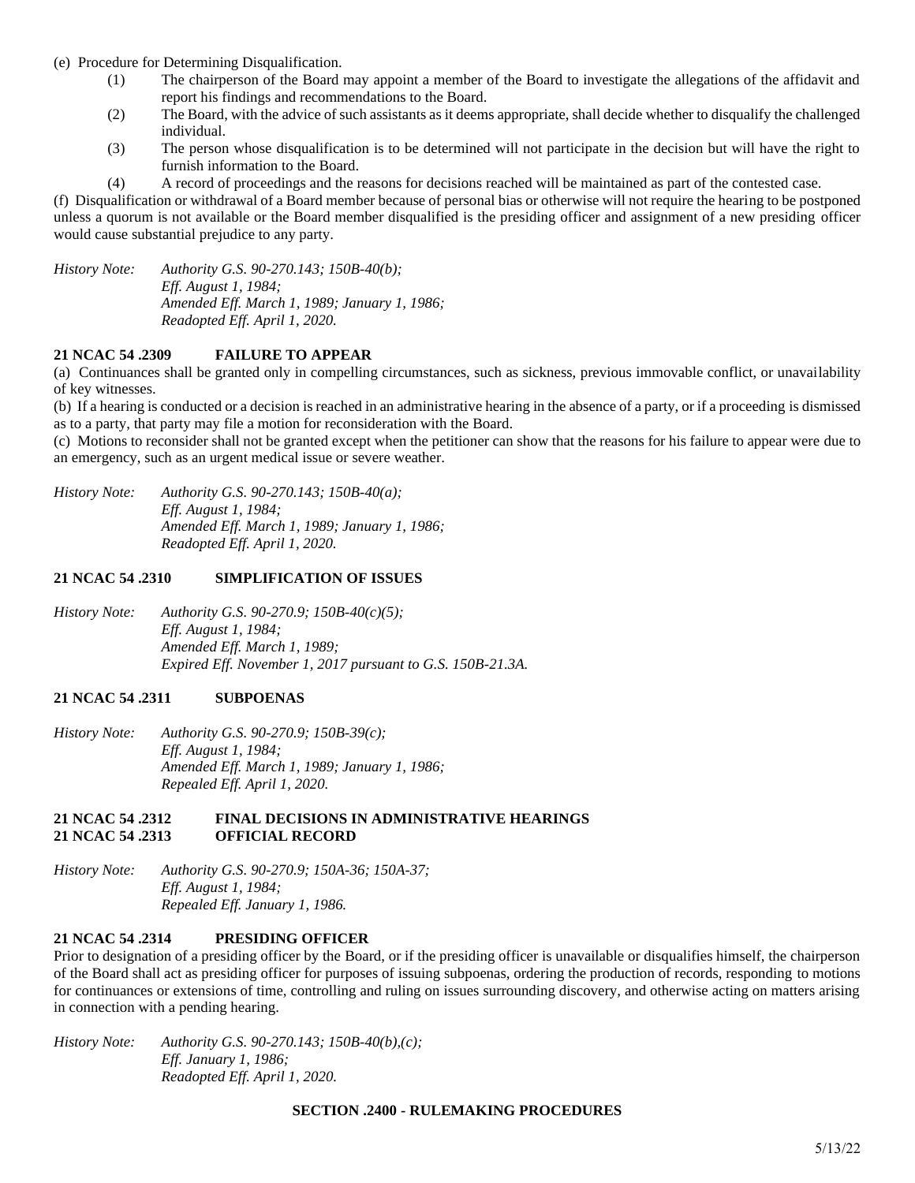(e) Procedure for Determining Disqualification.

(1) The chairperson of the Board may appoint a member of the Board to investigate the allegations of the affidavit and report his findings and recommendations to the Board.

(2) The Board, with the advice of such assistants as it deems appropriate, shall decide whether to disqualify the challenged individual.

(3) The person whose disqualification is to be determined will not participate in the decision but will have the right to furnish information to the Board.

(4) A record of proceedings and the reasons for decisions reached will be maintained as part of the contested case.

(f) Disqualification or withdrawal of a Board member because of personal bias or otherwise will not require the hearing to be postponed unless a quorum is not available or the Board member disqualified is the presiding officer and assignment of a new presiding officer would cause substantial prejudice to any party.

*History Note: Authority G.S. 90-270.143; 150B-40(b);*
*Eff. August 1, 1984;*
*Amended Eff. March 1, 1989; January 1, 1986;*
*Readopted Eff. April 1, 2020.*

### 21 NCAC 54 .2309 FAILURE TO APPEAR

(a) Continuances shall be granted only in compelling circumstances, such as sickness, previous immovable conflict, or unavailability of key witnesses.

(b) If a hearing is conducted or a decision is reached in an administrative hearing in the absence of a party, or if a proceeding is dismissed as to a party, that party may file a motion for reconsideration with the Board.

(c) Motions to reconsider shall not be granted except when the petitioner can show that the reasons for his failure to appear were due to an emergency, such as an urgent medical issue or severe weather.

*History Note: Authority G.S. 90-270.143; 150B-40(a);*
*Eff. August 1, 1984;*
*Amended Eff. March 1, 1989; January 1, 1986;*
*Readopted Eff. April 1, 2020.*

### 21 NCAC 54 .2310 SIMPLIFICATION OF ISSUES

*History Note: Authority G.S. 90-270.9; 150B-40(c)(5);*
*Eff. August 1, 1984;*
*Amended Eff. March 1, 1989;*
*Expired Eff. November 1, 2017 pursuant to G.S. 150B-21.3A.*

### 21 NCAC 54 .2311 SUBPOENAS

*History Note: Authority G.S. 90-270.9; 150B-39(c);*
*Eff. August 1, 1984;*
*Amended Eff. March 1, 1989; January 1, 1986;*
*Repealed Eff. April 1, 2020.*

### 21 NCAC 54 .2312 FINAL DECISIONS IN ADMINISTRATIVE HEARINGS
### 21 NCAC 54 .2313 OFFICIAL RECORD

*History Note: Authority G.S. 90-270.9; 150A-36; 150A-37;*
*Eff. August 1, 1984;*
*Repealed Eff. January 1, 1986.*

### 21 NCAC 54 .2314 PRESIDING OFFICER

Prior to designation of a presiding officer by the Board, or if the presiding officer is unavailable or disqualifies himself, the chairperson of the Board shall act as presiding officer for purposes of issuing subpoenas, ordering the production of records, responding to motions for continuances or extensions of time, controlling and ruling on issues surrounding discovery, and otherwise acting on matters arising in connection with a pending hearing.

*History Note: Authority G.S. 90-270.143; 150B-40(b),(c);*
*Eff. January 1, 1986;*
*Readopted Eff. April 1, 2020.*

## SECTION .2400 - RULEMAKING PROCEDURES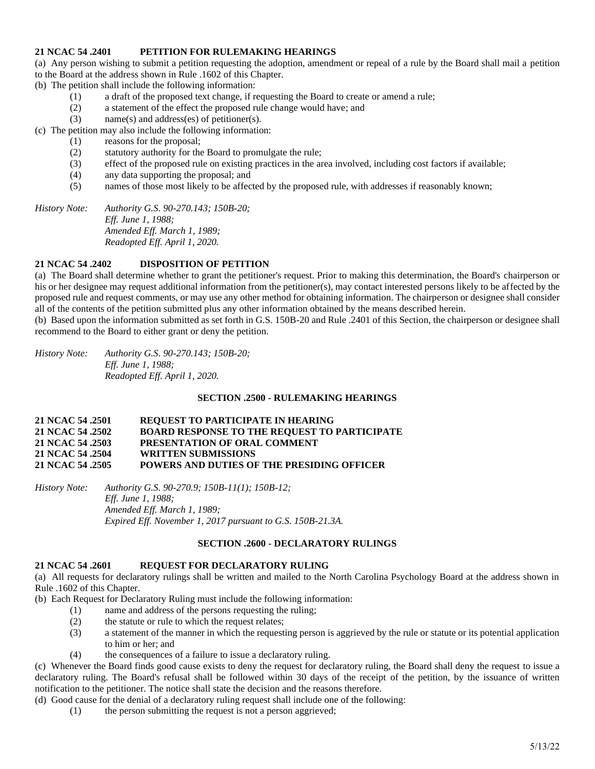**21 NCAC 54 .2401 PETITION FOR RULEMAKING HEARINGS**

(a) Any person wishing to submit a petition requesting the adoption, amendment or repeal of a rule by the Board shall mail a petition to the Board at the address shown in Rule .1602 of this Chapter.

(b) The petition shall include the following information:

- (1) a draft of the proposed text change, if requesting the Board to create or amend a rule;
- (2) a statement of the effect the proposed rule change would have; and
- (3) name(s) and address(es) of petitioner(s).

(c) The petition may also include the following information:

- (1) reasons for the proposal;
- (2) statutory authority for the Board to promulgate the rule;
- (3) effect of the proposed rule on existing practices in the area involved, including cost factors if available;
- (4) any data supporting the proposal; and
- (5) names of those most likely to be affected by the proposed rule, with addresses if reasonably known;

*History Note: Authority G.S. 90-270.143; 150B-20;*
*Eff. June 1, 1988;*
*Amended Eff. March 1, 1989;*
*Readopted Eff. April 1, 2020.*

**21 NCAC 54 .2402 DISPOSITION OF PETITION**

(a) The Board shall determine whether to grant the petitioner's request. Prior to making this determination, the Board's chairperson or his or her designee may request additional information from the petitioner(s), may contact interested persons likely to be affected by the proposed rule and request comments, or may use any other method for obtaining information. The chairperson or designee shall consider all of the contents of the petition submitted plus any other information obtained by the means described herein.

(b) Based upon the information submitted as set forth in G.S. 150B-20 and Rule .2401 of this Section, the chairperson or designee shall recommend to the Board to either grant or deny the petition.

*History Note: Authority G.S. 90-270.143; 150B-20;*
*Eff. June 1, 1988;*
*Readopted Eff. April 1, 2020.*

## SECTION .2500 - RULEMAKING HEARINGS

**21 NCAC 54 .2501 REQUEST TO PARTICIPATE IN HEARING**
**21 NCAC 54 .2502 BOARD RESPONSE TO THE REQUEST TO PARTICIPATE**
**21 NCAC 54 .2503 PRESENTATION OF ORAL COMMENT**
**21 NCAC 54 .2504 WRITTEN SUBMISSIONS**
**21 NCAC 54 .2505 POWERS AND DUTIES OF THE PRESIDING OFFICER**

*History Note: Authority G.S. 90-270.9; 150B-11(1); 150B-12;*
*Eff. June 1, 1988;*
*Amended Eff. March 1, 1989;*
*Expired Eff. November 1, 2017 pursuant to G.S. 150B-21.3A.*

## SECTION .2600 - DECLARATORY RULINGS

**21 NCAC 54 .2601 REQUEST FOR DECLARATORY RULING**

(a) All requests for declaratory rulings shall be written and mailed to the North Carolina Psychology Board at the address shown in Rule .1602 of this Chapter.

(b) Each Request for Declaratory Ruling must include the following information:

- (1) name and address of the persons requesting the ruling;
- (2) the statute or rule to which the request relates;
- (3) a statement of the manner in which the requesting person is aggrieved by the rule or statute or its potential application to him or her; and
- (4) the consequences of a failure to issue a declaratory ruling.

(c) Whenever the Board finds good cause exists to deny the request for declaratory ruling, the Board shall deny the request to issue a declaratory ruling. The Board's refusal shall be followed within 30 days of the receipt of the petition, by the issuance of written notification to the petitioner. The notice shall state the decision and the reasons therefore.

(d) Good cause for the denial of a declaratory ruling request shall include one of the following:

- (1) the person submitting the request is not a person aggrieved;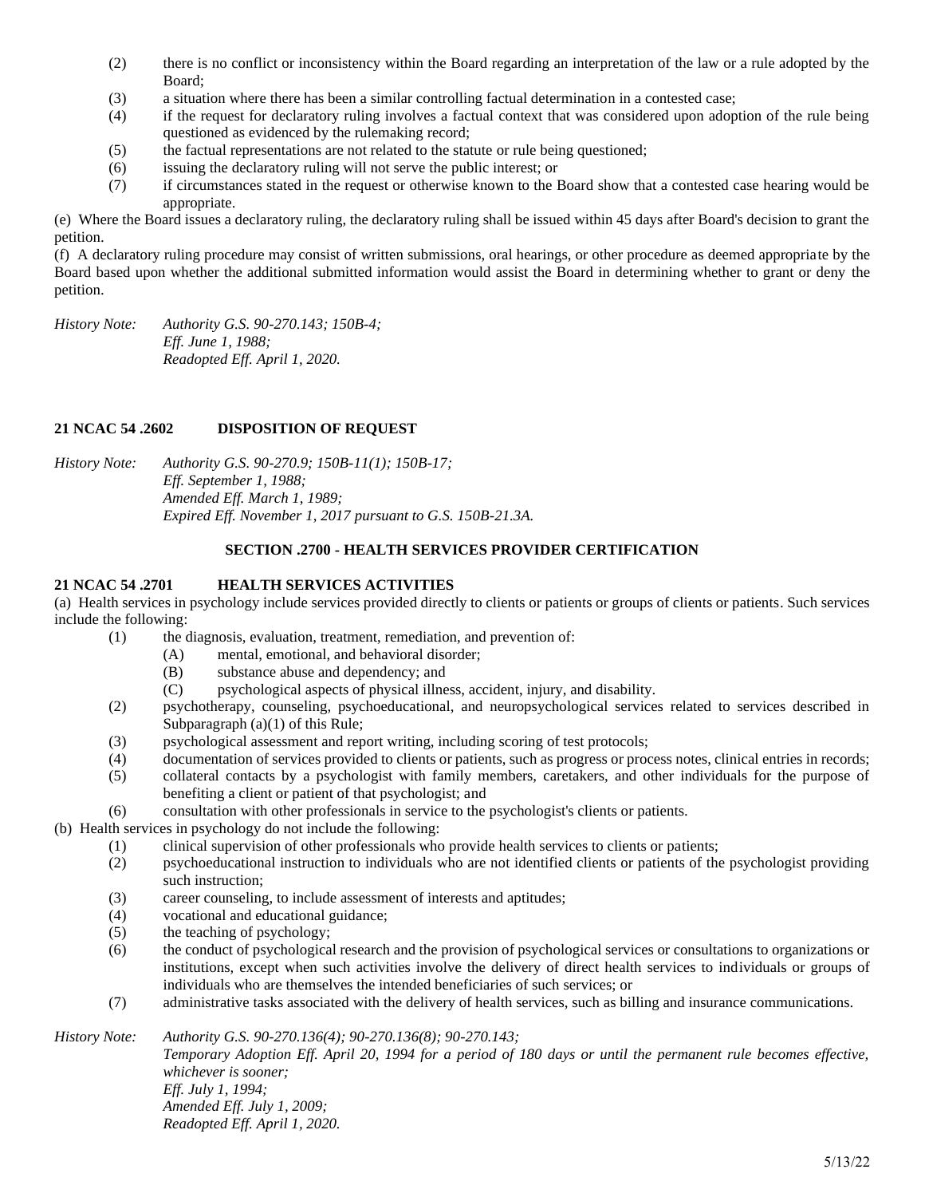(2) there is no conflict or inconsistency within the Board regarding an interpretation of the law or a rule adopted by the Board;

(3) a situation where there has been a similar controlling factual determination in a contested case;

(4) if the request for declaratory ruling involves a factual context that was considered upon adoption of the rule being questioned as evidenced by the rulemaking record;

(5) the factual representations are not related to the statute or rule being questioned;

(6) issuing the declaratory ruling will not serve the public interest; or

(7) if circumstances stated in the request or otherwise known to the Board show that a contested case hearing would be appropriate.

(e) Where the Board issues a declaratory ruling, the declaratory ruling shall be issued within 45 days after Board's decision to grant the petition.

(f) A declaratory ruling procedure may consist of written submissions, oral hearings, or other procedure as deemed appropriate by the Board based upon whether the additional submitted information would assist the Board in determining whether to grant or deny the petition.

*History Note: Authority G.S. 90-270.143; 150B-4;*
*Eff. June 1, 1988;*
*Readopted Eff. April 1, 2020.*

**21 NCAC 54 .2602 DISPOSITION OF REQUEST**

*History Note: Authority G.S. 90-270.9; 150B-11(1); 150B-17;*
*Eff. September 1, 1988;*
*Amended Eff. March 1, 1989;*
*Expired Eff. November 1, 2017 pursuant to G.S. 150B-21.3A.*

## SECTION .2700 - HEALTH SERVICES PROVIDER CERTIFICATION

**21 NCAC 54 .2701 HEALTH SERVICES ACTIVITIES**

(a) Health services in psychology include services provided directly to clients or patients or groups of clients or patients. Such services include the following:

(1) the diagnosis, evaluation, treatment, remediation, and prevention of:
  - (A) mental, emotional, and behavioral disorder;
  - (B) substance abuse and dependency; and
  - (C) psychological aspects of physical illness, accident, injury, and disability.

(2) psychotherapy, counseling, psychoeducational, and neuropsychological services related to services described in Subparagraph (a)(1) of this Rule;

(3) psychological assessment and report writing, including scoring of test protocols;

(4) documentation of services provided to clients or patients, such as progress or process notes, clinical entries in records;

(5) collateral contacts by a psychologist with family members, caretakers, and other individuals for the purpose of benefiting a client or patient of that psychologist; and

(6) consultation with other professionals in service to the psychologist's clients or patients.

(b) Health services in psychology do not include the following:

(1) clinical supervision of other professionals who provide health services to clients or patients;

(2) psychoeducational instruction to individuals who are not identified clients or patients of the psychologist providing such instruction;

(3) career counseling, to include assessment of interests and aptitudes;

(4) vocational and educational guidance;

(5) the teaching of psychology;

(6) the conduct of psychological research and the provision of psychological services or consultations to organizations or institutions, except when such activities involve the delivery of direct health services to individuals or groups of individuals who are themselves the intended beneficiaries of such services; or

(7) administrative tasks associated with the delivery of health services, such as billing and insurance communications.

*History Note: Authority G.S. 90-270.136(4); 90-270.136(8); 90-270.143;*
*Temporary Adoption Eff. April 20, 1994 for a period of 180 days or until the permanent rule becomes effective, whichever is sooner;*
*Eff. July 1, 1994;*
*Amended Eff. July 1, 2009;*
*Readopted Eff. April 1, 2020.*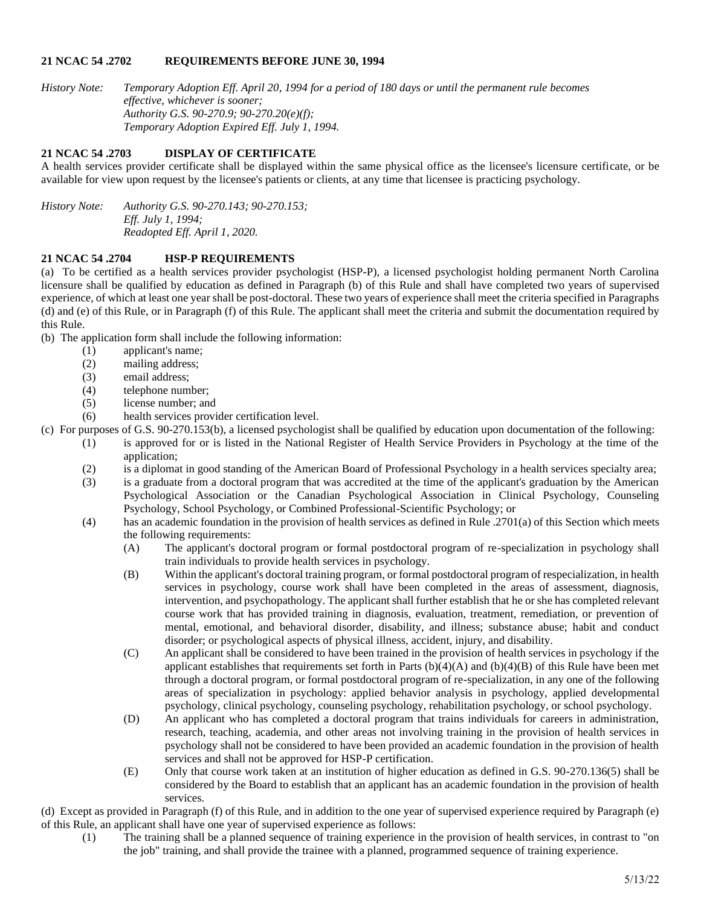**21 NCAC 54 .2702 REQUIREMENTS BEFORE JUNE 30, 1994**

*History Note: Temporary Adoption Eff. April 20, 1994 for a period of 180 days or until the permanent rule becomes effective, whichever is sooner;*
*Authority G.S. 90-270.9; 90-270.20(e)(f);*
*Temporary Adoption Expired Eff. July 1, 1994.*

**21 NCAC 54 .2703 DISPLAY OF CERTIFICATE**

A health services provider certificate shall be displayed within the same physical office as the licensee's licensure certificate, or be available for view upon request by the licensee's patients or clients, at any time that licensee is practicing psychology.

*History Note: Authority G.S. 90-270.143; 90-270.153;*
*Eff. July 1, 1994;*
*Readopted Eff. April 1, 2020.*

**21 NCAC 54 .2704 HSP-P REQUIREMENTS**

(a) To be certified as a health services provider psychologist (HSP-P), a licensed psychologist holding permanent North Carolina licensure shall be qualified by education as defined in Paragraph (b) of this Rule and shall have completed two years of supervised experience, of which at least one year shall be post-doctoral. These two years of experience shall meet the criteria specified in Paragraphs (d) and (e) of this Rule, or in Paragraph (f) of this Rule. The applicant shall meet the criteria and submit the documentation required by this Rule.

(b) The application form shall include the following information:

(1) applicant's name;
(2) mailing address;
(3) email address;
(4) telephone number;
(5) license number; and
(6) health services provider certification level.

(c) For purposes of G.S. 90-270.153(b), a licensed psychologist shall be qualified by education upon documentation of the following:

(1) is approved for or is listed in the National Register of Health Service Providers in Psychology at the time of the application;
(2) is a diplomat in good standing of the American Board of Professional Psychology in a health services specialty area;
(3) is a graduate from a doctoral program that was accredited at the time of the applicant's graduation by the American Psychological Association or the Canadian Psychological Association in Clinical Psychology, Counseling Psychology, School Psychology, or Combined Professional-Scientific Psychology; or
(4) has an academic foundation in the provision of health services as defined in Rule .2701(a) of this Section which meets the following requirements:
    (A) The applicant's doctoral program or formal postdoctoral program of re-specialization in psychology shall train individuals to provide health services in psychology.
    (B) Within the applicant's doctoral training program, or formal postdoctoral program of respecialization, in health services in psychology, course work shall have been completed in the areas of assessment, diagnosis, intervention, and psychopathology. The applicant shall further establish that he or she has completed relevant course work that has provided training in diagnosis, evaluation, treatment, remediation, or prevention of mental, emotional, and behavioral disorder, disability, and illness; substance abuse; habit and conduct disorder; or psychological aspects of physical illness, accident, injury, and disability.
    (C) An applicant shall be considered to have been trained in the provision of health services in psychology if the applicant establishes that requirements set forth in Parts (b)(4)(A) and (b)(4)(B) of this Rule have been met through a doctoral program, or formal postdoctoral program of re-specialization, in any one of the following areas of specialization in psychology: applied behavior analysis in psychology, applied developmental psychology, clinical psychology, counseling psychology, rehabilitation psychology, or school psychology.
    (D) An applicant who has completed a doctoral program that trains individuals for careers in administration, research, teaching, academia, and other areas not involving training in the provision of health services in psychology shall not be considered to have been provided an academic foundation in the provision of health services and shall not be approved for HSP-P certification.
    (E) Only that course work taken at an institution of higher education as defined in G.S. 90-270.136(5) shall be considered by the Board to establish that an applicant has an academic foundation in the provision of health services.

(d) Except as provided in Paragraph (f) of this Rule, and in addition to the one year of supervised experience required by Paragraph (e) of this Rule, an applicant shall have one year of supervised experience as follows:

(1) The training shall be a planned sequence of training experience in the provision of health services, in contrast to "on the job" training, and shall provide the trainee with a planned, programmed sequence of training experience.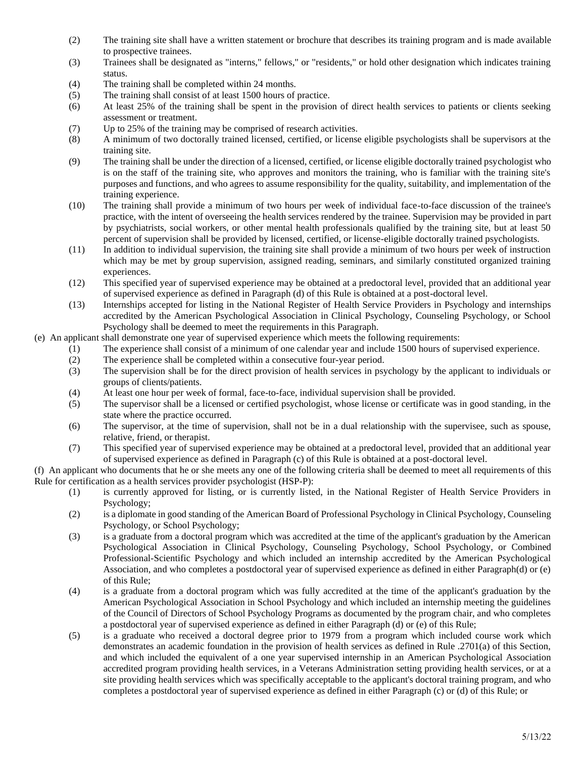(2) The training site shall have a written statement or brochure that describes its training program and is made available to prospective trainees.

(3) Trainees shall be designated as "interns," fellows," or "residents," or hold other designation which indicates training status.

(4) The training shall be completed within 24 months.

(5) The training shall consist of at least 1500 hours of practice.

(6) At least 25% of the training shall be spent in the provision of direct health services to patients or clients seeking assessment or treatment.

(7) Up to 25% of the training may be comprised of research activities.

(8) A minimum of two doctorally trained licensed, certified, or license eligible psychologists shall be supervisors at the training site.

(9) The training shall be under the direction of a licensed, certified, or license eligible doctorally trained psychologist who is on the staff of the training site, who approves and monitors the training, who is familiar with the training site's purposes and functions, and who agrees to assume responsibility for the quality, suitability, and implementation of the training experience.

(10) The training shall provide a minimum of two hours per week of individual face-to-face discussion of the trainee's practice, with the intent of overseeing the health services rendered by the trainee. Supervision may be provided in part by psychiatrists, social workers, or other mental health professionals qualified by the training site, but at least 50 percent of supervision shall be provided by licensed, certified, or license-eligible doctorally trained psychologists.

(11) In addition to individual supervision, the training site shall provide a minimum of two hours per week of instruction which may be met by group supervision, assigned reading, seminars, and similarly constituted organized training experiences.

(12) This specified year of supervised experience may be obtained at a predoctoral level, provided that an additional year of supervised experience as defined in Paragraph (d) of this Rule is obtained at a post-doctoral level.

(13) Internships accepted for listing in the National Register of Health Service Providers in Psychology and internships accredited by the American Psychological Association in Clinical Psychology, Counseling Psychology, or School Psychology shall be deemed to meet the requirements in this Paragraph.

(e) An applicant shall demonstrate one year of supervised experience which meets the following requirements:

(1) The experience shall consist of a minimum of one calendar year and include 1500 hours of supervised experience.

(2) The experience shall be completed within a consecutive four-year period.

(3) The supervision shall be for the direct provision of health services in psychology by the applicant to individuals or groups of clients/patients.

(4) At least one hour per week of formal, face-to-face, individual supervision shall be provided.

(5) The supervisor shall be a licensed or certified psychologist, whose license or certificate was in good standing, in the state where the practice occurred.

(6) The supervisor, at the time of supervision, shall not be in a dual relationship with the supervisee, such as spouse, relative, friend, or therapist.

(7) This specified year of supervised experience may be obtained at a predoctoral level, provided that an additional year of supervised experience as defined in Paragraph (c) of this Rule is obtained at a post-doctoral level.

(f) An applicant who documents that he or she meets any one of the following criteria shall be deemed to meet all requirements of this Rule for certification as a health services provider psychologist (HSP-P):

(1) is currently approved for listing, or is currently listed, in the National Register of Health Service Providers in Psychology;

(2) is a diplomate in good standing of the American Board of Professional Psychology in Clinical Psychology, Counseling Psychology, or School Psychology;

(3) is a graduate from a doctoral program which was accredited at the time of the applicant's graduation by the American Psychological Association in Clinical Psychology, Counseling Psychology, School Psychology, or Combined Professional-Scientific Psychology and which included an internship accredited by the American Psychological Association, and who completes a postdoctoral year of supervised experience as defined in either Paragraph(d) or (e) of this Rule;

(4) is a graduate from a doctoral program which was fully accredited at the time of the applicant's graduation by the American Psychological Association in School Psychology and which included an internship meeting the guidelines of the Council of Directors of School Psychology Programs as documented by the program chair, and who completes a postdoctoral year of supervised experience as defined in either Paragraph (d) or (e) of this Rule;

(5) is a graduate who received a doctoral degree prior to 1979 from a program which included course work which demonstrates an academic foundation in the provision of health services as defined in Rule .2701(a) of this Section, and which included the equivalent of a one year supervised internship in an American Psychological Association accredited program providing health services, in a Veterans Administration setting providing health services, or at a site providing health services which was specifically acceptable to the applicant's doctoral training program, and who completes a postdoctoral year of supervised experience as defined in either Paragraph (c) or (d) of this Rule; or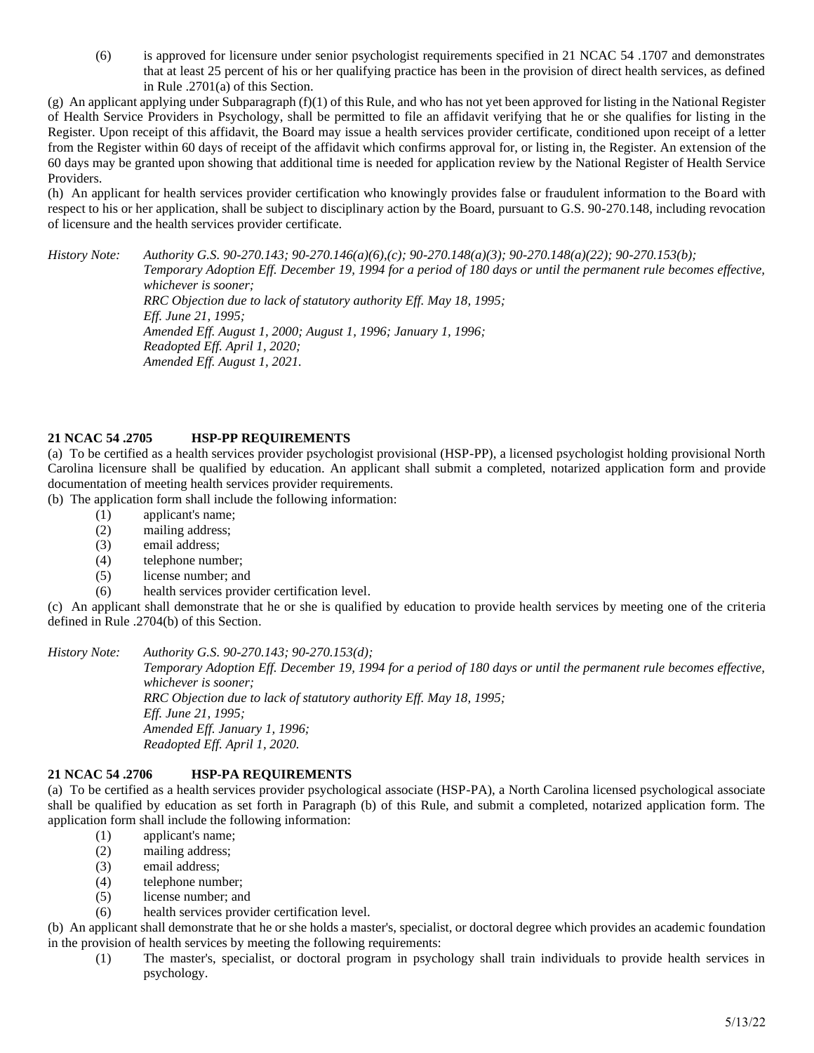(6) is approved for licensure under senior psychologist requirements specified in 21 NCAC 54 .1707 and demonstrates that at least 25 percent of his or her qualifying practice has been in the provision of direct health services, as defined in Rule .2701(a) of this Section.

(g) An applicant applying under Subparagraph (f)(1) of this Rule, and who has not yet been approved for listing in the National Register of Health Service Providers in Psychology, shall be permitted to file an affidavit verifying that he or she qualifies for listing in the Register. Upon receipt of this affidavit, the Board may issue a health services provider certificate, conditioned upon receipt of a letter from the Register within 60 days of receipt of the affidavit which confirms approval for, or listing in, the Register. An extension of the 60 days may be granted upon showing that additional time is needed for application review by the National Register of Health Service Providers.

(h) An applicant for health services provider certification who knowingly provides false or fraudulent information to the Board with respect to his or her application, shall be subject to disciplinary action by the Board, pursuant to G.S. 90-270.148, including revocation of licensure and the health services provider certificate.

*History Note: Authority G.S. 90-270.143; 90-270.146(a)(6),(c); 90-270.148(a)(3); 90-270.148(a)(22); 90-270.153(b);*
*Temporary Adoption Eff. December 19, 1994 for a period of 180 days or until the permanent rule becomes effective, whichever is sooner;*
*RRC Objection due to lack of statutory authority Eff. May 18, 1995;*
*Eff. June 21, 1995;*
*Amended Eff. August 1, 2000; August 1, 1996; January 1, 1996;*
*Readopted Eff. April 1, 2020;*
*Amended Eff. August 1, 2021.*

**21 NCAC 54 .2705 HSP-PP REQUIREMENTS**

(a) To be certified as a health services provider psychologist provisional (HSP-PP), a licensed psychologist holding provisional North Carolina licensure shall be qualified by education. An applicant shall submit a completed, notarized application form and provide documentation of meeting health services provider requirements.

(b) The application form shall include the following information:

(1) applicant's name;
(2) mailing address;
(3) email address;
(4) telephone number;
(5) license number; and
(6) health services provider certification level.

(c) An applicant shall demonstrate that he or she is qualified by education to provide health services by meeting one of the criteria defined in Rule .2704(b) of this Section.

*History Note: Authority G.S. 90-270.143; 90-270.153(d);*
*Temporary Adoption Eff. December 19, 1994 for a period of 180 days or until the permanent rule becomes effective, whichever is sooner;*
*RRC Objection due to lack of statutory authority Eff. May 18, 1995;*
*Eff. June 21, 1995;*
*Amended Eff. January 1, 1996;*
*Readopted Eff. April 1, 2020.*

**21 NCAC 54 .2706 HSP-PA REQUIREMENTS**

(a) To be certified as a health services provider psychological associate (HSP-PA), a North Carolina licensed psychological associate shall be qualified by education as set forth in Paragraph (b) of this Rule, and submit a completed, notarized application form. The application form shall include the following information:

(1) applicant's name;
(2) mailing address;
(3) email address;
(4) telephone number;
(5) license number; and
(6) health services provider certification level.

(b) An applicant shall demonstrate that he or she holds a master's, specialist, or doctoral degree which provides an academic foundation in the provision of health services by meeting the following requirements:

(1) The master's, specialist, or doctoral program in psychology shall train individuals to provide health services in psychology.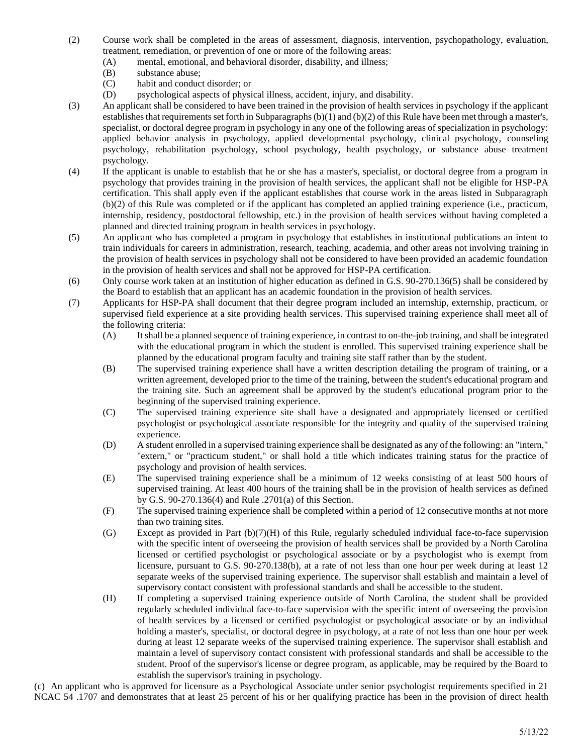(2) Course work shall be completed in the areas of assessment, diagnosis, intervention, psychopathology, evaluation, treatment, remediation, or prevention of one or more of the following areas:
   (A) mental, emotional, and behavioral disorder, disability, and illness;
   (B) substance abuse;
   (C) habit and conduct disorder; or
   (D) psychological aspects of physical illness, accident, injury, and disability.

(3) An applicant shall be considered to have been trained in the provision of health services in psychology if the applicant establishes that requirements set forth in Subparagraphs (b)(1) and (b)(2) of this Rule have been met through a master's, specialist, or doctoral degree program in psychology in any one of the following areas of specialization in psychology: applied behavior analysis in psychology, applied developmental psychology, clinical psychology, counseling psychology, rehabilitation psychology, school psychology, health psychology, or substance abuse treatment psychology.

(4) If the applicant is unable to establish that he or she has a master's, specialist, or doctoral degree from a program in psychology that provides training in the provision of health services, the applicant shall not be eligible for HSP-PA certification. This shall apply even if the applicant establishes that course work in the areas listed in Subparagraph (b)(2) of this Rule was completed or if the applicant has completed an applied training experience (i.e., practicum, internship, residency, postdoctoral fellowship, etc.) in the provision of health services without having completed a planned and directed training program in health services in psychology.

(5) An applicant who has completed a program in psychology that establishes in institutional publications an intent to train individuals for careers in administration, research, teaching, academia, and other areas not involving training in the provision of health services in psychology shall not be considered to have been provided an academic foundation in the provision of health services and shall not be approved for HSP-PA certification.

(6) Only course work taken at an institution of higher education as defined in G.S. 90-270.136(5) shall be considered by the Board to establish that an applicant has an academic foundation in the provision of health services.

(7) Applicants for HSP-PA shall document that their degree program included an internship, externship, practicum, or supervised field experience at a site providing health services. This supervised training experience shall meet all of the following criteria:
   (A) It shall be a planned sequence of training experience, in contrast to on-the-job training, and shall be integrated with the educational program in which the student is enrolled. This supervised training experience shall be planned by the educational program faculty and training site staff rather than by the student.
   (B) The supervised training experience shall have a written description detailing the program of training, or a written agreement, developed prior to the time of the training, between the student's educational program and the training site. Such an agreement shall be approved by the student's educational program prior to the beginning of the supervised training experience.
   (C) The supervised training experience site shall have a designated and appropriately licensed or certified psychologist or psychological associate responsible for the integrity and quality of the supervised training experience.
   (D) A student enrolled in a supervised training experience shall be designated as any of the following: an "intern," "extern," or "practicum student," or shall hold a title which indicates training status for the practice of psychology and provision of health services.
   (E) The supervised training experience shall be a minimum of 12 weeks consisting of at least 500 hours of supervised training. At least 400 hours of the training shall be in the provision of health services as defined by G.S. 90-270.136(4) and Rule .2701(a) of this Section.
   (F) The supervised training experience shall be completed within a period of 12 consecutive months at not more than two training sites.
   (G) Except as provided in Part (b)(7)(H) of this Rule, regularly scheduled individual face-to-face supervision with the specific intent of overseeing the provision of health services shall be provided by a North Carolina licensed or certified psychologist or psychological associate or by a psychologist who is exempt from licensure, pursuant to G.S. 90-270.138(b), at a rate of not less than one hour per week during at least 12 separate weeks of the supervised training experience. The supervisor shall establish and maintain a level of supervisory contact consistent with professional standards and shall be accessible to the student.
   (H) If completing a supervised training experience outside of North Carolina, the student shall be provided regularly scheduled individual face-to-face supervision with the specific intent of overseeing the provision of health services by a licensed or certified psychologist or psychological associate or by an individual holding a master's, specialist, or doctoral degree in psychology, at a rate of not less than one hour per week during at least 12 separate weeks of the supervised training experience. The supervisor shall establish and maintain a level of supervisory contact consistent with professional standards and shall be accessible to the student. Proof of the supervisor's license or degree program, as applicable, may be required by the Board to establish the supervisor's training in psychology.

(c) An applicant who is approved for licensure as a Psychological Associate under senior psychologist requirements specified in 21 NCAC 54 .1707 and demonstrates that at least 25 percent of his or her qualifying practice has been in the provision of direct health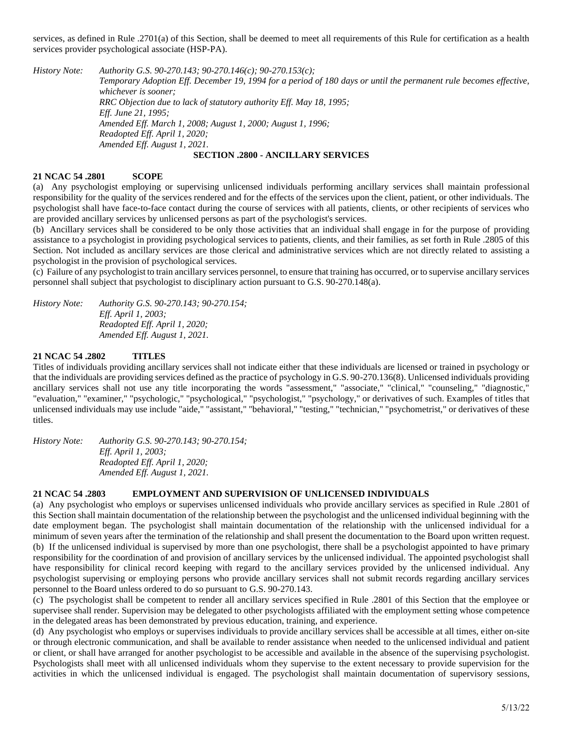services, as defined in Rule .2701(a) of this Section, shall be deemed to meet all requirements of this Rule for certification as a health services provider psychological associate (HSP-PA).

*History Note: Authority G.S. 90-270.143; 90-270.146(c); 90-270.153(c);*
*Temporary Adoption Eff. December 19, 1994 for a period of 180 days or until the permanent rule becomes effective, whichever is sooner;*
*RRC Objection due to lack of statutory authority Eff. May 18, 1995;*
*Eff. June 21, 1995;*
*Amended Eff. March 1, 2008; August 1, 2000; August 1, 1996;*
*Readopted Eff. April 1, 2020;*
*Amended Eff. August 1, 2021.*

## SECTION .2800 - ANCILLARY SERVICES

### 21 NCAC 54 .2801 SCOPE

(a) Any psychologist employing or supervising unlicensed individuals performing ancillary services shall maintain professional responsibility for the quality of the services rendered and for the effects of the services upon the client, patient, or other individuals. The psychologist shall have face-to-face contact during the course of services with all patients, clients, or other recipients of services who are provided ancillary services by unlicensed persons as part of the psychologist's services.

(b) Ancillary services shall be considered to be only those activities that an individual shall engage in for the purpose of providing assistance to a psychologist in providing psychological services to patients, clients, and their families, as set forth in Rule .2805 of this Section. Not included as ancillary services are those clerical and administrative services which are not directly related to assisting a psychologist in the provision of psychological services.

(c) Failure of any psychologist to train ancillary services personnel, to ensure that training has occurred, or to supervise ancillary services personnel shall subject that psychologist to disciplinary action pursuant to G.S. 90-270.148(a).

*History Note: Authority G.S. 90-270.143; 90-270.154;*
*Eff. April 1, 2003;*
*Readopted Eff. April 1, 2020;*
*Amended Eff. August 1, 2021.*

### 21 NCAC 54 .2802 TITLES

Titles of individuals providing ancillary services shall not indicate either that these individuals are licensed or trained in psychology or that the individuals are providing services defined as the practice of psychology in G.S. 90-270.136(8). Unlicensed individuals providing ancillary services shall not use any title incorporating the words "assessment," "associate," "clinical," "counseling," "diagnostic," "evaluation," "examiner," "psychologic," "psychological," "psychologist," "psychology," or derivatives of such. Examples of titles that unlicensed individuals may use include "aide," "assistant," "behavioral," "testing," "technician," "psychometrist," or derivatives of these titles.

*History Note: Authority G.S. 90-270.143; 90-270.154;*
*Eff. April 1, 2003;*
*Readopted Eff. April 1, 2020;*
*Amended Eff. August 1, 2021.*

### 21 NCAC 54 .2803 EMPLOYMENT AND SUPERVISION OF UNLICENSED INDIVIDUALS

(a) Any psychologist who employs or supervises unlicensed individuals who provide ancillary services as specified in Rule .2801 of this Section shall maintain documentation of the relationship between the psychologist and the unlicensed individual beginning with the date employment began. The psychologist shall maintain documentation of the relationship with the unlicensed individual for a minimum of seven years after the termination of the relationship and shall present the documentation to the Board upon written request.

(b) If the unlicensed individual is supervised by more than one psychologist, there shall be a psychologist appointed to have primary responsibility for the coordination of and provision of ancillary services by the unlicensed individual. The appointed psychologist shall have responsibility for clinical record keeping with regard to the ancillary services provided by the unlicensed individual. Any psychologist supervising or employing persons who provide ancillary services shall not submit records regarding ancillary services personnel to the Board unless ordered to do so pursuant to G.S. 90-270.143.

(c) The psychologist shall be competent to render all ancillary services specified in Rule .2801 of this Section that the employee or supervisee shall render. Supervision may be delegated to other psychologists affiliated with the employment setting whose competence in the delegated areas has been demonstrated by previous education, training, and experience.

(d) Any psychologist who employs or supervises individuals to provide ancillary services shall be accessible at all times, either on-site or through electronic communication, and shall be available to render assistance when needed to the unlicensed individual and patient or client, or shall have arranged for another psychologist to be accessible and available in the absence of the supervising psychologist. Psychologists shall meet with all unlicensed individuals whom they supervise to the extent necessary to provide supervision for the activities in which the unlicensed individual is engaged. The psychologist shall maintain documentation of supervisory sessions,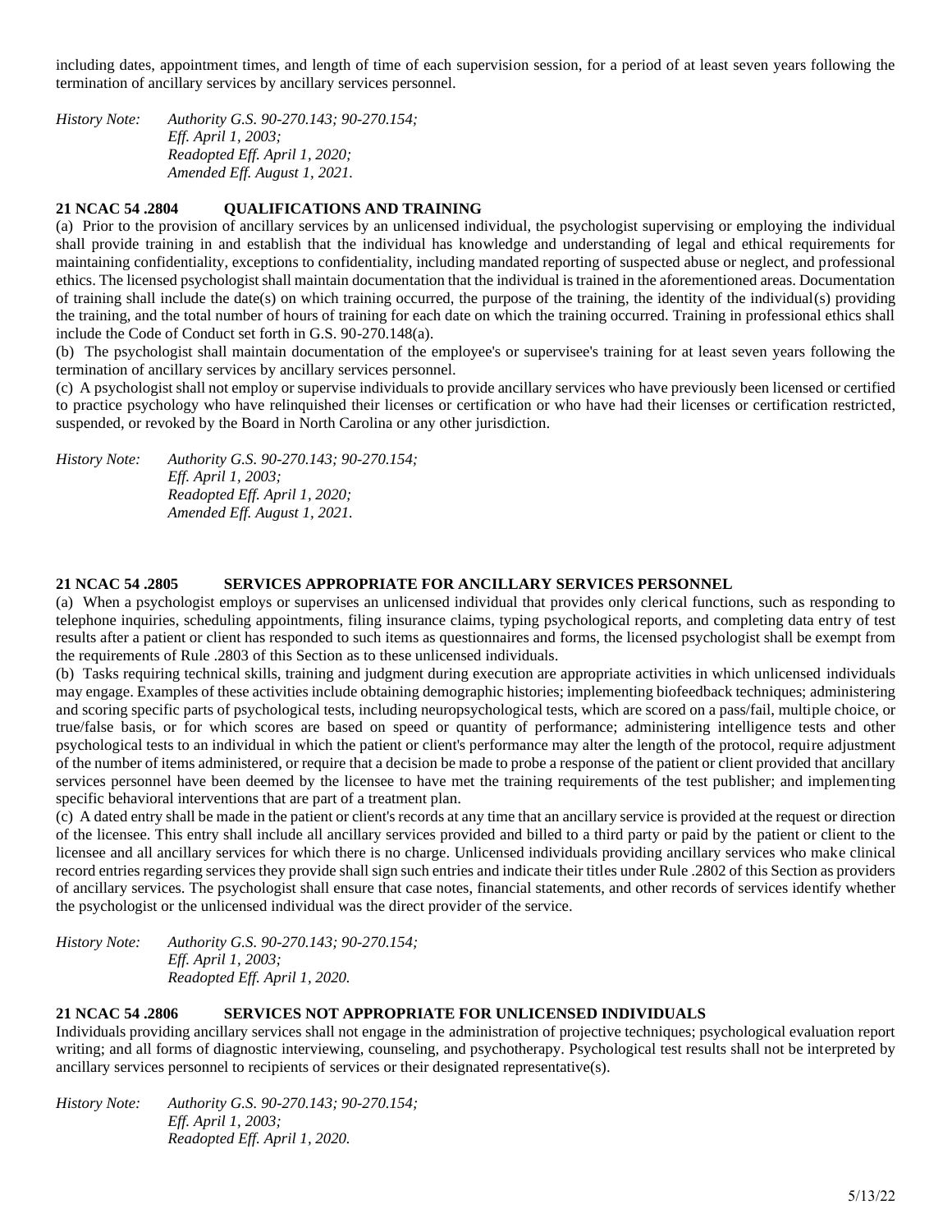including dates, appointment times, and length of time of each supervision session, for a period of at least seven years following the termination of ancillary services by ancillary services personnel.

*History Note: Authority G.S. 90-270.143; 90-270.154;*
*Eff. April 1, 2003;*
*Readopted Eff. April 1, 2020;*
*Amended Eff. August 1, 2021.*

**21 NCAC 54 .2804 QUALIFICATIONS AND TRAINING**

(a) Prior to the provision of ancillary services by an unlicensed individual, the psychologist supervising or employing the individual shall provide training in and establish that the individual has knowledge and understanding of legal and ethical requirements for maintaining confidentiality, exceptions to confidentiality, including mandated reporting of suspected abuse or neglect, and professional ethics. The licensed psychologist shall maintain documentation that the individual is trained in the aforementioned areas. Documentation of training shall include the date(s) on which training occurred, the purpose of the training, the identity of the individual(s) providing the training, and the total number of hours of training for each date on which the training occurred. Training in professional ethics shall include the Code of Conduct set forth in G.S. 90-270.148(a).

(b) The psychologist shall maintain documentation of the employee's or supervisee's training for at least seven years following the termination of ancillary services by ancillary services personnel.

(c) A psychologist shall not employ or supervise individuals to provide ancillary services who have previously been licensed or certified to practice psychology who have relinquished their licenses or certification or who have had their licenses or certification restricted, suspended, or revoked by the Board in North Carolina or any other jurisdiction.

*History Note: Authority G.S. 90-270.143; 90-270.154;*
*Eff. April 1, 2003;*
*Readopted Eff. April 1, 2020;*
*Amended Eff. August 1, 2021.*

**21 NCAC 54 .2805 SERVICES APPROPRIATE FOR ANCILLARY SERVICES PERSONNEL**

(a) When a psychologist employs or supervises an unlicensed individual that provides only clerical functions, such as responding to telephone inquiries, scheduling appointments, filing insurance claims, typing psychological reports, and completing data entry of test results after a patient or client has responded to such items as questionnaires and forms, the licensed psychologist shall be exempt from the requirements of Rule .2803 of this Section as to these unlicensed individuals.

(b) Tasks requiring technical skills, training and judgment during execution are appropriate activities in which unlicensed individuals may engage. Examples of these activities include obtaining demographic histories; implementing biofeedback techniques; administering and scoring specific parts of psychological tests, including neuropsychological tests, which are scored on a pass/fail, multiple choice, or true/false basis, or for which scores are based on speed or quantity of performance; administering intelligence tests and other psychological tests to an individual in which the patient or client's performance may alter the length of the protocol, require adjustment of the number of items administered, or require that a decision be made to probe a response of the patient or client provided that ancillary services personnel have been deemed by the licensee to have met the training requirements of the test publisher; and implementing specific behavioral interventions that are part of a treatment plan.

(c) A dated entry shall be made in the patient or client's records at any time that an ancillary service is provided at the request or direction of the licensee. This entry shall include all ancillary services provided and billed to a third party or paid by the patient or client to the licensee and all ancillary services for which there is no charge. Unlicensed individuals providing ancillary services who make clinical record entries regarding services they provide shall sign such entries and indicate their titles under Rule .2802 of this Section as providers of ancillary services. The psychologist shall ensure that case notes, financial statements, and other records of services identify whether the psychologist or the unlicensed individual was the direct provider of the service.

*History Note: Authority G.S. 90-270.143; 90-270.154;*
*Eff. April 1, 2003;*
*Readopted Eff. April 1, 2020.*

**21 NCAC 54 .2806 SERVICES NOT APPROPRIATE FOR UNLICENSED INDIVIDUALS**

Individuals providing ancillary services shall not engage in the administration of projective techniques; psychological evaluation report writing; and all forms of diagnostic interviewing, counseling, and psychotherapy. Psychological test results shall not be interpreted by ancillary services personnel to recipients of services or their designated representative(s).

*History Note: Authority G.S. 90-270.143; 90-270.154;*
*Eff. April 1, 2003;*
*Readopted Eff. April 1, 2020.*

5/13/22